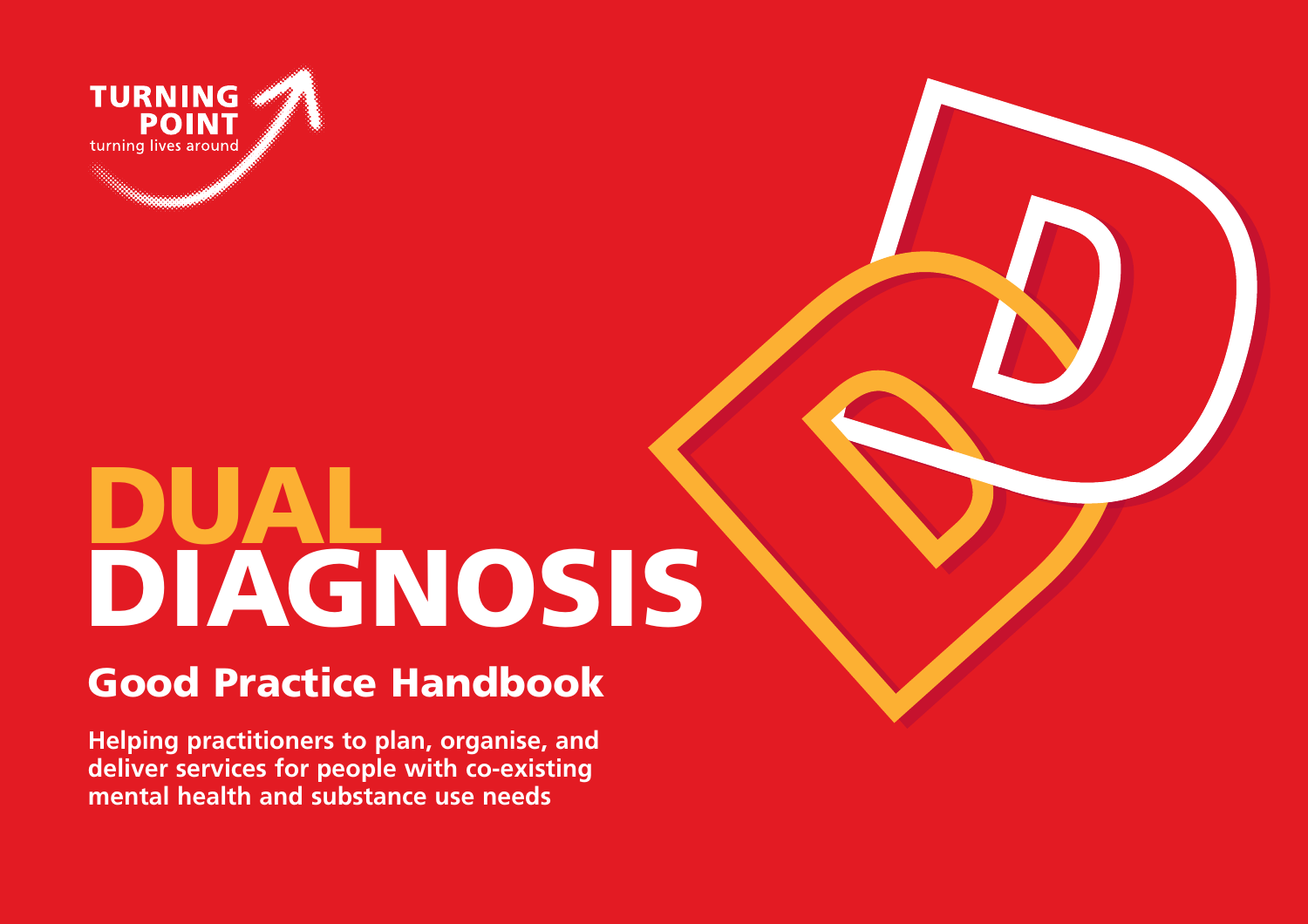TURNING POINT
turning lives around

# DUAL DIAGNOSIS

## Good Practice Handbook

**Helping practitioners to plan, organise, and deliver services for people with co-existing mental health and substance use needs**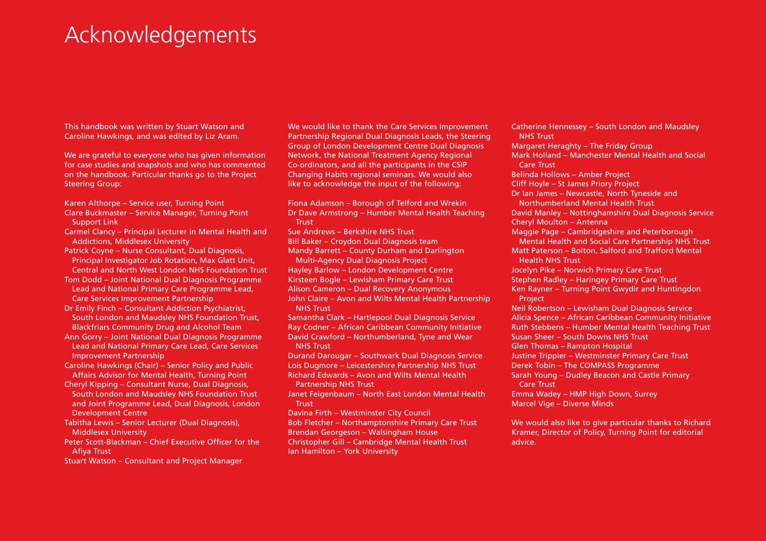# Acknowledgements

This handbook was written by Stuart Watson and Caroline Hawkings, and was edited by Liz Aram.

We are grateful to everyone who has given information for case studies and snapshots and who has commented on the handbook. Particular thanks go to the Project Steering Group:

Karen Althorpe – Service user, Turning Point
Clare Buckmaster – Service Manager, Turning Point Support Link
Carmel Clancy – Principal Lecturer in Mental Health and Addictions, Middlesex University
Patrick Coyne – Nurse Consultant, Dual Diagnosis, Principal Investigator Job Rotation, Max Glatt Unit, Central and North West London NHS Foundation Trust
Tom Dodd – Joint National Dual Diagnosis Programme Lead and National Primary Care Programme Lead, Care Services Improvement Partnership
Dr Emily Finch – Consultant Addiction Psychiatrist, South London and Maudsley NHS Foundation Trust, Blackfriars Community Drug and Alcohol Team
Ann Gorry – Joint National Dual Diagnosis Programme Lead and National Primary Care Lead, Care Services Improvement Partnership
Caroline Hawkings (Chair) – Senior Policy and Public Affairs Advisor for Mental Health, Turning Point
Cheryl Kipping – Consultant Nurse, Dual Diagnosis, South London and Maudsley NHS Foundation Trust and Joint Programme Lead, Dual Diagnosis, London Development Centre
Tabitha Lewis – Senior Lecturer (Dual Diagnosis), Middlesex University
Peter Scott-Blackman – Chief Executive Officer for the Afiya Trust
Stuart Watson – Consultant and Project Manager

We would like to thank the Care Services Improvement Partnership Regional Dual Diagnosis Leads, the Steering Group of London Development Centre Dual Diagnosis Network, the National Treatment Agency Regional Co-ordinators, and all the participants in the CSIP Changing Habits regional seminars. We would also like to acknowledge the input of the following:

Fiona Adamson – Borough of Telford and Wrekin
Dr Dave Armstrong – Humber Mental Health Teaching Trust
Sue Andrews – Berkshire NHS Trust
Bill Baker – Croydon Dual Diagnosis team
Mandy Barrett – County Durham and Darlington Multi-Agency Dual Diagnosis Project
Hayley Barlow – London Development Centre
Kirsteen Bogle – Lewisham Primary Care Trust
Alison Cameron – Dual Recovery Anonymous
John Claire – Avon and Wilts Mental Health Partnership NHS Trust
Samantha Clark – Hartlepool Dual Diagnosis Service
Ray Codner – African Caribbean Community Initiative
David Crawford – Northumberland, Tyne and Wear NHS Trust
Durand Darougar – Southwark Dual Diagnosis Service
Lois Dugmore – Leicestershire Partnership NHS Trust
Richard Edwards – Avon and Wilts Mental Health Partnership NHS Trust
Janet Feigenbaum – North East London Mental Health Trust
Davina Firth – Westminster City Council
Bob Fletcher – Northamptonshire Primary Care Trust
Brendan Georgeson – Walsingham House
Christopher Gill – Cambridge Mental Health Trust
Ian Hamilton – York University
Catherine Hennessey – South London and Maudsley NHS Trust
Margaret Heraghty – The Friday Group
Mark Holland – Manchester Mental Health and Social Care Trust
Belinda Hollows – Amber Project
Cliff Hoyle – St James Priory Project
Dr Ian James – Newcastle, North Tyneside and Northumberland Mental Health Trust
David Manley – Nottinghamshire Dual Diagnosis Service
Cheryl Moulton – Antenna
Maggie Page – Cambridgeshire and Peterborough Mental Health and Social Care Partnership NHS Trust
Matt Paterson – Bolton, Salford and Trafford Mental Health NHS Trust
Jocelyn Pike – Norwich Primary Care Trust
Stephen Radley – Haringey Primary Care Trust
Ken Rayner – Turning Point Gwydir and Huntingdon Project
Neil Robertson – Lewisham Dual Diagnosis Service
Alicia Spence – African Caribbean Community Initiative
Ruth Stebbens – Humber Mental Health Teaching Trust
Susan Sheer – South Downs NHS Trust
Glen Thomas – Rampton Hospital
Justine Trippier – Westminster Primary Care Trust
Derek Tobin – The COMPASS Programme
Sarah Young – Dudley Beacon and Castle Primary Care Trust
Emma Wadey – HMP High Down, Surrey
Marcel Vige – Diverse Minds

We would also like to give particular thanks to Richard Kramer, Director of Policy, Turning Point for editorial advice.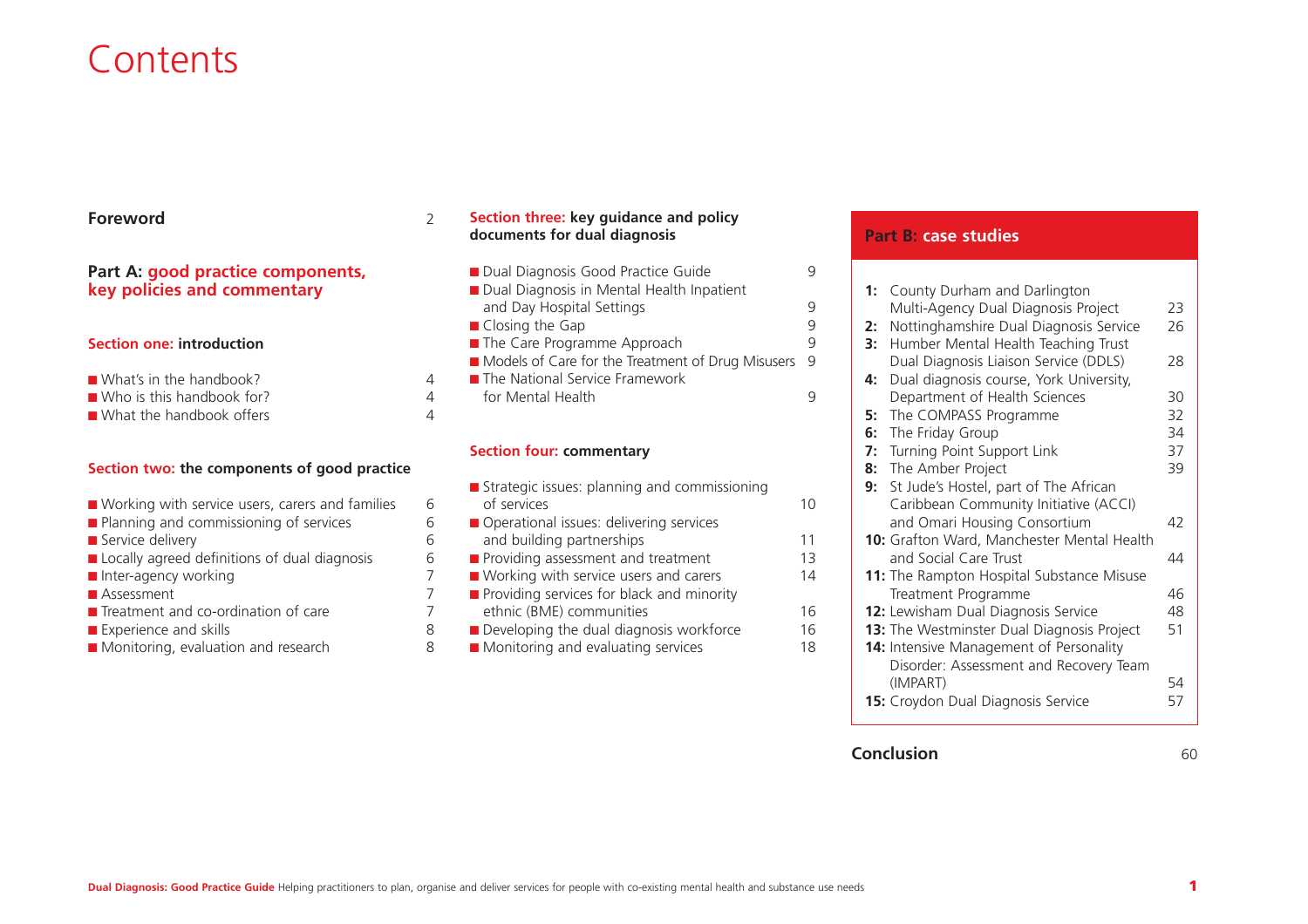# Contents

**Foreword** 2

## Part A: good practice components, key policies and commentary

### Section one: introduction

- What's in the handbook? 4
- Who is this handbook for? 4
- What the handbook offers 4

### Section two: the components of good practice

- Working with service users, carers and families 6
- Planning and commissioning of services 6
- Service delivery 6
- Locally agreed definitions of dual diagnosis 6
- Inter-agency working 7
- Assessment 7
- Treatment and co-ordination of care 7
- Experience and skills 8
- Monitoring, evaluation and research 8

### Section three: key guidance and policy documents for dual diagnosis

- Dual Diagnosis Good Practice Guide 9
- Dual Diagnosis in Mental Health Inpatient and Day Hospital Settings 9
- Closing the Gap 9
- The Care Programme Approach 9
- Models of Care for the Treatment of Drug Misusers 9
- The National Service Framework for Mental Health 9

### Section four: commentary

- Strategic issues: planning and commissioning of services 10
- Operational issues: delivering services and building partnerships 11
- Providing assessment and treatment 13
- Working with service users and carers 14
- Providing services for black and minority ethnic (BME) communities 16
- Developing the dual diagnosis workforce 16
- Monitoring and evaluating services 18

## Part B: case studies

**1:** County Durham and Darlington Multi-Agency Dual Diagnosis Project 23
**2:** Nottinghamshire Dual Diagnosis Service 26
**3:** Humber Mental Health Teaching Trust Dual Diagnosis Liaison Service (DDLS) 28
**4:** Dual diagnosis course, York University, Department of Health Sciences 30
**5:** The COMPASS Programme 32
**6:** The Friday Group 34
**7:** Turning Point Support Link 37
**8:** The Amber Project 39
**9:** St Jude's Hostel, part of The African Caribbean Community Initiative (ACCI) and Omari Housing Consortium 42
**10:** Grafton Ward, Manchester Mental Health and Social Care Trust 44
**11:** The Rampton Hospital Substance Misuse Treatment Programme 46
**12:** Lewisham Dual Diagnosis Service 48
**13:** The Westminster Dual Diagnosis Project 51
**14:** Intensive Management of Personality Disorder: Assessment and Recovery Team (IMPART) 54
**15:** Croydon Dual Diagnosis Service 57

**Conclusion** 60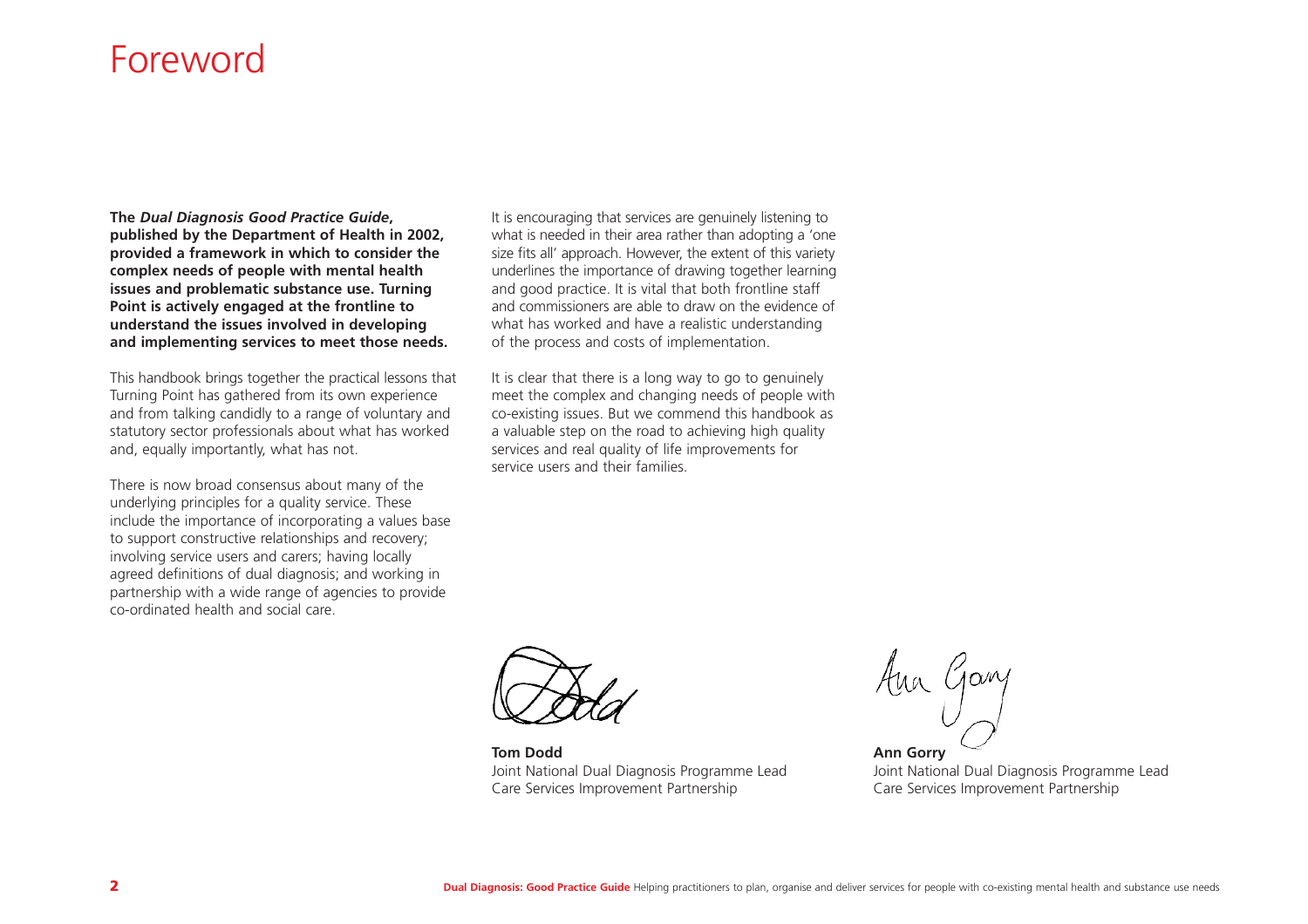# Foreword

**The *Dual Diagnosis Good Practice Guide*, published by the Department of Health in 2002, provided a framework in which to consider the complex needs of people with mental health issues and problematic substance use. Turning Point is actively engaged at the frontline to understand the issues involved in developing and implementing services to meet those needs.**

This handbook brings together the practical lessons that Turning Point has gathered from its own experience and from talking candidly to a range of voluntary and statutory sector professionals about what has worked and, equally importantly, what has not.

There is now broad consensus about many of the underlying principles for a quality service. These include the importance of incorporating a values base to support constructive relationships and recovery; involving service users and carers; having locally agreed definitions of dual diagnosis; and working in partnership with a wide range of agencies to provide co-ordinated health and social care.

It is encouraging that services are genuinely listening to what is needed in their area rather than adopting a 'one size fits all' approach. However, the extent of this variety underlines the importance of drawing together learning and good practice. It is vital that both frontline staff and commissioners are able to draw on the evidence of what has worked and have a realistic understanding of the process and costs of implementation.

It is clear that there is a long way to go to genuinely meet the complex and changing needs of people with co-existing issues. But we commend this handbook as a valuable step on the road to achieving high quality services and real quality of life improvements for service users and their families.

**Tom Dodd**
Joint National Dual Diagnosis Programme Lead
Care Services Improvement Partnership

**Ann Gorry**
Joint National Dual Diagnosis Programme Lead
Care Services Improvement Partnership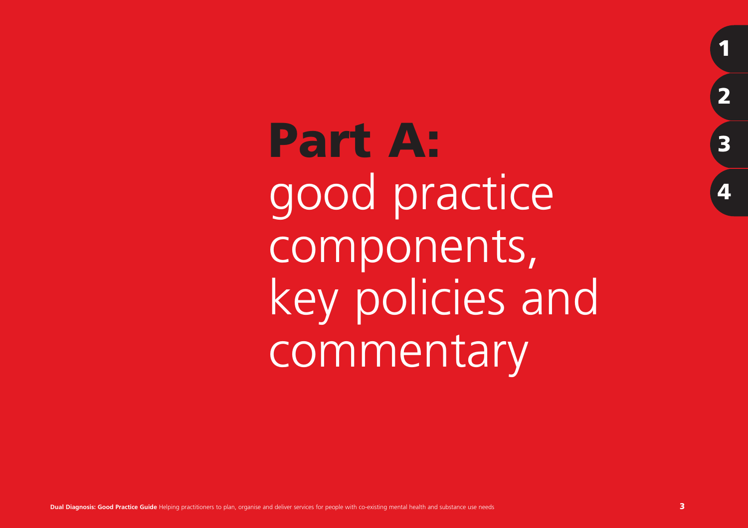# **Part A:** good practice components, key policies and commentary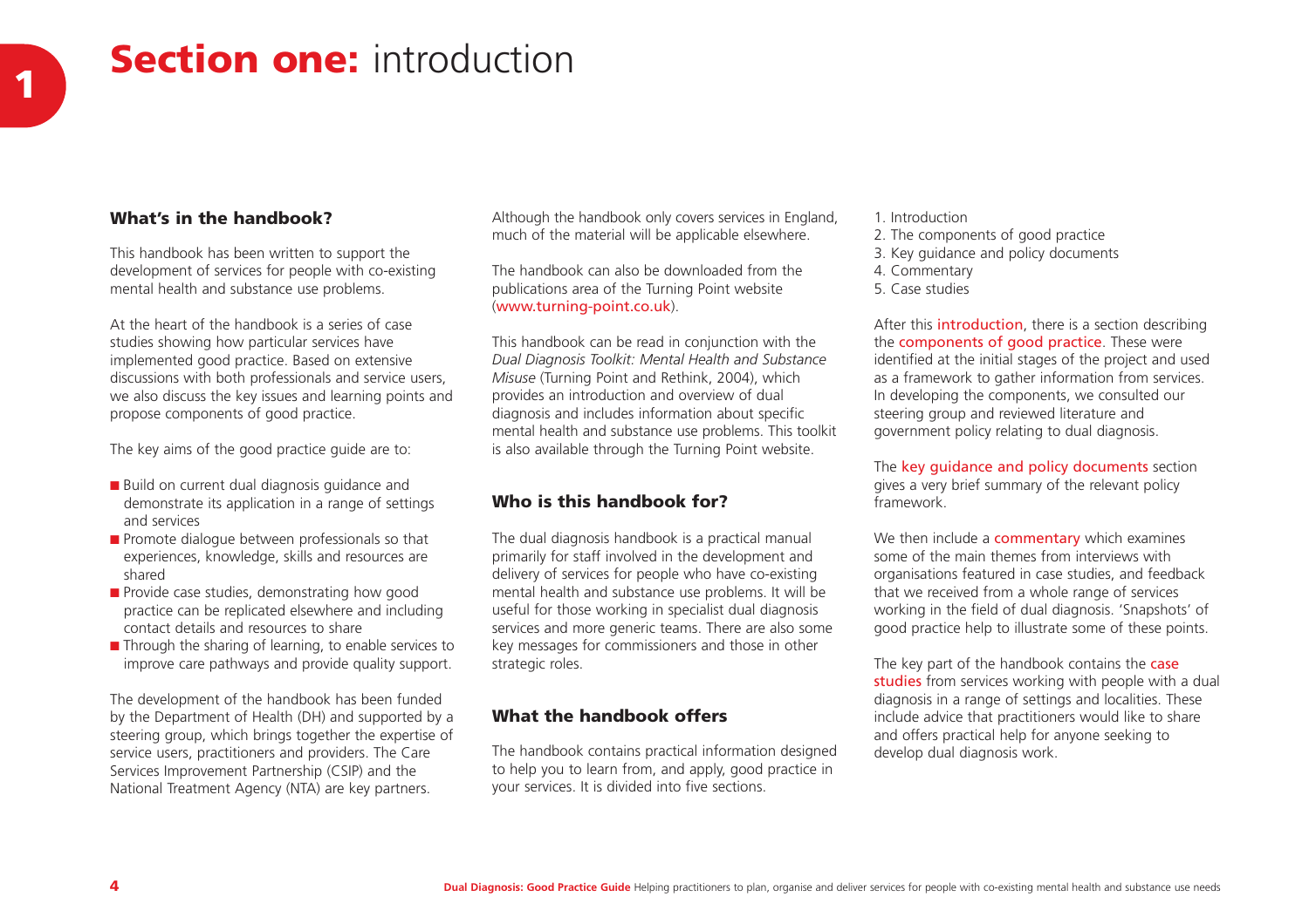# **Section one:** introduction

## What's in the handbook?

This handbook has been written to support the development of services for people with co-existing mental health and substance use problems.

At the heart of the handbook is a series of case studies showing how particular services have implemented good practice. Based on extensive discussions with both professionals and service users, we also discuss the key issues and learning points and propose components of good practice.

The key aims of the good practice guide are to:

- Build on current dual diagnosis guidance and demonstrate its application in a range of settings and services
- Promote dialogue between professionals so that experiences, knowledge, skills and resources are shared
- Provide case studies, demonstrating how good practice can be replicated elsewhere and including contact details and resources to share
- Through the sharing of learning, to enable services to improve care pathways and provide quality support.

The development of the handbook has been funded by the Department of Health (DH) and supported by a steering group, which brings together the expertise of service users, practitioners and providers. The Care Services Improvement Partnership (CSIP) and the National Treatment Agency (NTA) are key partners.

Although the handbook only covers services in England, much of the material will be applicable elsewhere.

The handbook can also be downloaded from the publications area of the Turning Point website (www.turning-point.co.uk).

This handbook can be read in conjunction with the *Dual Diagnosis Toolkit: Mental Health and Substance Misuse* (Turning Point and Rethink, 2004), which provides an introduction and overview of dual diagnosis and includes information about specific mental health and substance use problems. This toolkit is also available through the Turning Point website.

## Who is this handbook for?

The dual diagnosis handbook is a practical manual primarily for staff involved in the development and delivery of services for people who have co-existing mental health and substance use problems. It will be useful for those working in specialist dual diagnosis services and more generic teams. There are also some key messages for commissioners and those in other strategic roles.

## What the handbook offers

The handbook contains practical information designed to help you to learn from, and apply, good practice in your services. It is divided into five sections.

1. Introduction
2. The components of good practice
3. Key guidance and policy documents
4. Commentary
5. Case studies

After this introduction, there is a section describing the components of good practice. These were identified at the initial stages of the project and used as a framework to gather information from services. In developing the components, we consulted our steering group and reviewed literature and government policy relating to dual diagnosis.

The key guidance and policy documents section gives a very brief summary of the relevant policy framework.

We then include a commentary which examines some of the main themes from interviews with organisations featured in case studies, and feedback that we received from a whole range of services working in the field of dual diagnosis. 'Snapshots' of good practice help to illustrate some of these points.

The key part of the handbook contains the case studies from services working with people with a dual diagnosis in a range of settings and localities. These include advice that practitioners would like to share and offers practical help for anyone seeking to develop dual diagnosis work.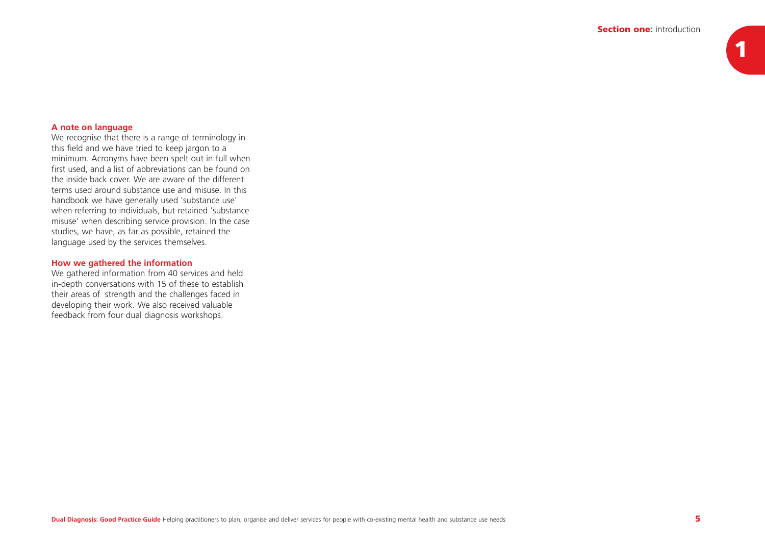### A note on language

We recognise that there is a range of terminology in this field and we have tried to keep jargon to a minimum. Acronyms have been spelt out in full when first used, and a list of abbreviations can be found on the inside back cover. We are aware of the different terms used around substance use and misuse. In this handbook we have generally used 'substance use' when referring to individuals, but retained 'substance misuse' when describing service provision. In the case studies, we have, as far as possible, retained the language used by the services themselves.

### How we gathered the information

We gathered information from 40 services and held in-depth conversations with 15 of these to establish their areas of strength and the challenges faced in developing their work. We also received valuable feedback from four dual diagnosis workshops.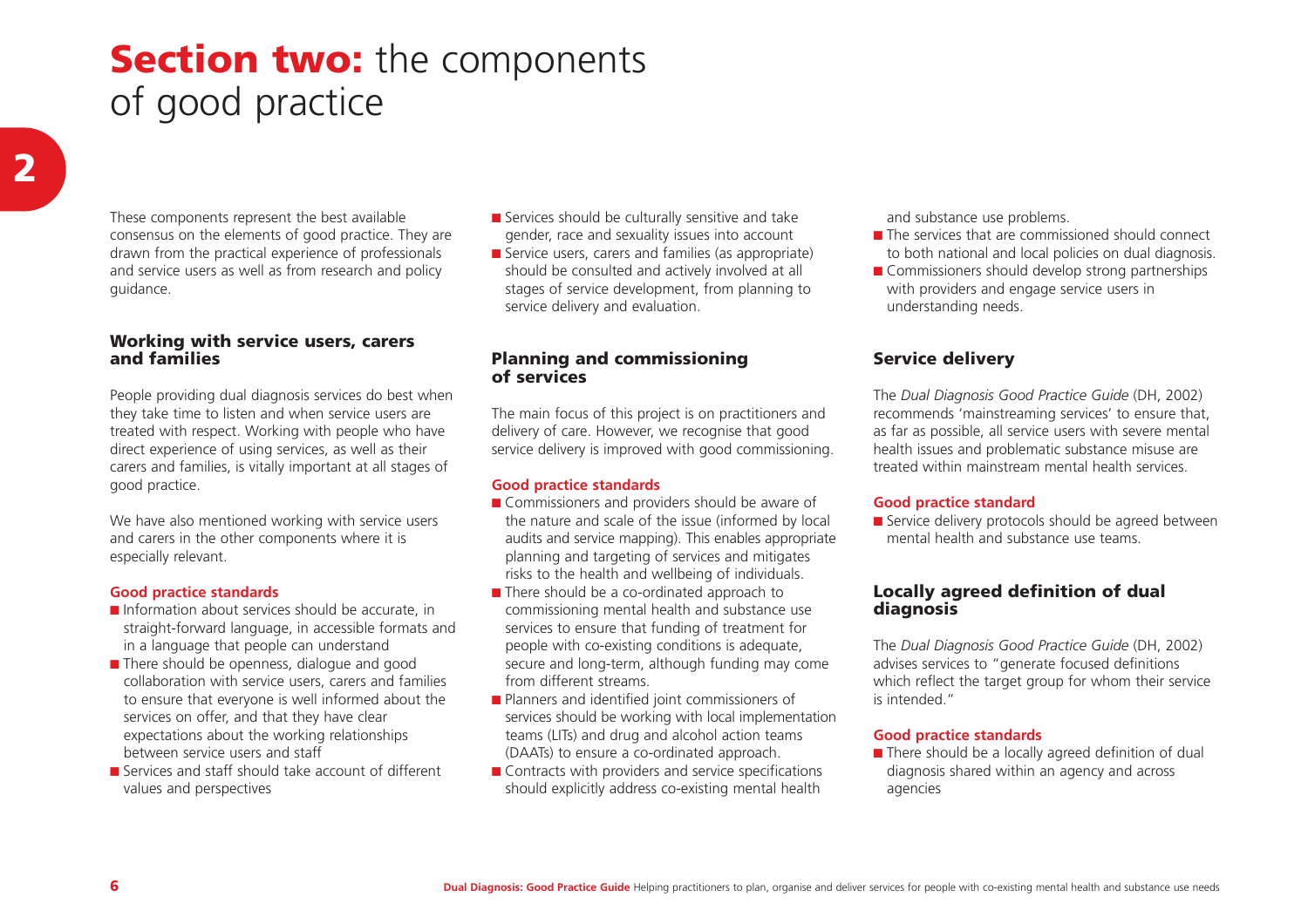# **Section two:** the components of good practice

These components represent the best available consensus on the elements of good practice. They are drawn from the practical experience of professionals and service users as well as from research and policy guidance.

## Working with service users, carers and families

People providing dual diagnosis services do best when they take time to listen and when service users are treated with respect. Working with people who have direct experience of using services, as well as their carers and families, is vitally important at all stages of good practice.

We have also mentioned working with service users and carers in the other components where it is especially relevant.

### Good practice standards

- Information about services should be accurate, in straight-forward language, in accessible formats and in a language that people can understand
- There should be openness, dialogue and good collaboration with service users, carers and families to ensure that everyone is well informed about the services on offer, and that they have clear expectations about the working relationships between service users and staff
- Services and staff should take account of different values and perspectives
- Services should be culturally sensitive and take gender, race and sexuality issues into account
- Service users, carers and families (as appropriate) should be consulted and actively involved at all stages of service development, from planning to service delivery and evaluation.

## Planning and commissioning of services

The main focus of this project is on practitioners and delivery of care. However, we recognise that good service delivery is improved with good commissioning.

### Good practice standards

- Commissioners and providers should be aware of the nature and scale of the issue (informed by local audits and service mapping). This enables appropriate planning and targeting of services and mitigates risks to the health and wellbeing of individuals.
- There should be a co-ordinated approach to commissioning mental health and substance use services to ensure that funding of treatment for people with co-existing conditions is adequate, secure and long-term, although funding may come from different streams.
- Planners and identified joint commissioners of services should be working with local implementation teams (LITs) and drug and alcohol action teams (DAATs) to ensure a co-ordinated approach.
- Contracts with providers and service specifications should explicitly address co-existing mental health and substance use problems.
- The services that are commissioned should connect to both national and local policies on dual diagnosis.
- Commissioners should develop strong partnerships with providers and engage service users in understanding needs.

## Service delivery

The *Dual Diagnosis Good Practice Guide* (DH, 2002) recommends 'mainstreaming services' to ensure that, as far as possible, all service users with severe mental health issues and problematic substance misuse are treated within mainstream mental health services.

### Good practice standard

- Service delivery protocols should be agreed between mental health and substance use teams.

## Locally agreed definition of dual diagnosis

The *Dual Diagnosis Good Practice Guide* (DH, 2002) advises services to "generate focused definitions which reflect the target group for whom their service is intended."

### Good practice standards

- There should be a locally agreed definition of dual diagnosis shared within an agency and across agencies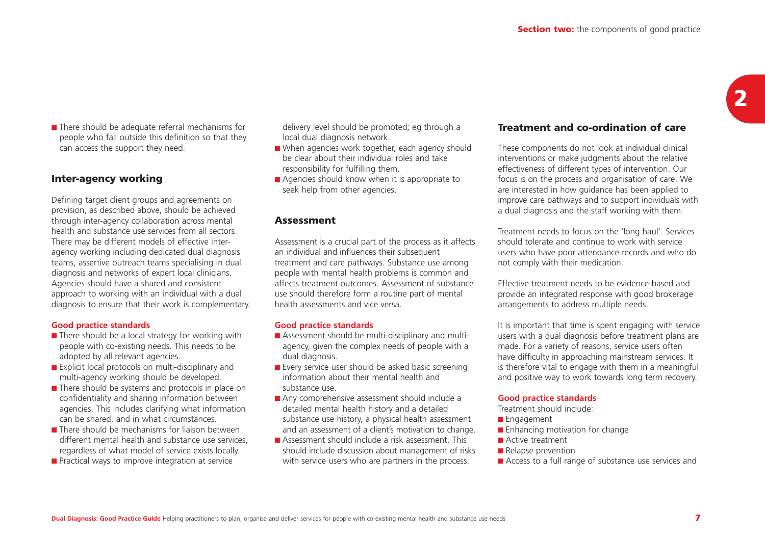- There should be adequate referral mechanisms for people who fall outside this definition so that they can access the support they need.

## Inter-agency working

Defining target client groups and agreements on provision, as described above, should be achieved through inter-agency collaboration across mental health and substance use services from all sectors. There may be different models of effective inter-agency working including dedicated dual diagnosis teams, assertive outreach teams specialising in dual diagnosis and networks of expert local clinicians. Agencies should have a shared and consistent approach to working with an individual with a dual diagnosis to ensure that their work is complementary.

**Good practice standards**

- There should be a local strategy for working with people with co-existing needs. This needs to be adopted by all relevant agencies.
- Explicit local protocols on multi-disciplinary and multi-agency working should be developed.
- There should be systems and protocols in place on confidentiality and sharing information between agencies. This includes clarifying what information can be shared, and in what circumstances.
- There should be mechanisms for liaison between different mental health and substance use services, regardless of what model of service exists locally.
- Practical ways to improve integration at service delivery level should be promoted; eg through a local dual diagnosis network.
- When agencies work together, each agency should be clear about their individual roles and take responsibility for fulfilling them.
- Agencies should know when it is appropriate to seek help from other agencies.

## Assessment

Assessment is a crucial part of the process as it affects an individual and influences their subsequent treatment and care pathways. Substance use among people with mental health problems is common and affects treatment outcomes. Assessment of substance use should therefore form a routine part of mental health assessments and vice versa.

**Good practice standards**

- Assessment should be multi-disciplinary and multi-agency, given the complex needs of people with a dual diagnosis.
- Every service user should be asked basic screening information about their mental health and substance use.
- Any comprehensive assessment should include a detailed mental health history and a detailed substance use history, a physical health assessment and an assessment of a client's motivation to change.
- Assessment should include a risk assessment. This should include discussion about management of risks with service users who are partners in the process.

## Treatment and co-ordination of care

These components do not look at individual clinical interventions or make judgments about the relative effectiveness of different types of intervention. Our focus is on the process and organisation of care. We are interested in how guidance has been applied to improve care pathways and to support individuals with a dual diagnosis and the staff working with them.

Treatment needs to focus on the 'long haul'. Services should tolerate and continue to work with service users who have poor attendance records and who do not comply with their medication.

Effective treatment needs to be evidence-based and provide an integrated response with good brokerage arrangements to address multiple needs.

It is important that time is spent engaging with service users with a dual diagnosis before treatment plans are made. For a variety of reasons, service users often have difficulty in approaching mainstream services. It is therefore vital to engage with them in a meaningful and positive way to work towards long term recovery.

**Good practice standards**

Treatment should include:

- Engagement
- Enhancing motivation for change
- Active treatment
- Relapse prevention
- Access to a full range of substance use services and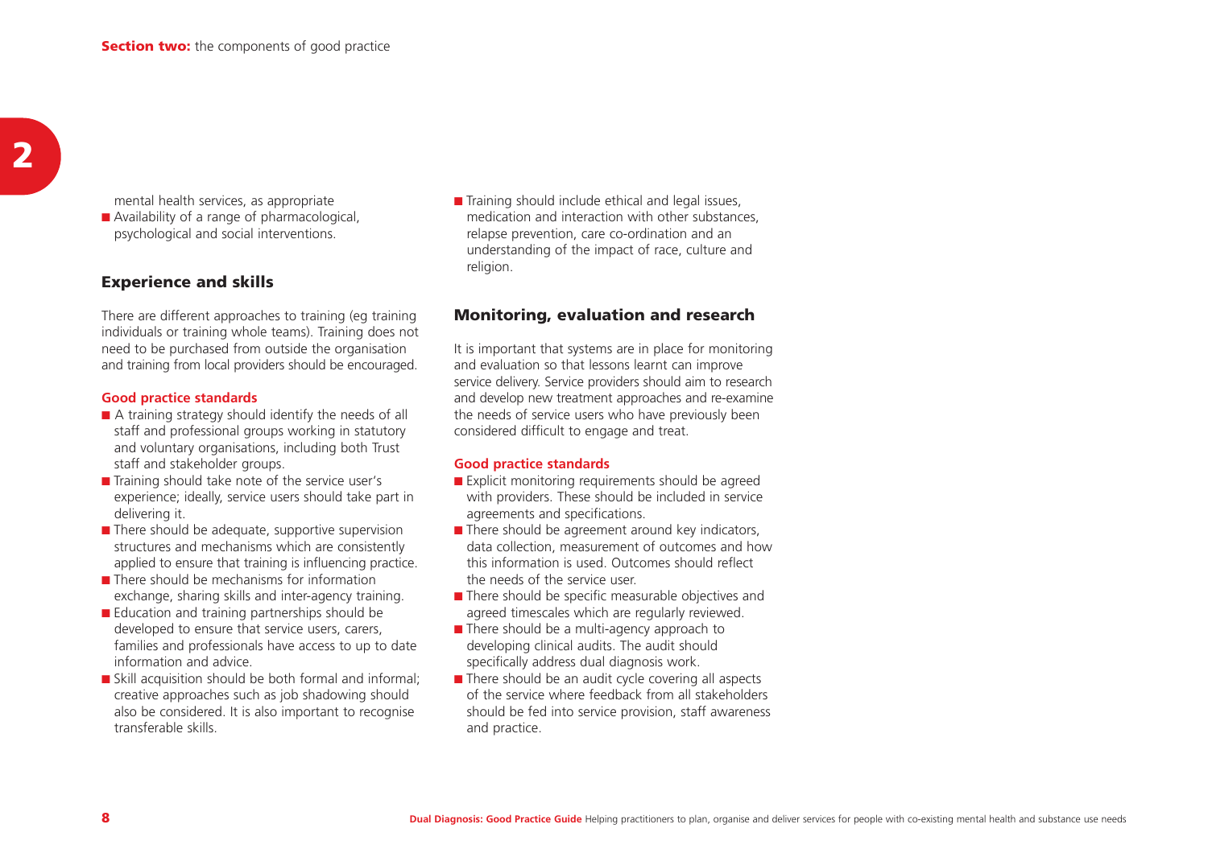mental health services, as appropriate

- Availability of a range of pharmacological, psychological and social interventions.

## Experience and skills

There are different approaches to training (eg training individuals or training whole teams). Training does not need to be purchased from outside the organisation and training from local providers should be encouraged.

### Good practice standards

- A training strategy should identify the needs of all staff and professional groups working in statutory and voluntary organisations, including both Trust staff and stakeholder groups.
- Training should take note of the service user's experience; ideally, service users should take part in delivering it.
- There should be adequate, supportive supervision structures and mechanisms which are consistently applied to ensure that training is influencing practice.
- There should be mechanisms for information exchange, sharing skills and inter-agency training.
- Education and training partnerships should be developed to ensure that service users, carers, families and professionals have access to up to date information and advice.
- Skill acquisition should be both formal and informal; creative approaches such as job shadowing should also be considered. It is also important to recognise transferable skills.
- Training should include ethical and legal issues, medication and interaction with other substances, relapse prevention, care co-ordination and an understanding of the impact of race, culture and religion.

## Monitoring, evaluation and research

It is important that systems are in place for monitoring and evaluation so that lessons learnt can improve service delivery. Service providers should aim to research and develop new treatment approaches and re-examine the needs of service users who have previously been considered difficult to engage and treat.

### Good practice standards

- Explicit monitoring requirements should be agreed with providers. These should be included in service agreements and specifications.
- There should be agreement around key indicators, data collection, measurement of outcomes and how this information is used. Outcomes should reflect the needs of the service user.
- There should be specific measurable objectives and agreed timescales which are regularly reviewed.
- There should be a multi-agency approach to developing clinical audits. The audit should specifically address dual diagnosis work.
- There should be an audit cycle covering all aspects of the service where feedback from all stakeholders should be fed into service provision, staff awareness and practice.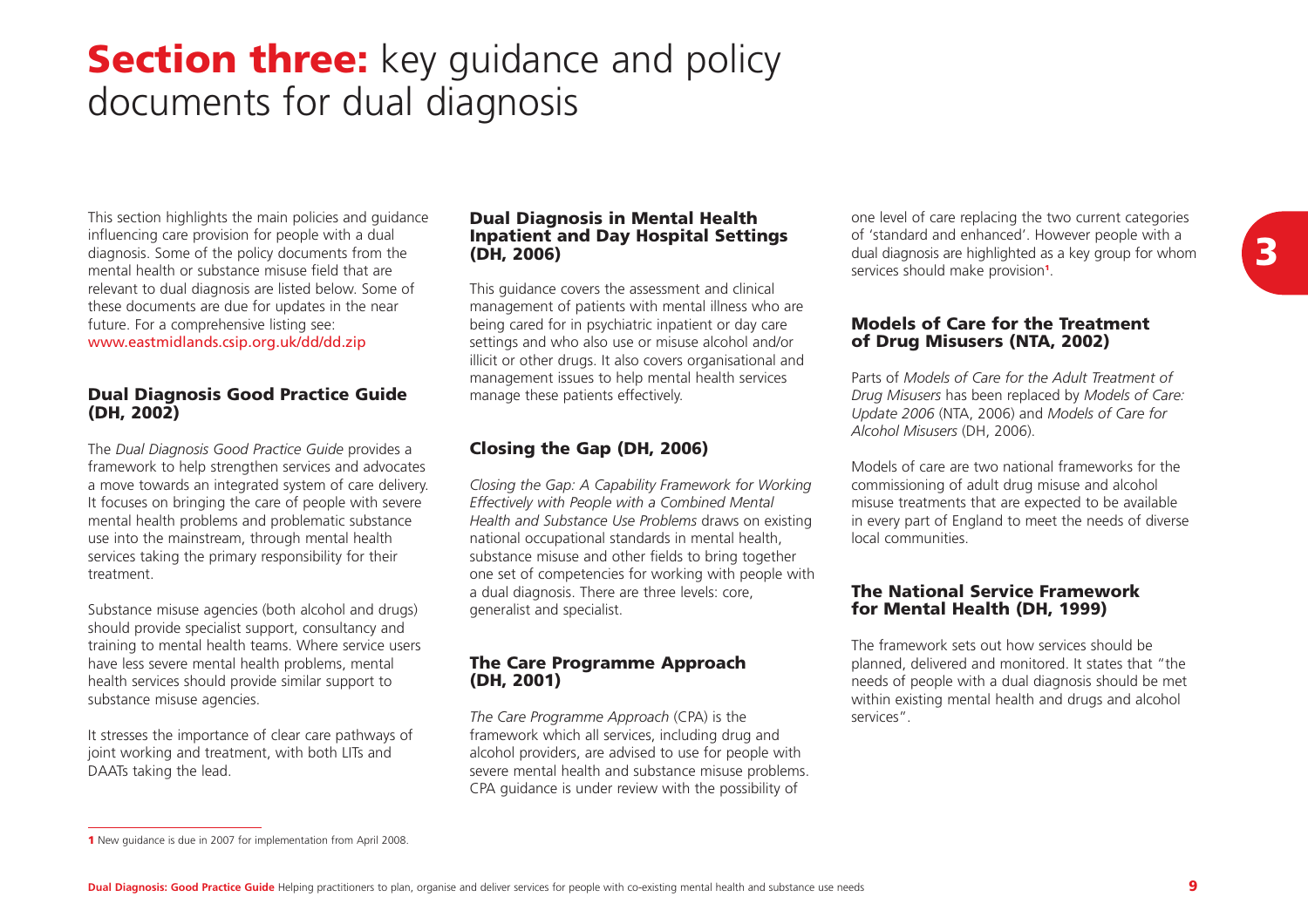# **Section three:** key guidance and policy documents for dual diagnosis

This section highlights the main policies and guidance influencing care provision for people with a dual diagnosis. Some of the policy documents from the mental health or substance misuse field that are relevant to dual diagnosis are listed below. Some of these documents are due for updates in the near future. For a comprehensive listing see: www.eastmidlands.csip.org.uk/dd/dd.zip

## Dual Diagnosis Good Practice Guide (DH, 2002)

The *Dual Diagnosis Good Practice Guide* provides a framework to help strengthen services and advocates a move towards an integrated system of care delivery. It focuses on bringing the care of people with severe mental health problems and problematic substance use into the mainstream, through mental health services taking the primary responsibility for their treatment.

Substance misuse agencies (both alcohol and drugs) should provide specialist support, consultancy and training to mental health teams. Where service users have less severe mental health problems, mental health services should provide similar support to substance misuse agencies.

It stresses the importance of clear care pathways of joint working and treatment, with both LITs and DAATs taking the lead.

## Dual Diagnosis in Mental Health Inpatient and Day Hospital Settings (DH, 2006)

This guidance covers the assessment and clinical management of patients with mental illness who are being cared for in psychiatric inpatient or day care settings and who also use or misuse alcohol and/or illicit or other drugs. It also covers organisational and management issues to help mental health services manage these patients effectively.

## Closing the Gap (DH, 2006)

*Closing the Gap: A Capability Framework for Working Effectively with People with a Combined Mental Health and Substance Use Problems* draws on existing national occupational standards in mental health, substance misuse and other fields to bring together one set of competencies for working with people with a dual diagnosis. There are three levels: core, generalist and specialist.

## The Care Programme Approach (DH, 2001)

*The Care Programme Approach* (CPA) is the framework which all services, including drug and alcohol providers, are advised to use for people with severe mental health and substance misuse problems. CPA guidance is under review with the possibility of one level of care replacing the two current categories of 'standard and enhanced'. However people with a dual diagnosis are highlighted as a key group for whom services should make provision[1].

## Models of Care for the Treatment of Drug Misusers (NTA, 2002)

Parts of *Models of Care for the Adult Treatment of Drug Misusers* has been replaced by *Models of Care: Update 2006* (NTA, 2006) and *Models of Care for Alcohol Misusers* (DH, 2006).

Models of care are two national frameworks for the commissioning of adult drug misuse and alcohol misuse treatments that are expected to be available in every part of England to meet the needs of diverse local communities.

## The National Service Framework for Mental Health (DH, 1999)

The framework sets out how services should be planned, delivered and monitored. It states that "the needs of people with a dual diagnosis should be met within existing mental health and drugs and alcohol services".

---

[1] New guidance is due in 2007 for implementation from April 2008.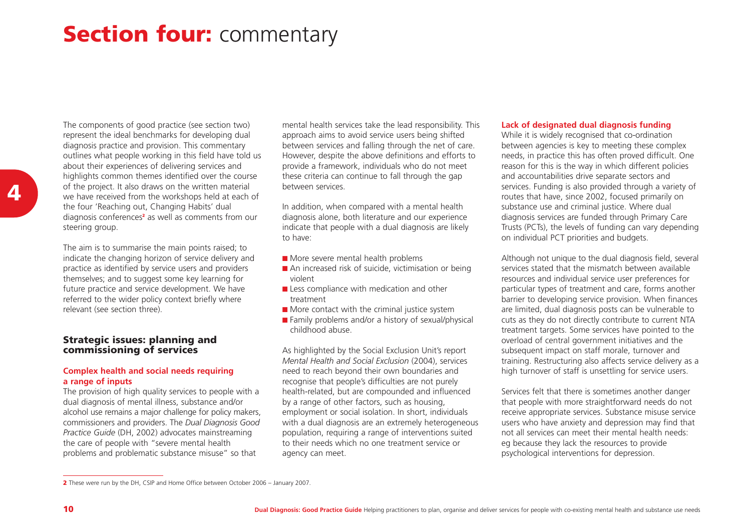# Section four: commentary

The components of good practice (see section two) represent the ideal benchmarks for developing dual diagnosis practice and provision. This commentary outlines what people working in this field have told us about their experiences of delivering services and highlights common themes identified over the course of the project. It also draws on the written material we have received from the workshops held at each of the four 'Reaching out, Changing Habits' dual diagnosis conferences[2] as well as comments from our steering group.

The aim is to summarise the main points raised; to indicate the changing horizon of service delivery and practice as identified by service users and providers themselves; and to suggest some key learning for future practice and service development. We have referred to the wider policy context briefly where relevant (see section three).

## Strategic issues: planning and commissioning of services

### Complex health and social needs requiring a range of inputs

The provision of high quality services to people with a dual diagnosis of mental illness, substance and/or alcohol use remains a major challenge for policy makers, commissioners and providers. The *Dual Diagnosis Good Practice Guide* (DH, 2002) advocates mainstreaming the care of people with "severe mental health problems and problematic substance misuse" so that mental health services take the lead responsibility. This approach aims to avoid service users being shifted between services and falling through the net of care. However, despite the above definitions and efforts to provide a framework, individuals who do not meet these criteria can continue to fall through the gap between services.

In addition, when compared with a mental health diagnosis alone, both literature and our experience indicate that people with a dual diagnosis are likely to have:

- More severe mental health problems
- An increased risk of suicide, victimisation or being violent
- Less compliance with medication and other treatment
- More contact with the criminal justice system
- Family problems and/or a history of sexual/physical childhood abuse.

As highlighted by the Social Exclusion Unit's report *Mental Health and Social Exclusion* (2004), services need to reach beyond their own boundaries and recognise that people's difficulties are not purely health-related, but are compounded and influenced by a range of other factors, such as housing, employment or social isolation. In short, individuals with a dual diagnosis are an extremely heterogeneous population, requiring a range of interventions suited to their needs which no one treatment service or agency can meet.

### Lack of designated dual diagnosis funding

While it is widely recognised that co-ordination between agencies is key to meeting these complex needs, in practice this has often proved difficult. One reason for this is the way in which different policies and accountabilities drive separate sectors and services. Funding is also provided through a variety of routes that have, since 2002, focused primarily on substance use and criminal justice. Where dual diagnosis services are funded through Primary Care Trusts (PCTs), the levels of funding can vary depending on individual PCT priorities and budgets.

Although not unique to the dual diagnosis field, several services stated that the mismatch between available resources and individual service user preferences for particular types of treatment and care, forms another barrier to developing service provision. When finances are limited, dual diagnosis posts can be vulnerable to cuts as they do not directly contribute to current NTA treatment targets. Some services have pointed to the overload of central government initiatives and the subsequent impact on staff morale, turnover and training. Restructuring also affects service delivery as a high turnover of staff is unsettling for service users.

Services felt that there is sometimes another danger that people with more straightforward needs do not receive appropriate services. Substance misuse service users who have anxiety and depression may find that not all services can meet their mental health needs: eg because they lack the resources to provide psychological interventions for depression.

---

[2] These were run by the DH, CSIP and Home Office between October 2006 – January 2007.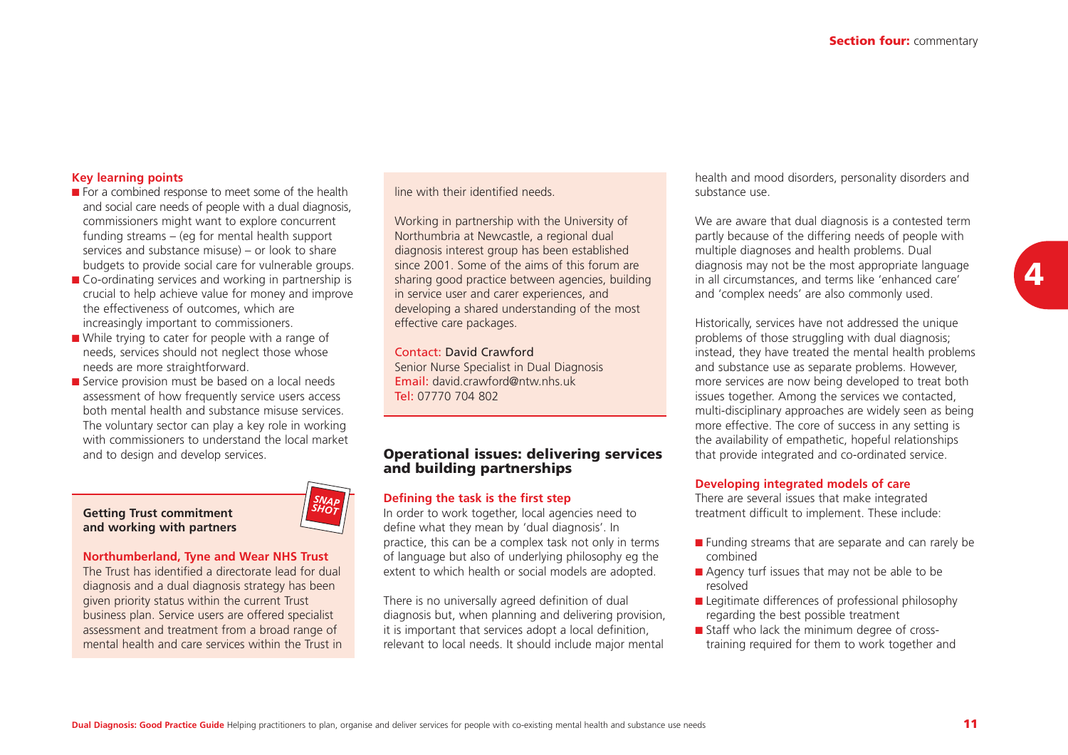### Key learning points

- For a combined response to meet some of the health and social care needs of people with a dual diagnosis, commissioners might want to explore concurrent funding streams – (eg for mental health support services and substance misuse) – or look to share budgets to provide social care for vulnerable groups.
- Co-ordinating services and working in partnership is crucial to help achieve value for money and improve the effectiveness of outcomes, which are increasingly important to commissioners.
- While trying to cater for people with a range of needs, services should not neglect those whose needs are more straightforward.
- Service provision must be based on a local needs assessment of how frequently service users access both mental health and substance misuse services. The voluntary sector can play a key role in working with commissioners to understand the local market and to design and develop services.

**Getting Trust commitment and working with partners**

SNAP SHOT

**Northumberland, Tyne and Wear NHS Trust**

The Trust has identified a directorate lead for dual diagnosis and a dual diagnosis strategy has been given priority status within the current Trust business plan. Service users are offered specialist assessment and treatment from a broad range of mental health and care services within the Trust in line with their identified needs.

Working in partnership with the University of Northumbria at Newcastle, a regional dual diagnosis interest group has been established since 2001. Some of the aims of this forum are sharing good practice between agencies, building in service user and carer experiences, and developing a shared understanding of the most effective care packages.

Contact: David Crawford
Senior Nurse Specialist in Dual Diagnosis
Email: david.crawford@ntw.nhs.uk
Tel: 07770 704 802

## Operational issues: delivering services and building partnerships

### Defining the task is the first step

In order to work together, local agencies need to define what they mean by 'dual diagnosis'. In practice, this can be a complex task not only in terms of language but also of underlying philosophy eg the extent to which health or social models are adopted.

There is no universally agreed definition of dual diagnosis but, when planning and delivering provision, it is important that services adopt a local definition, relevant to local needs. It should include major mental health and mood disorders, personality disorders and substance use.

We are aware that dual diagnosis is a contested term partly because of the differing needs of people with multiple diagnoses and health problems. Dual diagnosis may not be the most appropriate language in all circumstances, and terms like 'enhanced care' and 'complex needs' are also commonly used.

Historically, services have not addressed the unique problems of those struggling with dual diagnosis; instead, they have treated the mental health problems and substance use as separate problems. However, more services are now being developed to treat both issues together. Among the services we contacted, multi-disciplinary approaches are widely seen as being more effective. The core of success in any setting is the availability of empathetic, hopeful relationships that provide integrated and co-ordinated service.

### Developing integrated models of care

There are several issues that make integrated treatment difficult to implement. These include:

- Funding streams that are separate and can rarely be combined
- Agency turf issues that may not be able to be resolved
- Legitimate differences of professional philosophy regarding the best possible treatment
- Staff who lack the minimum degree of cross-training required for them to work together and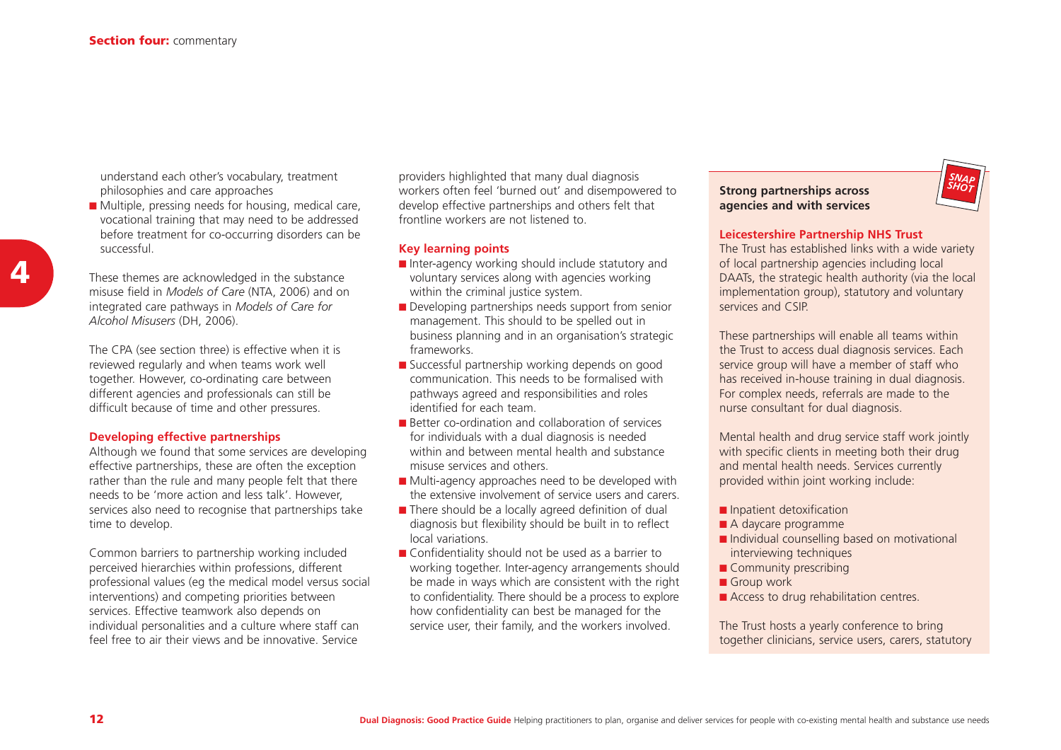understand each other's vocabulary, treatment philosophies and care approaches

- Multiple, pressing needs for housing, medical care, vocational training that may need to be addressed before treatment for co-occurring disorders can be successful.

These themes are acknowledged in the substance misuse field in *Models of Care* (NTA, 2006) and on integrated care pathways in *Models of Care for Alcohol Misusers* (DH, 2006).

The CPA (see section three) is effective when it is reviewed regularly and when teams work well together. However, co-ordinating care between different agencies and professionals can still be difficult because of time and other pressures.

### Developing effective partnerships

Although we found that some services are developing effective partnerships, these are often the exception rather than the rule and many people felt that there needs to be 'more action and less talk'. However, services also need to recognise that partnerships take time to develop.

Common barriers to partnership working included perceived hierarchies within professions, different professional values (eg the medical model versus social interventions) and competing priorities between services. Effective teamwork also depends on individual personalities and a culture where staff can feel free to air their views and be innovative. Service providers highlighted that many dual diagnosis workers often feel 'burned out' and disempowered to develop effective partnerships and others felt that frontline workers are not listened to.

### Key learning points

- Inter-agency working should include statutory and voluntary services along with agencies working within the criminal justice system.
- Developing partnerships needs support from senior management. This should to be spelled out in business planning and in an organisation's strategic frameworks.
- Successful partnership working depends on good communication. This needs to be formalised with pathways agreed and responsibilities and roles identified for each team.
- Better co-ordination and collaboration of services for individuals with a dual diagnosis is needed within and between mental health and substance misuse services and others.
- Multi-agency approaches need to be developed with the extensive involvement of service users and carers.
- There should be a locally agreed definition of dual diagnosis but flexibility should be built in to reflect local variations.
- Confidentiality should not be used as a barrier to working together. Inter-agency arrangements should be made in ways which are consistent with the right to confidentiality. There should be a process to explore how confidentiality can best be managed for the service user, their family, and the workers involved.

**Strong partnerships across agencies and with services**

SNAP SHOT

**Leicestershire Partnership NHS Trust**

The Trust has established links with a wide variety of local partnership agencies including local DAATs, the strategic health authority (via the local implementation group), statutory and voluntary services and CSIP.

These partnerships will enable all teams within the Trust to access dual diagnosis services. Each service group will have a member of staff who has received in-house training in dual diagnosis. For complex needs, referrals are made to the nurse consultant for dual diagnosis.

Mental health and drug service staff work jointly with specific clients in meeting both their drug and mental health needs. Services currently provided within joint working include:

- Inpatient detoxification
- A daycare programme
- Individual counselling based on motivational interviewing techniques
- Community prescribing
- Group work
- Access to drug rehabilitation centres.

The Trust hosts a yearly conference to bring together clinicians, service users, carers, statutory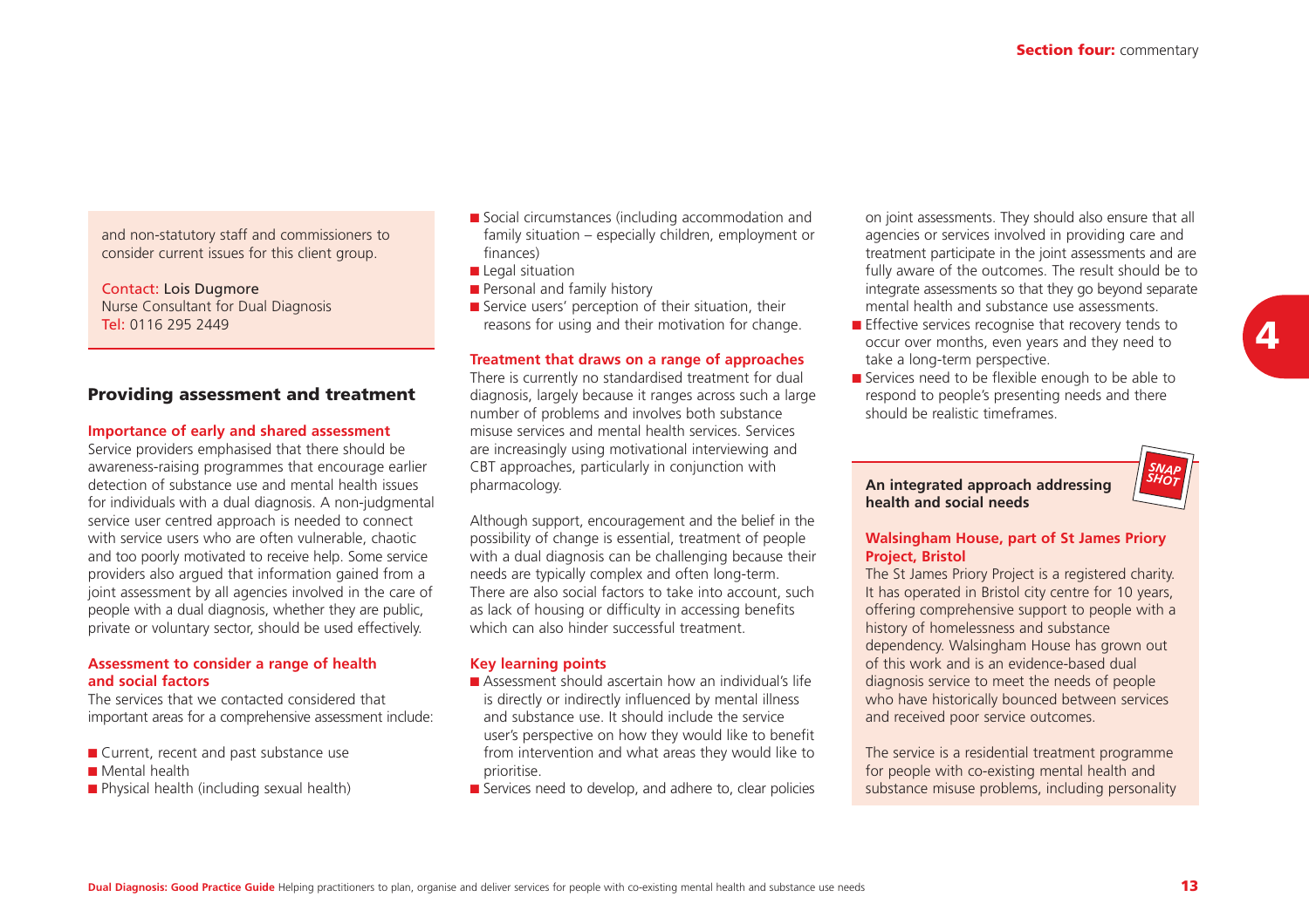and non-statutory staff and commissioners to consider current issues for this client group.

Contact: Lois Dugmore
Nurse Consultant for Dual Diagnosis
Tel: 0116 295 2449

## Providing assessment and treatment

### Importance of early and shared assessment

Service providers emphasised that there should be awareness-raising programmes that encourage earlier detection of substance use and mental health issues for individuals with a dual diagnosis. A non-judgmental service user centred approach is needed to connect with service users who are often vulnerable, chaotic and too poorly motivated to receive help. Some service providers also argued that information gained from a joint assessment by all agencies involved in the care of people with a dual diagnosis, whether they are public, private or voluntary sector, should be used effectively.

### Assessment to consider a range of health and social factors

The services that we contacted considered that important areas for a comprehensive assessment include:

- Current, recent and past substance use
- Mental health
- Physical health (including sexual health)
- Social circumstances (including accommodation and family situation – especially children, employment or finances)
- Legal situation
- Personal and family history
- Service users' perception of their situation, their reasons for using and their motivation for change.

### Treatment that draws on a range of approaches

There is currently no standardised treatment for dual diagnosis, largely because it ranges across such a large number of problems and involves both substance misuse services and mental health services. Services are increasingly using motivational interviewing and CBT approaches, particularly in conjunction with pharmacology.

Although support, encouragement and the belief in the possibility of change is essential, treatment of people with a dual diagnosis can be challenging because their needs are typically complex and often long-term. There are also social factors to take into account, such as lack of housing or difficulty in accessing benefits which can also hinder successful treatment.

### Key learning points

- Assessment should ascertain how an individual's life is directly or indirectly influenced by mental illness and substance use. It should include the service user's perspective on how they would like to benefit from intervention and what areas they would like to prioritise.
- Services need to develop, and adhere to, clear policies on joint assessments. They should also ensure that all agencies or services involved in providing care and treatment participate in the joint assessments and are fully aware of the outcomes. The result should be to integrate assessments so that they go beyond separate mental health and substance use assessments.
- Effective services recognise that recovery tends to occur over months, even years and they need to take a long-term perspective.
- Services need to be flexible enough to be able to respond to people's presenting needs and there should be realistic timeframes.

**An integrated approach addressing health and social needs**

SNAP SHOT

### Walsingham House, part of St James Priory Project, Bristol

The St James Priory Project is a registered charity. It has operated in Bristol city centre for 10 years, offering comprehensive support to people with a history of homelessness and substance dependency. Walsingham House has grown out of this work and is an evidence-based dual diagnosis service to meet the needs of people who have historically bounced between services and received poor service outcomes.

The service is a residential treatment programme for people with co-existing mental health and substance misuse problems, including personality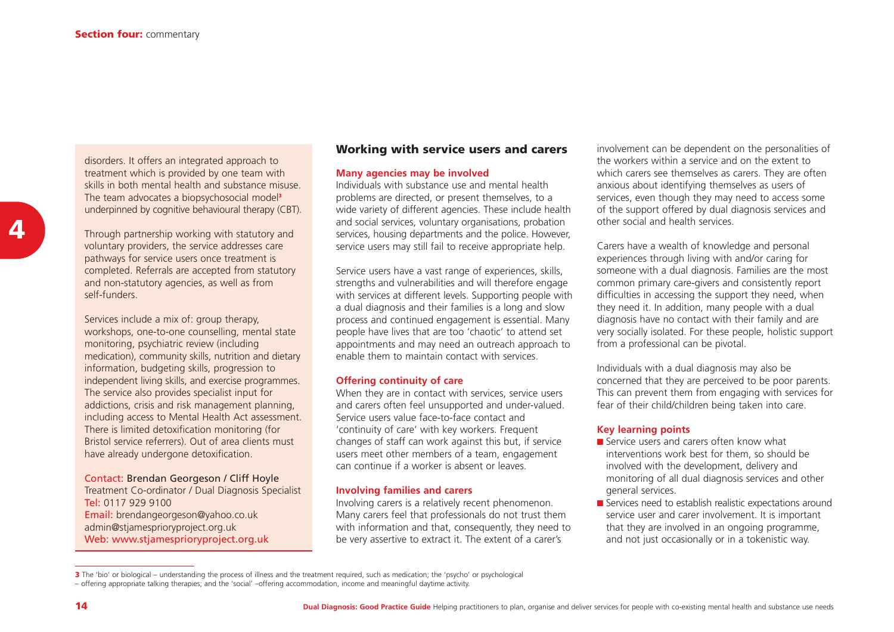disorders. It offers an integrated approach to treatment which is provided by one team with skills in both mental health and substance misuse. The team advocates a biopsychosocial model[3] underpinned by cognitive behavioural therapy (CBT).

Through partnership working with statutory and voluntary providers, the service addresses care pathways for service users once treatment is completed. Referrals are accepted from statutory and non-statutory agencies, as well as from self-funders.

Services include a mix of: group therapy, workshops, one-to-one counselling, mental state monitoring, psychiatric review (including medication), community skills, nutrition and dietary information, budgeting skills, progression to independent living skills, and exercise programmes. The service also provides specialist input for addictions, crisis and risk management planning, including access to Mental Health Act assessment. There is limited detoxification monitoring (for Bristol service referrers). Out of area clients must have already undergone detoxification.

Contact: Brendan Georgeson / Cliff Hoyle
Treatment Co-ordinator / Dual Diagnosis Specialist
Tel: 0117 929 9100
Email: brendangeorgeson@yahoo.co.uk
admin@stjamesprioryproject.org.uk
Web: www.stjamesprioryproject.org.uk

## Working with service users and carers

### Many agencies may be involved

Individuals with substance use and mental health problems are directed, or present themselves, to a wide variety of different agencies. These include health and social services, voluntary organisations, probation services, housing departments and the police. However, service users may still fail to receive appropriate help.

Service users have a vast range of experiences, skills, strengths and vulnerabilities and will therefore engage with services at different levels. Supporting people with a dual diagnosis and their families is a long and slow process and continued engagement is essential. Many people have lives that are too 'chaotic' to attend set appointments and may need an outreach approach to enable them to maintain contact with services.

### Offering continuity of care

When they are in contact with services, service users and carers often feel unsupported and under-valued. Service users value face-to-face contact and 'continuity of care' with key workers. Frequent changes of staff can work against this but, if service users meet other members of a team, engagement can continue if a worker is absent or leaves.

### Involving families and carers

Involving carers is a relatively recent phenomenon. Many carers feel that professionals do not trust them with information and that, consequently, they need to be very assertive to extract it. The extent of a carer's involvement can be dependent on the personalities of the workers within a service and on the extent to which carers see themselves as carers. They are often anxious about identifying themselves as users of services, even though they may need to access some of the support offered by dual diagnosis services and other social and health services.

Carers have a wealth of knowledge and personal experiences through living with and/or caring for someone with a dual diagnosis. Families are the most common primary care-givers and consistently report difficulties in accessing the support they need, when they need it. In addition, many people with a dual diagnosis have no contact with their family and are very socially isolated. For these people, holistic support from a professional can be pivotal.

Individuals with a dual diagnosis may also be concerned that they are perceived to be poor parents. This can prevent them from engaging with services for fear of their child/children being taken into care.

### Key learning points

- Service users and carers often know what interventions work best for them, so should be involved with the development, delivery and monitoring of all dual diagnosis services and other general services.
- Services need to establish realistic expectations around service user and carer involvement. It is important that they are involved in an ongoing programme, and not just occasionally or in a tokenistic way.

---

[3] The 'bio' or biological – understanding the process of illness and the treatment required, such as medication; the 'psycho' or psychological – offering appropriate talking therapies; and the 'social' –offering accommodation, income and meaningful daytime activity.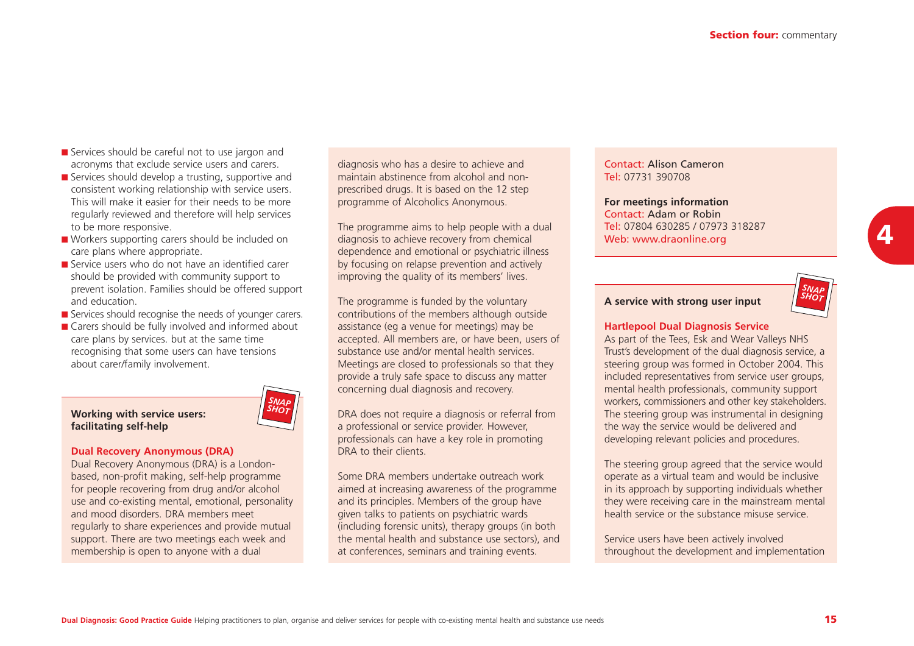- Services should be careful not to use jargon and acronyms that exclude service users and carers.
- Services should develop a trusting, supportive and consistent working relationship with service users. This will make it easier for their needs to be more regularly reviewed and therefore will help services to be more responsive.
- Workers supporting carers should be included on care plans where appropriate.
- Service users who do not have an identified carer should be provided with community support to prevent isolation. Families should be offered support and education.
- Services should recognise the needs of younger carers.
- Carers should be fully involved and informed about care plans by services. but at the same time recognising that some users can have tensions about carer/family involvement.

**Working with service users: facilitating self-help**

SNAP SHOT

### Dual Recovery Anonymous (DRA)

Dual Recovery Anonymous (DRA) is a London-based, non-profit making, self-help programme for people recovering from drug and/or alcohol use and co-existing mental, emotional, personality and mood disorders. DRA members meet regularly to share experiences and provide mutual support. There are two meetings each week and membership is open to anyone with a dual diagnosis who has a desire to achieve and maintain abstinence from alcohol and non-prescribed drugs. It is based on the 12 step programme of Alcoholics Anonymous.

The programme aims to help people with a dual diagnosis to achieve recovery from chemical dependence and emotional or psychiatric illness by focusing on relapse prevention and actively improving the quality of its members' lives.

The programme is funded by the voluntary contributions of the members although outside assistance (eg a venue for meetings) may be accepted. All members are, or have been, users of substance use and/or mental health services. Meetings are closed to professionals so that they provide a truly safe space to discuss any matter concerning dual diagnosis and recovery.

DRA does not require a diagnosis or referral from a professional or service provider. However, professionals can have a key role in promoting DRA to their clients.

Some DRA members undertake outreach work aimed at increasing awareness of the programme and its principles. Members of the group have given talks to patients on psychiatric wards (including forensic units), therapy groups (in both the mental health and substance use sectors), and at conferences, seminars and training events.

Contact: Alison Cameron
Tel: 07731 390708

**For meetings information**
Contact: Adam or Robin
Tel: 07804 630285 / 07973 318287
Web: www.draonline.org

**A service with strong user input**

SNAP SHOT

### Hartlepool Dual Diagnosis Service

As part of the Tees, Esk and Wear Valleys NHS Trust's development of the dual diagnosis service, a steering group was formed in October 2004. This included representatives from service user groups, mental health professionals, community support workers, commissioners and other key stakeholders. The steering group was instrumental in designing the way the service would be delivered and developing relevant policies and procedures.

The steering group agreed that the service would operate as a virtual team and would be inclusive in its approach by supporting individuals whether they were receiving care in the mainstream mental health service or the substance misuse service.

Service users have been actively involved throughout the development and implementation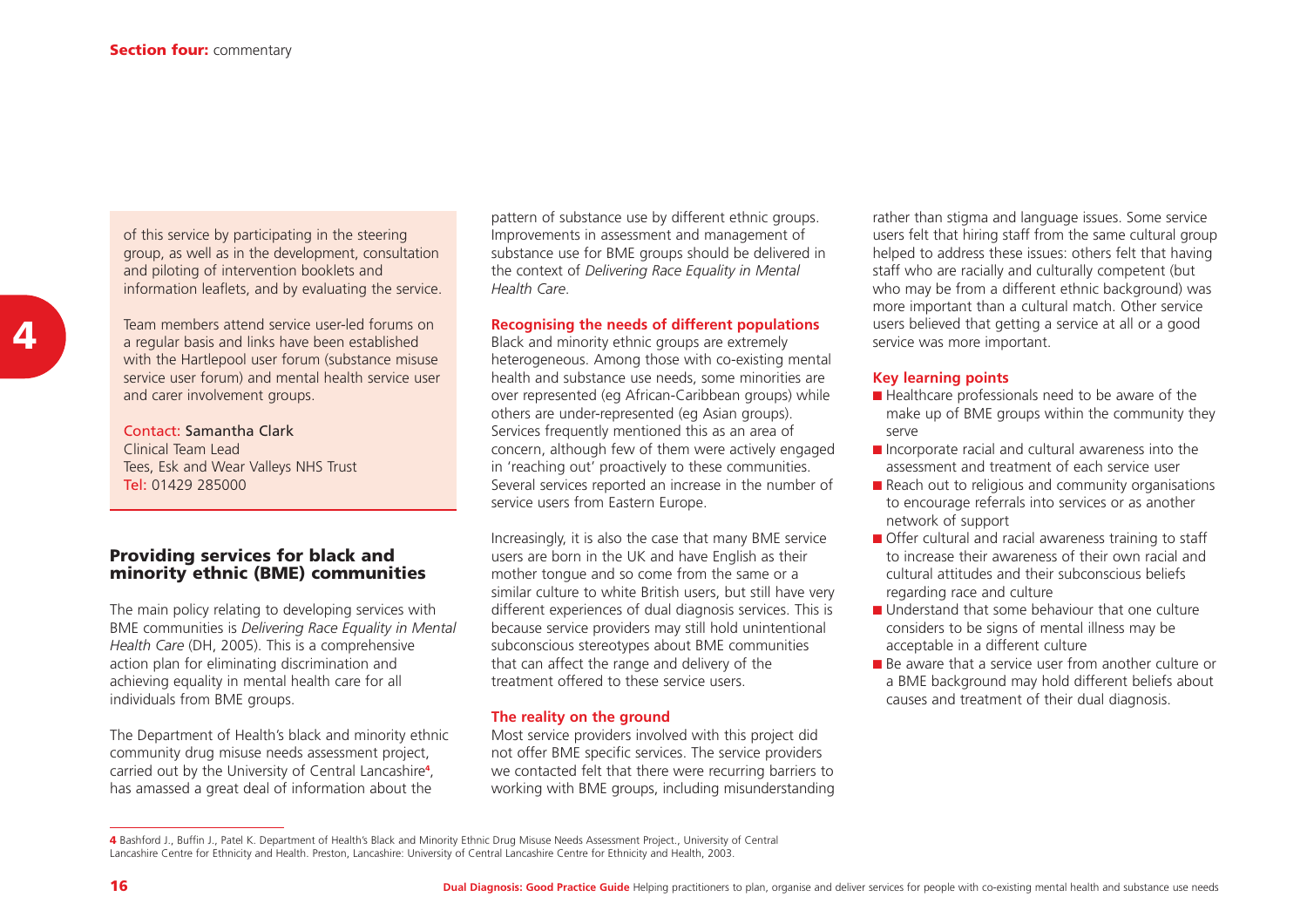of this service by participating in the steering group, as well as in the development, consultation and piloting of intervention booklets and information leaflets, and by evaluating the service.

Team members attend service user-led forums on a regular basis and links have been established with the Hartlepool user forum (substance misuse service user forum) and mental health service user and carer involvement groups.

Contact: Samantha Clark
Clinical Team Lead
Tees, Esk and Wear Valleys NHS Trust
Tel: 01429 285000

## Providing services for black and minority ethnic (BME) communities

The main policy relating to developing services with BME communities is *Delivering Race Equality in Mental Health Care* (DH, 2005). This is a comprehensive action plan for eliminating discrimination and achieving equality in mental health care for all individuals from BME groups.

The Department of Health's black and minority ethnic community drug misuse needs assessment project, carried out by the University of Central Lancashire[4], has amassed a great deal of information about the pattern of substance use by different ethnic groups. Improvements in assessment and management of substance use for BME groups should be delivered in the context of *Delivering Race Equality in Mental Health Care*.

### Recognising the needs of different populations

Black and minority ethnic groups are extremely heterogeneous. Among those with co-existing mental health and substance use needs, some minorities are over represented (eg African-Caribbean groups) while others are under-represented (eg Asian groups). Services frequently mentioned this as an area of concern, although few of them were actively engaged in 'reaching out' proactively to these communities. Several services reported an increase in the number of service users from Eastern Europe.

Increasingly, it is also the case that many BME service users are born in the UK and have English as their mother tongue and so come from the same or a similar culture to white British users, but still have very different experiences of dual diagnosis services. This is because service providers may still hold unintentional subconscious stereotypes about BME communities that can affect the range and delivery of the treatment offered to these service users.

### The reality on the ground

Most service providers involved with this project did not offer BME specific services. The service providers we contacted felt that there were recurring barriers to working with BME groups, including misunderstanding rather than stigma and language issues. Some service users felt that hiring staff from the same cultural group helped to address these issues: others felt that having staff who are racially and culturally competent (but who may be from a different ethnic background) was more important than a cultural match. Other service users believed that getting a service at all or a good service was more important.

### Key learning points

- Healthcare professionals need to be aware of the make up of BME groups within the community they serve
- Incorporate racial and cultural awareness into the assessment and treatment of each service user
- Reach out to religious and community organisations to encourage referrals into services or as another network of support
- Offer cultural and racial awareness training to staff to increase their awareness of their own racial and cultural attitudes and their subconscious beliefs regarding race and culture
- Understand that some behaviour that one culture considers to be signs of mental illness may be acceptable in a different culture
- Be aware that a service user from another culture or a BME background may hold different beliefs about causes and treatment of their dual diagnosis.

---

4 Bashford J., Buffin J., Patel K. Department of Health's Black and Minority Ethnic Drug Misuse Needs Assessment Project., University of Central Lancashire Centre for Ethnicity and Health. Preston, Lancashire: University of Central Lancashire Centre for Ethnicity and Health, 2003.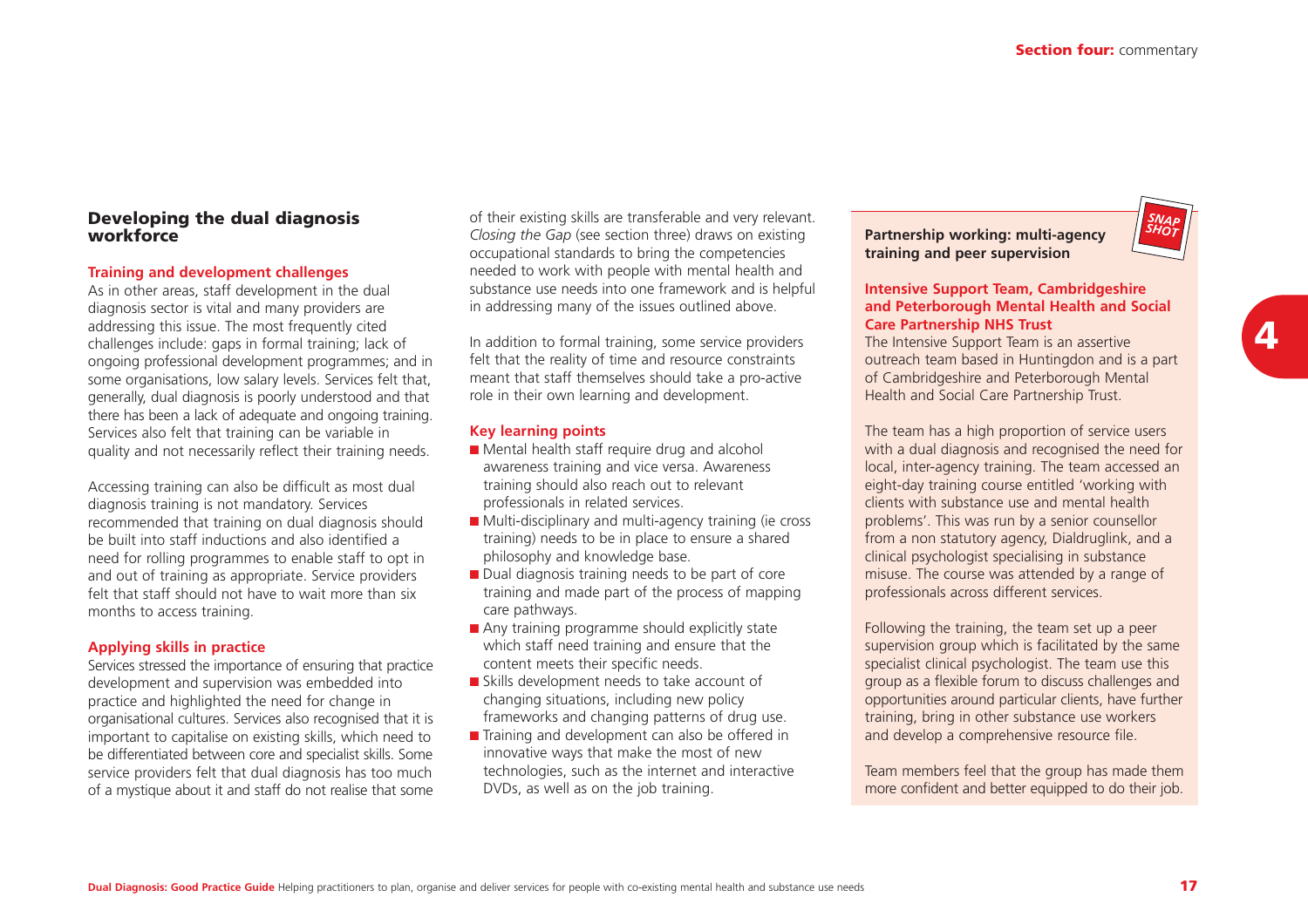## Developing the dual diagnosis workforce

### Training and development challenges

As in other areas, staff development in the dual diagnosis sector is vital and many providers are addressing this issue. The most frequently cited challenges include: gaps in formal training; lack of ongoing professional development programmes; and in some organisations, low salary levels. Services felt that, generally, dual diagnosis is poorly understood and that there has been a lack of adequate and ongoing training. Services also felt that training can be variable in quality and not necessarily reflect their training needs.

Accessing training can also be difficult as most dual diagnosis training is not mandatory. Services recommended that training on dual diagnosis should be built into staff inductions and also identified a need for rolling programmes to enable staff to opt in and out of training as appropriate. Service providers felt that staff should not have to wait more than six months to access training.

### Applying skills in practice

Services stressed the importance of ensuring that practice development and supervision was embedded into practice and highlighted the need for change in organisational cultures. Services also recognised that it is important to capitalise on existing skills, which need to be differentiated between core and specialist skills. Some service providers felt that dual diagnosis has too much of a mystique about it and staff do not realise that some of their existing skills are transferable and very relevant. *Closing the Gap* (see section three) draws on existing occupational standards to bring the competencies needed to work with people with mental health and substance use needs into one framework and is helpful in addressing many of the issues outlined above.

In addition to formal training, some service providers felt that the reality of time and resource constraints meant that staff themselves should take a pro-active role in their own learning and development.

### Key learning points

- Mental health staff require drug and alcohol awareness training and vice versa. Awareness training should also reach out to relevant professionals in related services.
- Multi-disciplinary and multi-agency training (ie cross training) needs to be in place to ensure a shared philosophy and knowledge base.
- Dual diagnosis training needs to be part of core training and made part of the process of mapping care pathways.
- Any training programme should explicitly state which staff need training and ensure that the content meets their specific needs.
- Skills development needs to take account of changing situations, including new policy frameworks and changing patterns of drug use.
- Training and development can also be offered in innovative ways that make the most of new technologies, such as the internet and interactive DVDs, as well as on the job training.

---

SNAP SHOT

**Partnership working: multi-agency training and peer supervision**

### Intensive Support Team, Cambridgeshire and Peterborough Mental Health and Social Care Partnership NHS Trust

The Intensive Support Team is an assertive outreach team based in Huntingdon and is a part of Cambridgeshire and Peterborough Mental Health and Social Care Partnership Trust.

The team has a high proportion of service users with a dual diagnosis and recognised the need for local, inter-agency training. The team accessed an eight-day training course entitled 'working with clients with substance use and mental health problems'. This was run by a senior counsellor from a non statutory agency, Dialdruglink, and a clinical psychologist specialising in substance misuse. The course was attended by a range of professionals across different services.

Following the training, the team set up a peer supervision group which is facilitated by the same specialist clinical psychologist. The team use this group as a flexible forum to discuss challenges and opportunities around particular clients, have further training, bring in other substance use workers and develop a comprehensive resource file.

Team members feel that the group has made them more confident and better equipped to do their job.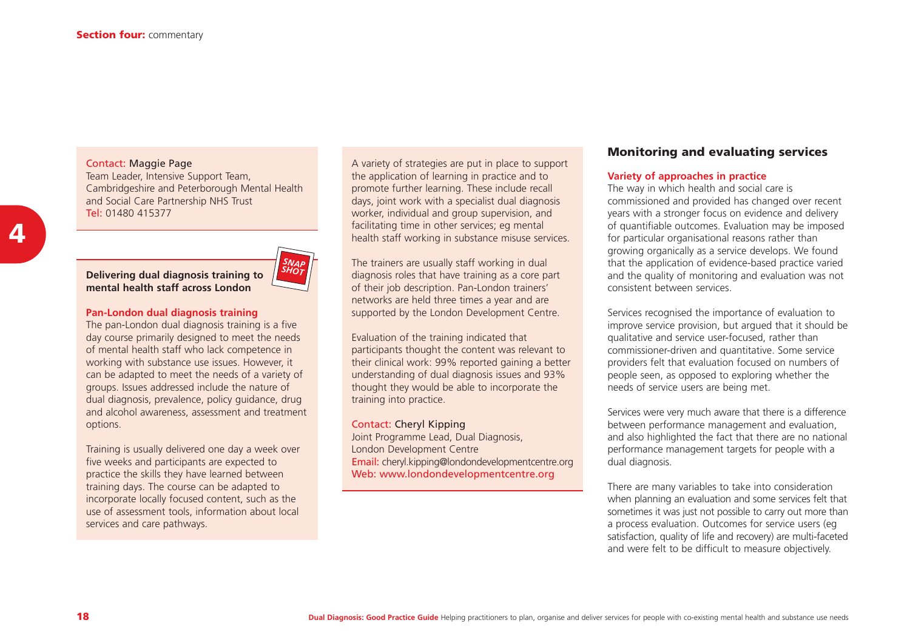Contact: Maggie Page
Team Leader, Intensive Support Team,
Cambridgeshire and Peterborough Mental Health and Social Care Partnership NHS Trust
Tel: 01480 415377

**Delivering dual diagnosis training to mental health staff across London**

SNAP SHOT

**Pan-London dual diagnosis training**

The pan-London dual diagnosis training is a five day course primarily designed to meet the needs of mental health staff who lack competence in working with substance use issues. However, it can be adapted to meet the needs of a variety of groups. Issues addressed include the nature of dual diagnosis, prevalence, policy guidance, drug and alcohol awareness, assessment and treatment options.

Training is usually delivered one day a week over five weeks and participants are expected to practice the skills they have learned between training days. The course can be adapted to incorporate locally focused content, such as the use of assessment tools, information about local services and care pathways.

A variety of strategies are put in place to support the application of learning in practice and to promote further learning. These include recall days, joint work with a specialist dual diagnosis worker, individual and group supervision, and facilitating time in other services; eg mental health staff working in substance misuse services.

The trainers are usually staff working in dual diagnosis roles that have training as a core part of their job description. Pan-London trainers' networks are held three times a year and are supported by the London Development Centre.

Evaluation of the training indicated that participants thought the content was relevant to their clinical work: 99% reported gaining a better understanding of dual diagnosis issues and 93% thought they would be able to incorporate the training into practice.

Contact: Cheryl Kipping
Joint Programme Lead, Dual Diagnosis,
London Development Centre
Email: cheryl.kipping@londondevelopmentcentre.org
Web: www.londondevelopmentcentre.org

## Monitoring and evaluating services

### Variety of approaches in practice

The way in which health and social care is commissioned and provided has changed over recent years with a stronger focus on evidence and delivery of quantifiable outcomes. Evaluation may be imposed for particular organisational reasons rather than growing organically as a service develops. We found that the application of evidence-based practice varied and the quality of monitoring and evaluation was not consistent between services.

Services recognised the importance of evaluation to improve service provision, but argued that it should be qualitative and service user-focused, rather than commissioner-driven and quantitative. Some service providers felt that evaluation focused on numbers of people seen, as opposed to exploring whether the needs of service users are being met.

Services were very much aware that there is a difference between performance management and evaluation, and also highlighted the fact that there are no national performance management targets for people with a dual diagnosis.

There are many variables to take into consideration when planning an evaluation and some services felt that sometimes it was just not possible to carry out more than a process evaluation. Outcomes for service users (eg satisfaction, quality of life and recovery) are multi-faceted and were felt to be difficult to measure objectively.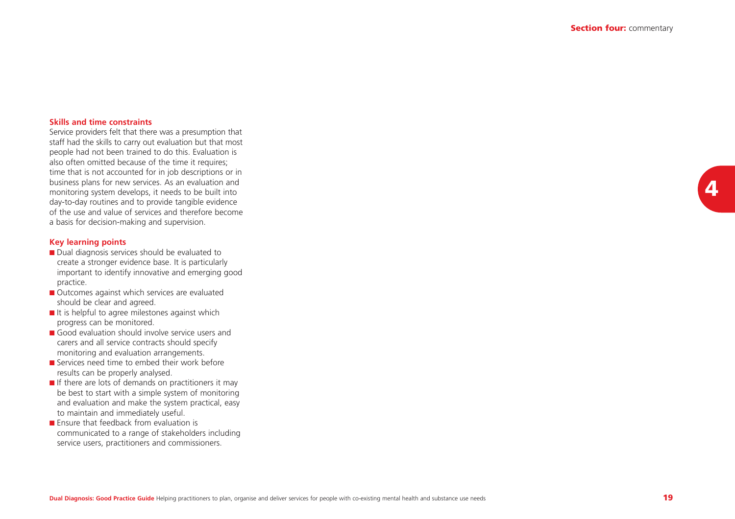### Skills and time constraints

Service providers felt that there was a presumption that staff had the skills to carry out evaluation but that most people had not been trained to do this. Evaluation is also often omitted because of the time it requires; time that is not accounted for in job descriptions or in business plans for new services. As an evaluation and monitoring system develops, it needs to be built into day-to-day routines and to provide tangible evidence of the use and value of services and therefore become a basis for decision-making and supervision.

### Key learning points

- Dual diagnosis services should be evaluated to create a stronger evidence base. It is particularly important to identify innovative and emerging good practice.
- Outcomes against which services are evaluated should be clear and agreed.
- It is helpful to agree milestones against which progress can be monitored.
- Good evaluation should involve service users and carers and all service contracts should specify monitoring and evaluation arrangements.
- Services need time to embed their work before results can be properly analysed.
- If there are lots of demands on practitioners it may be best to start with a simple system of monitoring and evaluation and make the system practical, easy to maintain and immediately useful.
- Ensure that feedback from evaluation is communicated to a range of stakeholders including service users, practitioners and commissioners.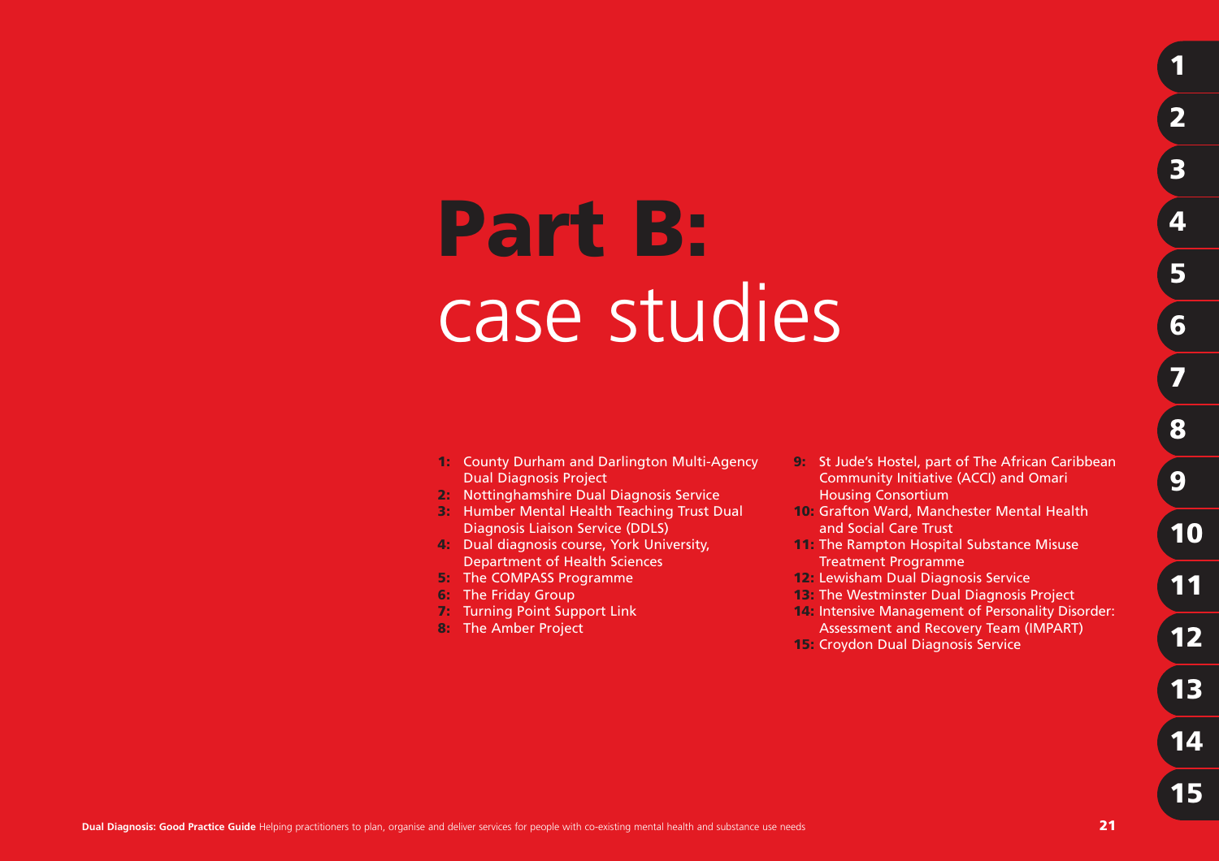# Part B: case studies

1: County Durham and Darlington Multi-Agency Dual Diagnosis Project
2: Nottinghamshire Dual Diagnosis Service
3: Humber Mental Health Teaching Trust Dual Diagnosis Liaison Service (DDLS)
4: Dual diagnosis course, York University, Department of Health Sciences
5: The COMPASS Programme
6: The Friday Group
7: Turning Point Support Link
8: The Amber Project
9: St Jude's Hostel, part of The African Caribbean Community Initiative (ACCI) and Omari Housing Consortium
10: Grafton Ward, Manchester Mental Health and Social Care Trust
11: The Rampton Hospital Substance Misuse Treatment Programme
12: Lewisham Dual Diagnosis Service
13: The Westminster Dual Diagnosis Project
14: Intensive Management of Personality Disorder: Assessment and Recovery Team (IMPART)
15: Croydon Dual Diagnosis Service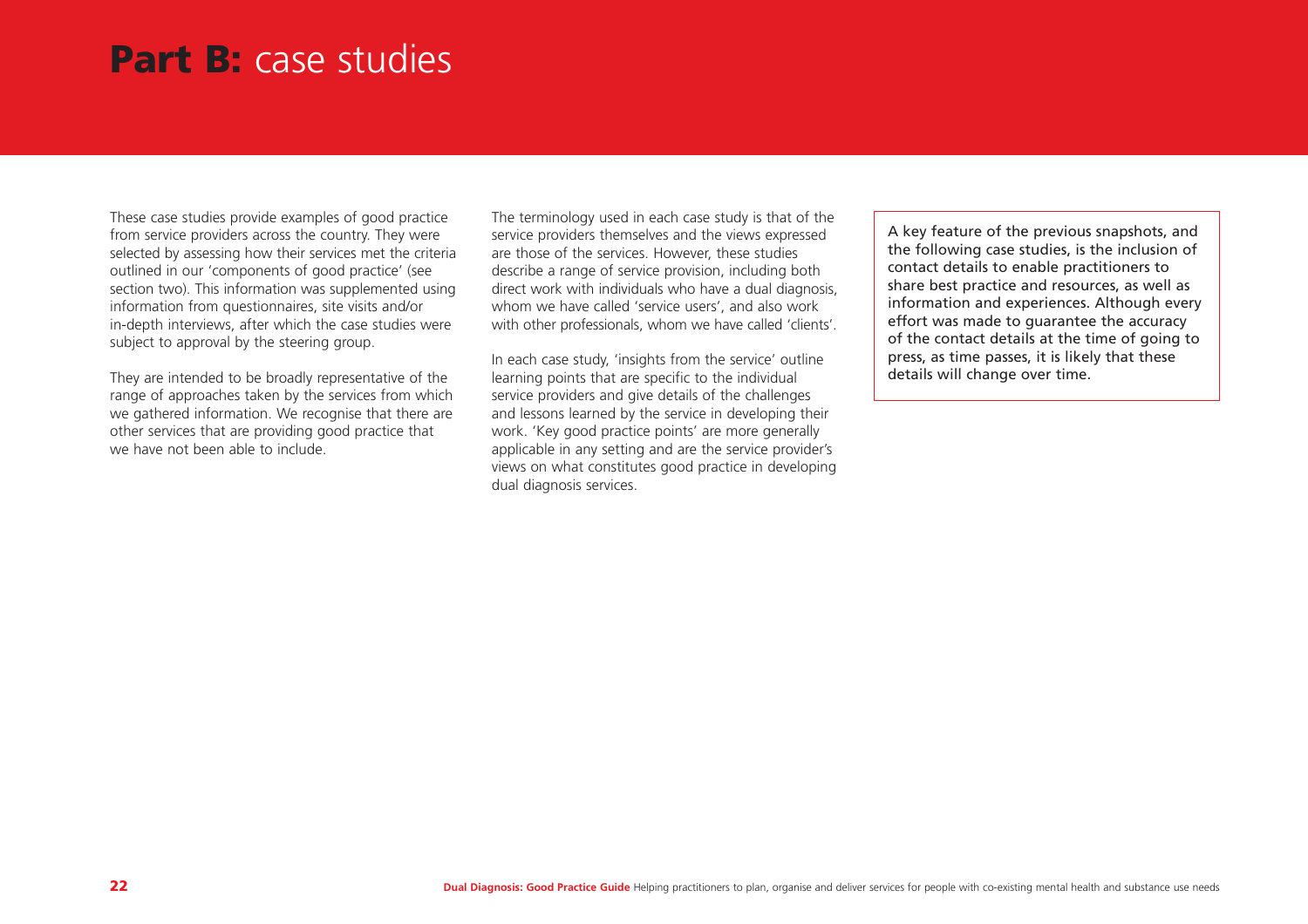# **Part B:** case studies

These case studies provide examples of good practice from service providers across the country. They were selected by assessing how their services met the criteria outlined in our 'components of good practice' (see section two). This information was supplemented using information from questionnaires, site visits and/or in-depth interviews, after which the case studies were subject to approval by the steering group.

They are intended to be broadly representative of the range of approaches taken by the services from which we gathered information. We recognise that there are other services that are providing good practice that we have not been able to include.

The terminology used in each case study is that of the service providers themselves and the views expressed are those of the services. However, these studies describe a range of service provision, including both direct work with individuals who have a dual diagnosis, whom we have called 'service users', and also work with other professionals, whom we have called 'clients'.

In each case study, 'insights from the service' outline learning points that are specific to the individual service providers and give details of the challenges and lessons learned by the service in developing their work. 'Key good practice points' are more generally applicable in any setting and are the service provider's views on what constitutes good practice in developing dual diagnosis services.

A key feature of the previous snapshots, and the following case studies, is the inclusion of contact details to enable practitioners to share best practice and resources, as well as information and experiences. Although every effort was made to guarantee the accuracy of the contact details at the time of going to press, as time passes, it is likely that these details will change over time.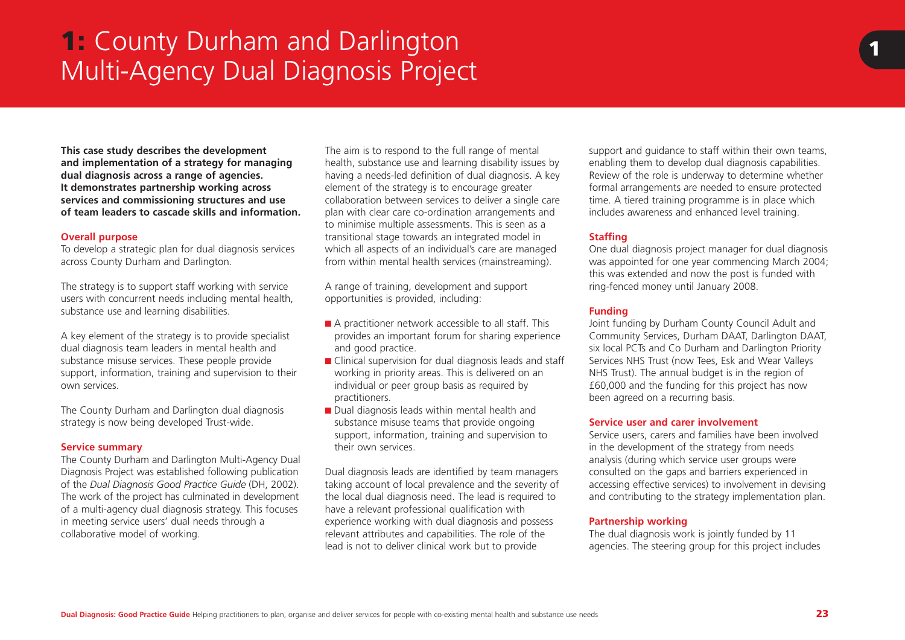# 1: County Durham and Darlington Multi-Agency Dual Diagnosis Project

**This case study describes the development and implementation of a strategy for managing dual diagnosis across a range of agencies. It demonstrates partnership working across services and commissioning structures and use of team leaders to cascade skills and information.**

### Overall purpose

To develop a strategic plan for dual diagnosis services across County Durham and Darlington.

The strategy is to support staff working with service users with concurrent needs including mental health, substance use and learning disabilities.

A key element of the strategy is to provide specialist dual diagnosis team leaders in mental health and substance misuse services. These people provide support, information, training and supervision to their own services.

The County Durham and Darlington dual diagnosis strategy is now being developed Trust-wide.

### Service summary

The County Durham and Darlington Multi-Agency Dual Diagnosis Project was established following publication of the *Dual Diagnosis Good Practice Guide* (DH, 2002). The work of the project has culminated in development of a multi-agency dual diagnosis strategy. This focuses in meeting service users' dual needs through a collaborative model of working.

The aim is to respond to the full range of mental health, substance use and learning disability issues by having a needs-led definition of dual diagnosis. A key element of the strategy is to encourage greater collaboration between services to deliver a single care plan with clear care co-ordination arrangements and to minimise multiple assessments. This is seen as a transitional stage towards an integrated model in which all aspects of an individual's care are managed from within mental health services (mainstreaming).

A range of training, development and support opportunities is provided, including:

- A practitioner network accessible to all staff. This provides an important forum for sharing experience and good practice.
- Clinical supervision for dual diagnosis leads and staff working in priority areas. This is delivered on an individual or peer group basis as required by practitioners.
- Dual diagnosis leads within mental health and substance misuse teams that provide ongoing support, information, training and supervision to their own services.

Dual diagnosis leads are identified by team managers taking account of local prevalence and the severity of the local dual diagnosis need. The lead is required to have a relevant professional qualification with experience working with dual diagnosis and possess relevant attributes and capabilities. The role of the lead is not to deliver clinical work but to provide support and guidance to staff within their own teams, enabling them to develop dual diagnosis capabilities. Review of the role is underway to determine whether formal arrangements are needed to ensure protected time. A tiered training programme is in place which includes awareness and enhanced level training.

### Staffing

One dual diagnosis project manager for dual diagnosis was appointed for one year commencing March 2004; this was extended and now the post is funded with ring-fenced money until January 2008.

### Funding

Joint funding by Durham County Council Adult and Community Services, Durham DAAT, Darlington DAAT, six local PCTs and Co Durham and Darlington Priority Services NHS Trust (now Tees, Esk and Wear Valleys NHS Trust). The annual budget is in the region of £60,000 and the funding for this project has now been agreed on a recurring basis.

### Service user and carer involvement

Service users, carers and families have been involved in the development of the strategy from needs analysis (during which service user groups were consulted on the gaps and barriers experienced in accessing effective services) to involvement in devising and contributing to the strategy implementation plan.

### Partnership working

The dual diagnosis work is jointly funded by 11 agencies. The steering group for this project includes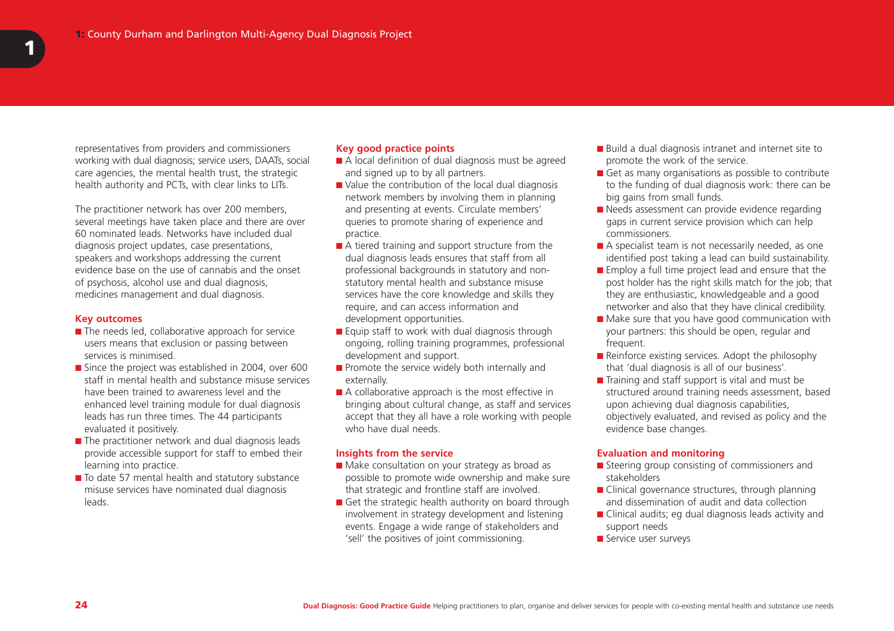representatives from providers and commissioners working with dual diagnosis; service users, DAATs, social care agencies, the mental health trust, the strategic health authority and PCTs, with clear links to LITs.

The practitioner network has over 200 members, several meetings have taken place and there are over 60 nominated leads. Networks have included dual diagnosis project updates, case presentations, speakers and workshops addressing the current evidence base on the use of cannabis and the onset of psychosis, alcohol use and dual diagnosis, medicines management and dual diagnosis.

### Key outcomes

- The needs led, collaborative approach for service users means that exclusion or passing between services is minimised.
- Since the project was established in 2004, over 600 staff in mental health and substance misuse services have been trained to awareness level and the enhanced level training module for dual diagnosis leads has run three times. The 44 participants evaluated it positively.
- The practitioner network and dual diagnosis leads provide accessible support for staff to embed their learning into practice.
- To date 57 mental health and statutory substance misuse services have nominated dual diagnosis leads.

### Key good practice points

- A local definition of dual diagnosis must be agreed and signed up to by all partners.
- Value the contribution of the local dual diagnosis network members by involving them in planning and presenting at events. Circulate members' queries to promote sharing of experience and practice.
- A tiered training and support structure from the dual diagnosis leads ensures that staff from all professional backgrounds in statutory and non-statutory mental health and substance misuse services have the core knowledge and skills they require, and can access information and development opportunities.
- Equip staff to work with dual diagnosis through ongoing, rolling training programmes, professional development and support.
- Promote the service widely both internally and externally.
- A collaborative approach is the most effective in bringing about cultural change, as staff and services accept that they all have a role working with people who have dual needs.

### Insights from the service

- Make consultation on your strategy as broad as possible to promote wide ownership and make sure that strategic and frontline staff are involved.
- Get the strategic health authority on board through involvement in strategy development and listening events. Engage a wide range of stakeholders and 'sell' the positives of joint commissioning.
- Build a dual diagnosis intranet and internet site to promote the work of the service.
- Get as many organisations as possible to contribute to the funding of dual diagnosis work: there can be big gains from small funds.
- Needs assessment can provide evidence regarding gaps in current service provision which can help commissioners.
- A specialist team is not necessarily needed, as one identified post taking a lead can build sustainability.
- Employ a full time project lead and ensure that the post holder has the right skills match for the job; that they are enthusiastic, knowledgeable and a good networker and also that they have clinical credibility.
- Make sure that you have good communication with your partners: this should be open, regular and frequent.
- Reinforce existing services. Adopt the philosophy that 'dual diagnosis is all of our business'.
- Training and staff support is vital and must be structured around training needs assessment, based upon achieving dual diagnosis capabilities, objectively evaluated, and revised as policy and the evidence base changes.

### Evaluation and monitoring

- Steering group consisting of commissioners and stakeholders
- Clinical governance structures, through planning and dissemination of audit and data collection
- Clinical audits; eg dual diagnosis leads activity and support needs
- Service user surveys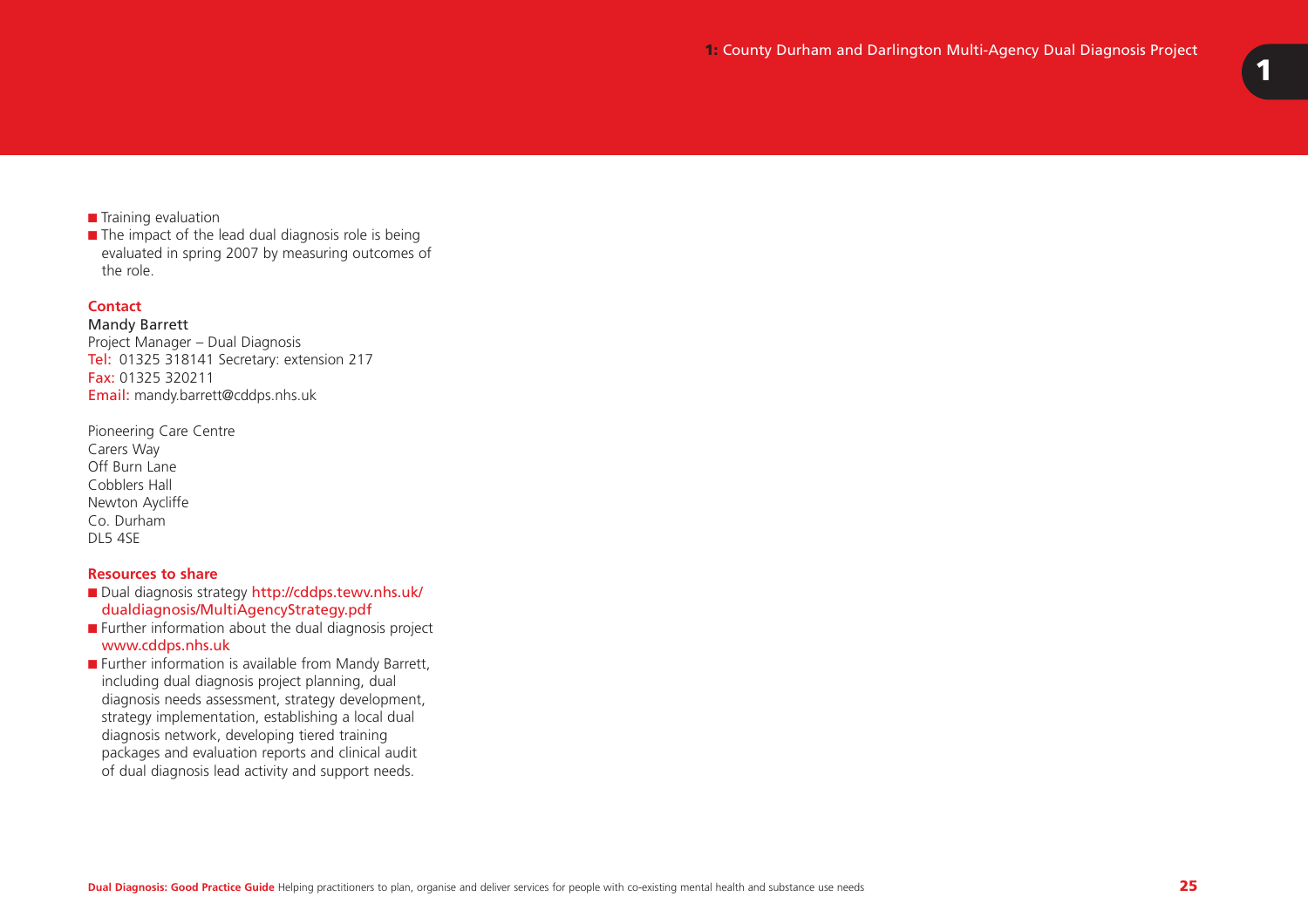- Training evaluation
- The impact of the lead dual diagnosis role is being evaluated in spring 2007 by measuring outcomes of the role.

### Contact

**Mandy Barrett**
Project Manager – Dual Diagnosis
Tel: 01325 318141 Secretary: extension 217
Fax: 01325 320211
Email: mandy.barrett@cddps.nhs.uk

Pioneering Care Centre
Carers Way
Off Burn Lane
Cobblers Hall
Newton Aycliffe
Co. Durham
DL5 4SE

### Resources to share

- Dual diagnosis strategy http://cddps.tewv.nhs.uk/dualdiagnosis/MultiAgencyStrategy.pdf
- Further information about the dual diagnosis project www.cddps.nhs.uk
- Further information is available from Mandy Barrett, including dual diagnosis project planning, dual diagnosis needs assessment, strategy development, strategy implementation, establishing a local dual diagnosis network, developing tiered training packages and evaluation reports and clinical audit of dual diagnosis lead activity and support needs.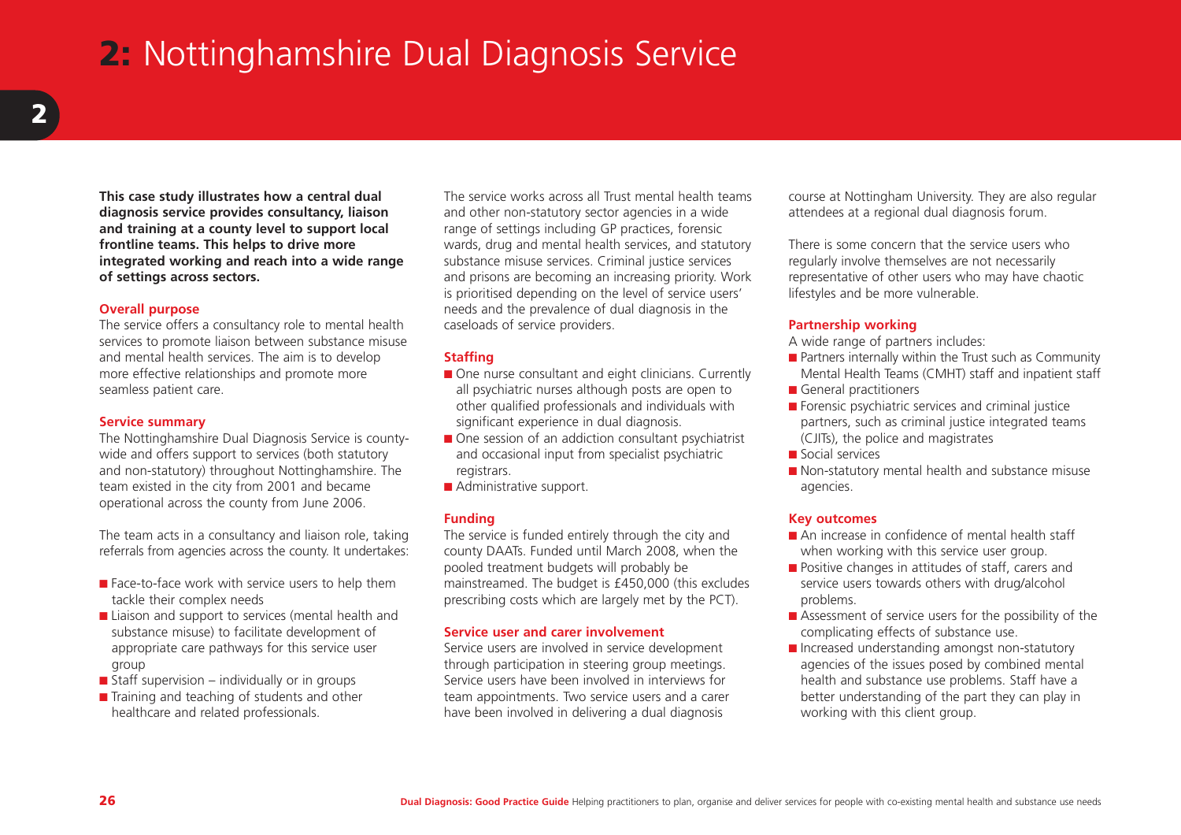# 2: Nottinghamshire Dual Diagnosis Service

**This case study illustrates how a central dual diagnosis service provides consultancy, liaison and training at a county level to support local frontline teams. This helps to drive more integrated working and reach into a wide range of settings across sectors.**

### Overall purpose

The service offers a consultancy role to mental health services to promote liaison between substance misuse and mental health services. The aim is to develop more effective relationships and promote more seamless patient care.

### Service summary

The Nottinghamshire Dual Diagnosis Service is county-wide and offers support to services (both statutory and non-statutory) throughout Nottinghamshire. The team existed in the city from 2001 and became operational across the county from June 2006.

The team acts in a consultancy and liaison role, taking referrals from agencies across the county. It undertakes:

- Face-to-face work with service users to help them tackle their complex needs
- Liaison and support to services (mental health and substance misuse) to facilitate development of appropriate care pathways for this service user group
- Staff supervision – individually or in groups
- Training and teaching of students and other healthcare and related professionals.

The service works across all Trust mental health teams and other non-statutory sector agencies in a wide range of settings including GP practices, forensic wards, drug and mental health services, and statutory substance misuse services. Criminal justice services and prisons are becoming an increasing priority. Work is prioritised depending on the level of service users' needs and the prevalence of dual diagnosis in the caseloads of service providers.

### Staffing

- One nurse consultant and eight clinicians. Currently all psychiatric nurses although posts are open to other qualified professionals and individuals with significant experience in dual diagnosis.
- One session of an addiction consultant psychiatrist and occasional input from specialist psychiatric registrars.
- Administrative support.

### Funding

The service is funded entirely through the city and county DAATs. Funded until March 2008, when the pooled treatment budgets will probably be mainstreamed. The budget is £450,000 (this excludes prescribing costs which are largely met by the PCT).

### Service user and carer involvement

Service users are involved in service development through participation in steering group meetings. Service users have been involved in interviews for team appointments. Two service users and a carer have been involved in delivering a dual diagnosis course at Nottingham University. They are also regular attendees at a regional dual diagnosis forum.

There is some concern that the service users who regularly involve themselves are not necessarily representative of other users who may have chaotic lifestyles and be more vulnerable.

### Partnership working

A wide range of partners includes:

- Partners internally within the Trust such as Community Mental Health Teams (CMHT) staff and inpatient staff
- General practitioners
- Forensic psychiatric services and criminal justice partners, such as criminal justice integrated teams (CJITs), the police and magistrates
- Social services
- Non-statutory mental health and substance misuse agencies.

### Key outcomes

- An increase in confidence of mental health staff when working with this service user group.
- Positive changes in attitudes of staff, carers and service users towards others with drug/alcohol problems.
- Assessment of service users for the possibility of the complicating effects of substance use.
- Increased understanding amongst non-statutory agencies of the issues posed by combined mental health and substance use problems. Staff have a better understanding of the part they can play in working with this client group.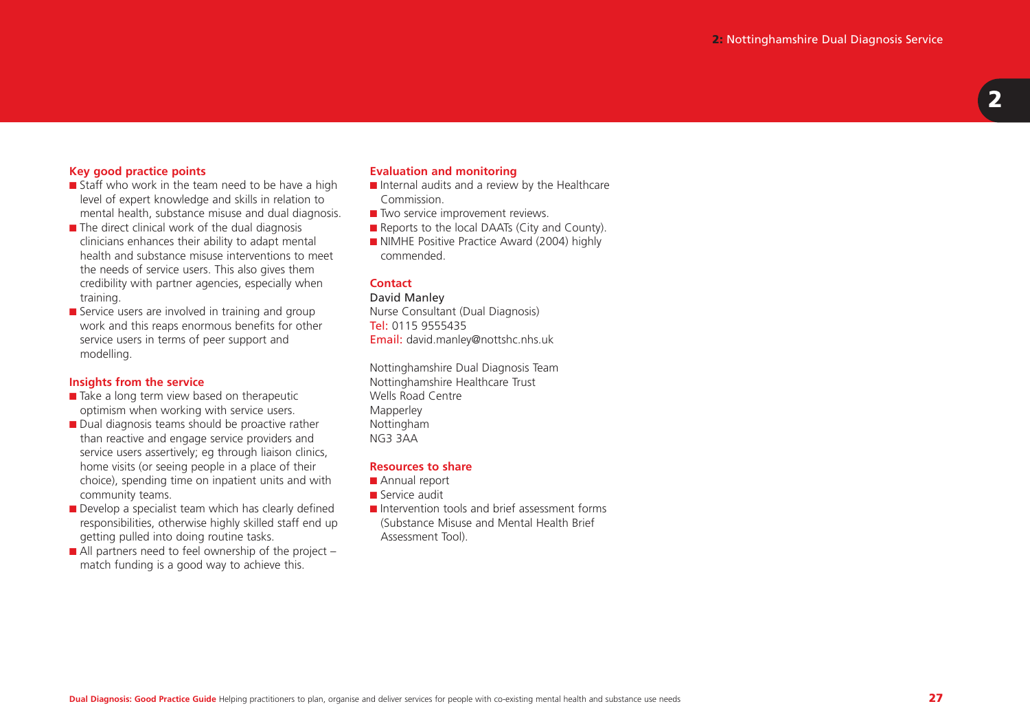### Key good practice points

- Staff who work in the team need to be have a high level of expert knowledge and skills in relation to mental health, substance misuse and dual diagnosis.
- The direct clinical work of the dual diagnosis clinicians enhances their ability to adapt mental health and substance misuse interventions to meet the needs of service users. This also gives them credibility with partner agencies, especially when training.
- Service users are involved in training and group work and this reaps enormous benefits for other service users in terms of peer support and modelling.

### Insights from the service

- Take a long term view based on therapeutic optimism when working with service users.
- Dual diagnosis teams should be proactive rather than reactive and engage service providers and service users assertively; eg through liaison clinics, home visits (or seeing people in a place of their choice), spending time on inpatient units and with community teams.
- Develop a specialist team which has clearly defined responsibilities, otherwise highly skilled staff end up getting pulled into doing routine tasks.
- All partners need to feel ownership of the project – match funding is a good way to achieve this.

### Evaluation and monitoring

- Internal audits and a review by the Healthcare Commission.
- Two service improvement reviews.
- Reports to the local DAATs (City and County).
- NIMHE Positive Practice Award (2004) highly commended.

### Contact

David Manley
Nurse Consultant (Dual Diagnosis)
Tel: 0115 9555435
Email: david.manley@nottshc.nhs.uk

Nottinghamshire Dual Diagnosis Team
Nottinghamshire Healthcare Trust
Wells Road Centre
Mapperley
Nottingham
NG3 3AA

### Resources to share

- Annual report
- Service audit
- Intervention tools and brief assessment forms (Substance Misuse and Mental Health Brief Assessment Tool).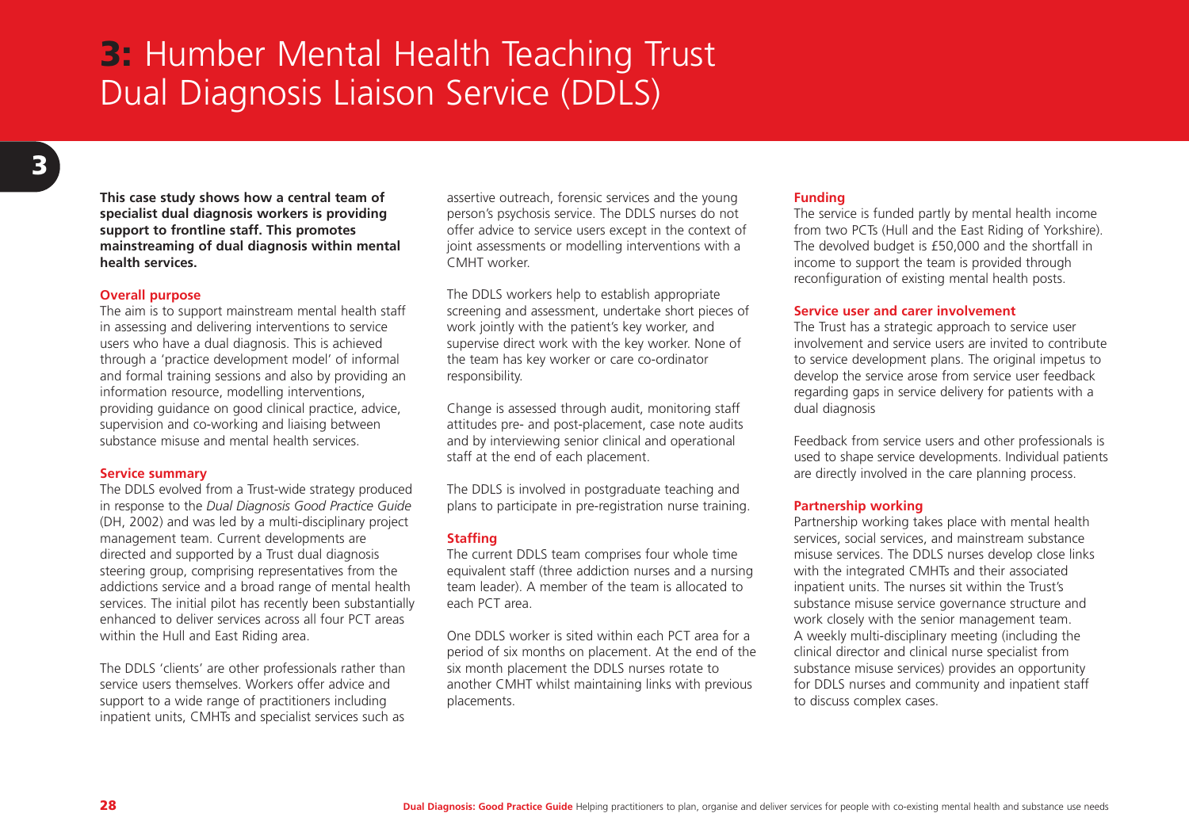# 3: Humber Mental Health Teaching Trust Dual Diagnosis Liaison Service (DDLS)

**This case study shows how a central team of specialist dual diagnosis workers is providing support to frontline staff. This promotes mainstreaming of dual diagnosis within mental health services.**

## Overall purpose

The aim is to support mainstream mental health staff in assessing and delivering interventions to service users who have a dual diagnosis. This is achieved through a 'practice development model' of informal and formal training sessions and also by providing an information resource, modelling interventions, providing guidance on good clinical practice, advice, supervision and co-working and liaising between substance misuse and mental health services.

## Service summary

The DDLS evolved from a Trust-wide strategy produced in response to the *Dual Diagnosis Good Practice Guide* (DH, 2002) and was led by a multi-disciplinary project management team. Current developments are directed and supported by a Trust dual diagnosis steering group, comprising representatives from the addictions service and a broad range of mental health services. The initial pilot has recently been substantially enhanced to deliver services across all four PCT areas within the Hull and East Riding area.

The DDLS 'clients' are other professionals rather than service users themselves. Workers offer advice and support to a wide range of practitioners including inpatient units, CMHTs and specialist services such as assertive outreach, forensic services and the young person's psychosis service. The DDLS nurses do not offer advice to service users except in the context of joint assessments or modelling interventions with a CMHT worker.

The DDLS workers help to establish appropriate screening and assessment, undertake short pieces of work jointly with the patient's key worker, and supervise direct work with the key worker. None of the team has key worker or care co-ordinator responsibility.

Change is assessed through audit, monitoring staff attitudes pre- and post-placement, case note audits and by interviewing senior clinical and operational staff at the end of each placement.

The DDLS is involved in postgraduate teaching and plans to participate in pre-registration nurse training.

## Staffing

The current DDLS team comprises four whole time equivalent staff (three addiction nurses and a nursing team leader). A member of the team is allocated to each PCT area.

One DDLS worker is sited within each PCT area for a period of six months on placement. At the end of the six month placement the DDLS nurses rotate to another CMHT whilst maintaining links with previous placements.

## Funding

The service is funded partly by mental health income from two PCTs (Hull and the East Riding of Yorkshire). The devolved budget is £50,000 and the shortfall in income to support the team is provided through reconfiguration of existing mental health posts.

## Service user and carer involvement

The Trust has a strategic approach to service user involvement and service users are invited to contribute to service development plans. The original impetus to develop the service arose from service user feedback regarding gaps in service delivery for patients with a dual diagnosis

Feedback from service users and other professionals is used to shape service developments. Individual patients are directly involved in the care planning process.

## Partnership working

Partnership working takes place with mental health services, social services, and mainstream substance misuse services. The DDLS nurses develop close links with the integrated CMHTs and their associated inpatient units. The nurses sit within the Trust's substance misuse service governance structure and work closely with the senior management team. A weekly multi-disciplinary meeting (including the clinical director and clinical nurse specialist from substance misuse services) provides an opportunity for DDLS nurses and community and inpatient staff to discuss complex cases.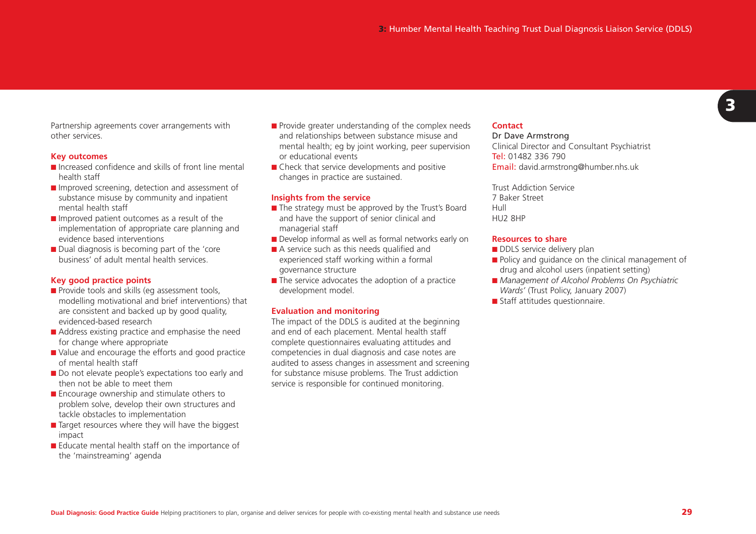Partnership agreements cover arrangements with other services.

### Key outcomes

- Increased confidence and skills of front line mental health staff
- Improved screening, detection and assessment of substance misuse by community and inpatient mental health staff
- Improved patient outcomes as a result of the implementation of appropriate care planning and evidence based interventions
- Dual diagnosis is becoming part of the 'core business' of adult mental health services.

### Key good practice points

- Provide tools and skills (eg assessment tools, modelling motivational and brief interventions) that are consistent and backed up by good quality, evidenced-based research
- Address existing practice and emphasise the need for change where appropriate
- Value and encourage the efforts and good practice of mental health staff
- Do not elevate people's expectations too early and then not be able to meet them
- Encourage ownership and stimulate others to problem solve, develop their own structures and tackle obstacles to implementation
- Target resources where they will have the biggest impact
- Educate mental health staff on the importance of the 'mainstreaming' agenda
- Provide greater understanding of the complex needs and relationships between substance misuse and mental health; eg by joint working, peer supervision or educational events
- Check that service developments and positive changes in practice are sustained.

### Insights from the service

- The strategy must be approved by the Trust's Board and have the support of senior clinical and managerial staff
- Develop informal as well as formal networks early on
- A service such as this needs qualified and experienced staff working within a formal governance structure
- The service advocates the adoption of a practice development model.

### Evaluation and monitoring

The impact of the DDLS is audited at the beginning and end of each placement. Mental health staff complete questionnaires evaluating attitudes and competencies in dual diagnosis and case notes are audited to assess changes in assessment and screening for substance misuse problems. The Trust addiction service is responsible for continued monitoring.

### Contact

Dr Dave Armstrong
Clinical Director and Consultant Psychiatrist
Tel: 01482 336 790
Email: david.armstrong@humber.nhs.uk

Trust Addiction Service
7 Baker Street
Hull
HU2 8HP

### Resources to share

- DDLS service delivery plan
- Policy and guidance on the clinical management of drug and alcohol users (inpatient setting)
- *Management of Alcohol Problems On Psychiatric Wards'* (Trust Policy, January 2007)
- Staff attitudes questionnaire.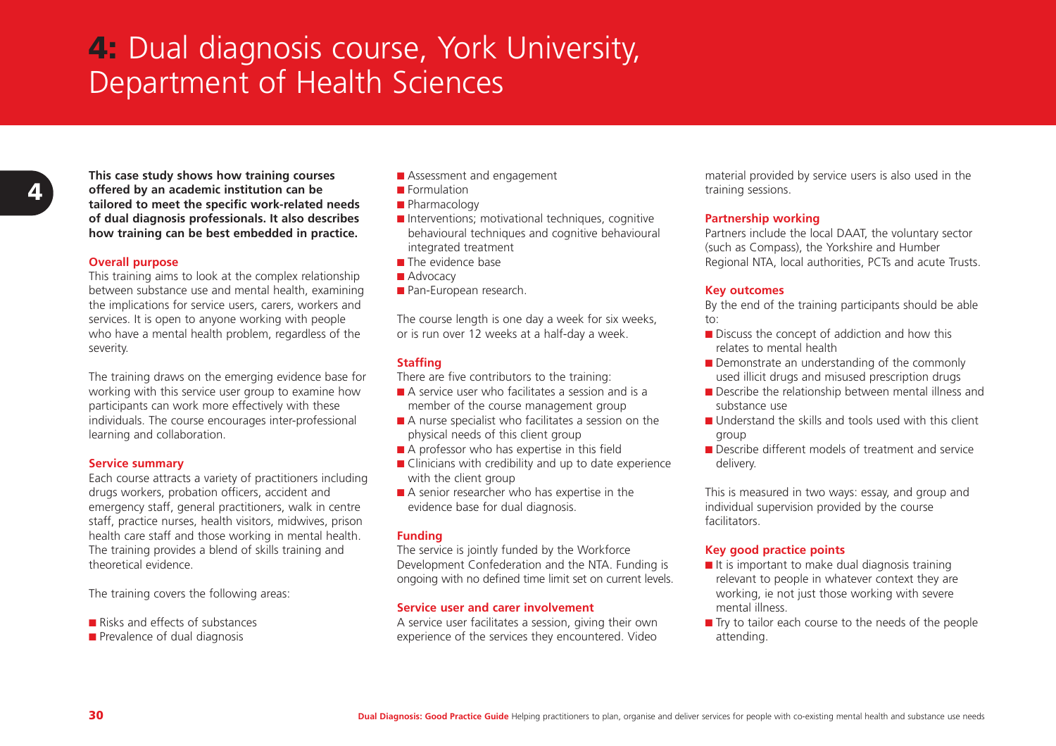# 4: Dual diagnosis course, York University, Department of Health Sciences

**This case study shows how training courses offered by an academic institution can be tailored to meet the specific work-related needs of dual diagnosis professionals. It also describes how training can be best embedded in practice.**

### Overall purpose

This training aims to look at the complex relationship between substance use and mental health, examining the implications for service users, carers, workers and services. It is open to anyone working with people who have a mental health problem, regardless of the severity.

The training draws on the emerging evidence base for working with this service user group to examine how participants can work more effectively with these individuals. The course encourages inter-professional learning and collaboration.

### Service summary

Each course attracts a variety of practitioners including drugs workers, probation officers, accident and emergency staff, general practitioners, walk in centre staff, practice nurses, health visitors, midwives, prison health care staff and those working in mental health. The training provides a blend of skills training and theoretical evidence.

The training covers the following areas:

- Risks and effects of substances
- Prevalence of dual diagnosis
- Assessment and engagement
- Formulation
- Pharmacology
- Interventions; motivational techniques, cognitive behavioural techniques and cognitive behavioural integrated treatment
- The evidence base
- Advocacy
- Pan-European research.

The course length is one day a week for six weeks, or is run over 12 weeks at a half-day a week.

### Staffing

There are five contributors to the training:

- A service user who facilitates a session and is a member of the course management group
- A nurse specialist who facilitates a session on the physical needs of this client group
- A professor who has expertise in this field
- Clinicians with credibility and up to date experience with the client group
- A senior researcher who has expertise in the evidence base for dual diagnosis.

### Funding

The service is jointly funded by the Workforce Development Confederation and the NTA. Funding is ongoing with no defined time limit set on current levels.

### Service user and carer involvement

A service user facilitates a session, giving their own experience of the services they encountered. Video material provided by service users is also used in the training sessions.

### Partnership working

Partners include the local DAAT, the voluntary sector (such as Compass), the Yorkshire and Humber Regional NTA, local authorities, PCTs and acute Trusts.

### Key outcomes

By the end of the training participants should be able to:

- Discuss the concept of addiction and how this relates to mental health
- Demonstrate an understanding of the commonly used illicit drugs and misused prescription drugs
- Describe the relationship between mental illness and substance use
- Understand the skills and tools used with this client group
- Describe different models of treatment and service delivery.

This is measured in two ways: essay, and group and individual supervision provided by the course facilitators.

### Key good practice points

- It is important to make dual diagnosis training relevant to people in whatever context they are working, ie not just those working with severe mental illness.
- Try to tailor each course to the needs of the people attending.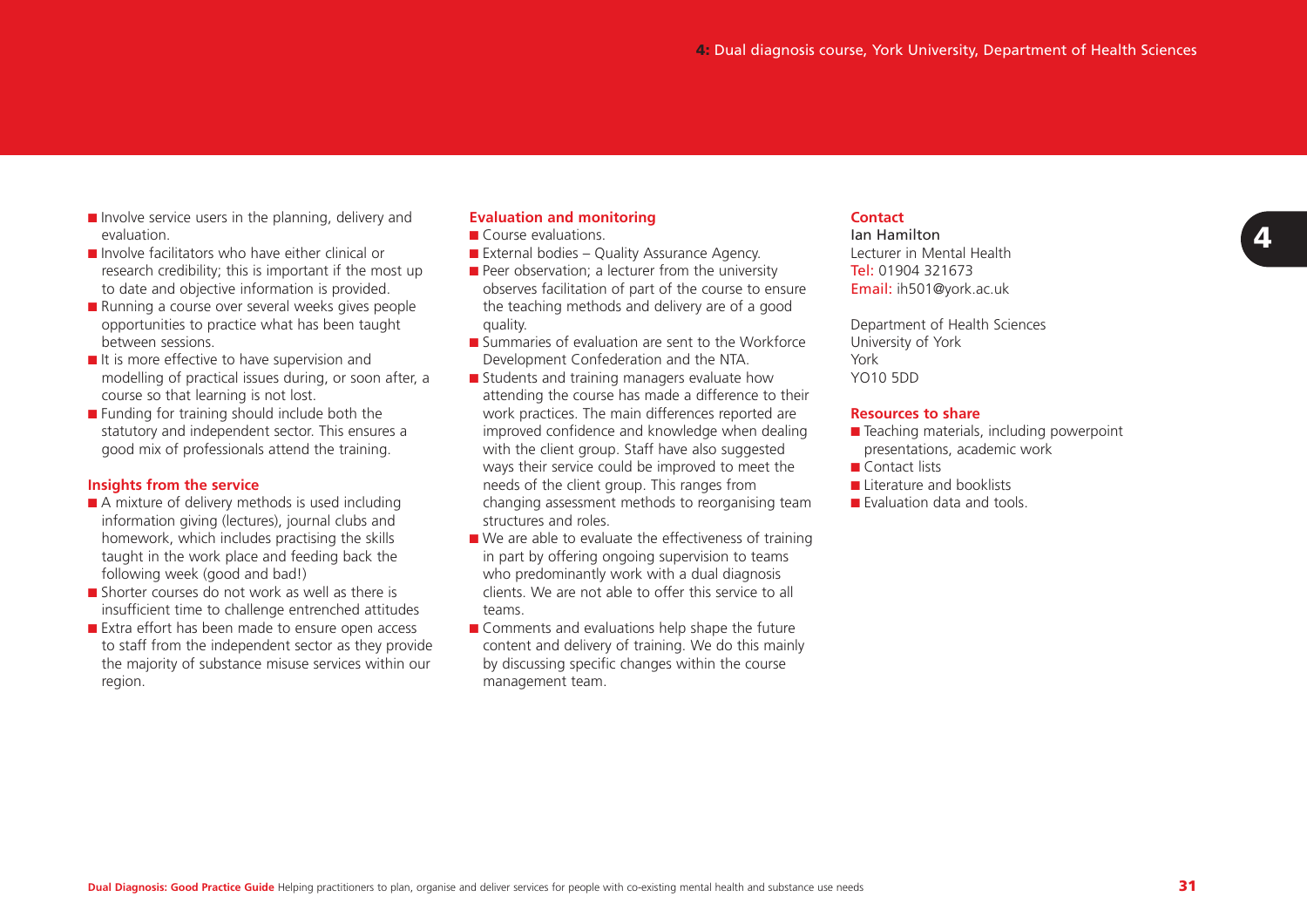- Involve service users in the planning, delivery and evaluation.
- Involve facilitators who have either clinical or research credibility; this is important if the most up to date and objective information is provided.
- Running a course over several weeks gives people opportunities to practice what has been taught between sessions.
- It is more effective to have supervision and modelling of practical issues during, or soon after, a course so that learning is not lost.
- Funding for training should include both the statutory and independent sector. This ensures a good mix of professionals attend the training.

### Insights from the service

- A mixture of delivery methods is used including information giving (lectures), journal clubs and homework, which includes practising the skills taught in the work place and feeding back the following week (good and bad!)
- Shorter courses do not work as well as there is insufficient time to challenge entrenched attitudes
- Extra effort has been made to ensure open access to staff from the independent sector as they provide the majority of substance misuse services within our region.

### Evaluation and monitoring

- Course evaluations.
- External bodies – Quality Assurance Agency.
- Peer observation; a lecturer from the university observes facilitation of part of the course to ensure the teaching methods and delivery are of a good quality.
- Summaries of evaluation are sent to the Workforce Development Confederation and the NTA.
- Students and training managers evaluate how attending the course has made a difference to their work practices. The main differences reported are improved confidence and knowledge when dealing with the client group. Staff have also suggested ways their service could be improved to meet the needs of the client group. This ranges from changing assessment methods to reorganising team structures and roles.
- We are able to evaluate the effectiveness of training in part by offering ongoing supervision to teams who predominantly work with a dual diagnosis clients. We are not able to offer this service to all teams.
- Comments and evaluations help shape the future content and delivery of training. We do this mainly by discussing specific changes within the course management team.

### Contact

Ian Hamilton
Lecturer in Mental Health
Tel: 01904 321673
Email: ih501@york.ac.uk

Department of Health Sciences
University of York
York
YO10 5DD

### Resources to share

- Teaching materials, including powerpoint presentations, academic work
- Contact lists
- Literature and booklists
- Evaluation data and tools.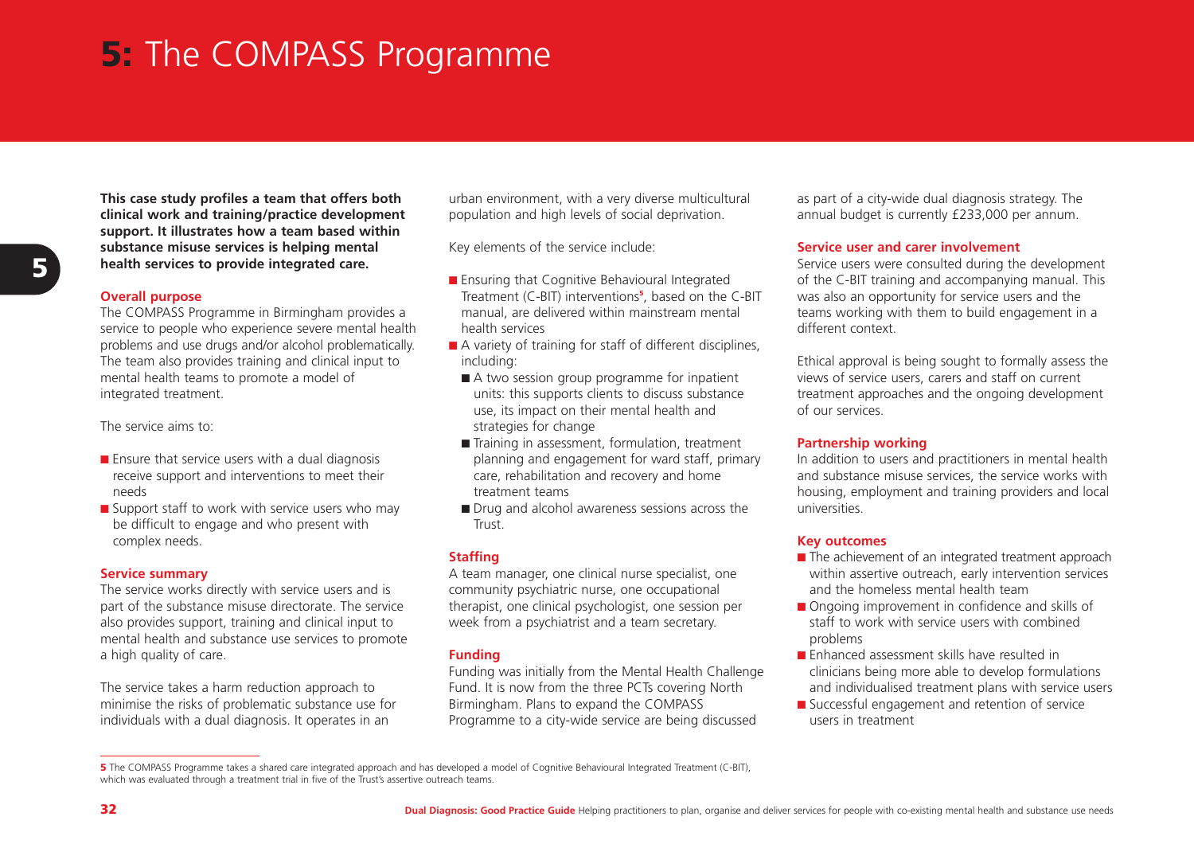# 5: The COMPASS Programme

**This case study profiles a team that offers both clinical work and training/practice development support. It illustrates how a team based within substance misuse services is helping mental health services to provide integrated care.**

### Overall purpose

The COMPASS Programme in Birmingham provides a service to people who experience severe mental health problems and use drugs and/or alcohol problematically. The team also provides training and clinical input to mental health teams to promote a model of integrated treatment.

The service aims to:

- Ensure that service users with a dual diagnosis receive support and interventions to meet their needs
- Support staff to work with service users who may be difficult to engage and who present with complex needs.

### Service summary

The service works directly with service users and is part of the substance misuse directorate. The service also provides support, training and clinical input to mental health and substance use services to promote a high quality of care.

The service takes a harm reduction approach to minimise the risks of problematic substance use for individuals with a dual diagnosis. It operates in an urban environment, with a very diverse multicultural population and high levels of social deprivation.

Key elements of the service include:

- Ensuring that Cognitive Behavioural Integrated Treatment (C-BIT) interventions[5], based on the C-BIT manual, are delivered within mainstream mental health services
- A variety of training for staff of different disciplines, including:
  - A two session group programme for inpatient units: this supports clients to discuss substance use, its impact on their mental health and strategies for change
  - Training in assessment, formulation, treatment planning and engagement for ward staff, primary care, rehabilitation and recovery and home treatment teams
  - Drug and alcohol awareness sessions across the Trust.

### Staffing

A team manager, one clinical nurse specialist, one community psychiatric nurse, one occupational therapist, one clinical psychologist, one session per week from a psychiatrist and a team secretary.

### Funding

Funding was initially from the Mental Health Challenge Fund. It is now from the three PCTs covering North Birmingham. Plans to expand the COMPASS Programme to a city-wide service are being discussed as part of a city-wide dual diagnosis strategy. The annual budget is currently £233,000 per annum.

### Service user and carer involvement

Service users were consulted during the development of the C-BIT training and accompanying manual. This was also an opportunity for service users and the teams working with them to build engagement in a different context.

Ethical approval is being sought to formally assess the views of service users, carers and staff on current treatment approaches and the ongoing development of our services.

### Partnership working

In addition to users and practitioners in mental health and substance misuse services, the service works with housing, employment and training providers and local universities.

### Key outcomes

- The achievement of an integrated treatment approach within assertive outreach, early intervention services and the homeless mental health team
- Ongoing improvement in confidence and skills of staff to work with service users with combined problems
- Enhanced assessment skills have resulted in clinicians being more able to develop formulations and individualised treatment plans with service users
- Successful engagement and retention of service users in treatment

---

**5** The COMPASS Programme takes a shared care integrated approach and has developed a model of Cognitive Behavioural Integrated Treatment (C-BIT), which was evaluated through a treatment trial in five of the Trust's assertive outreach teams.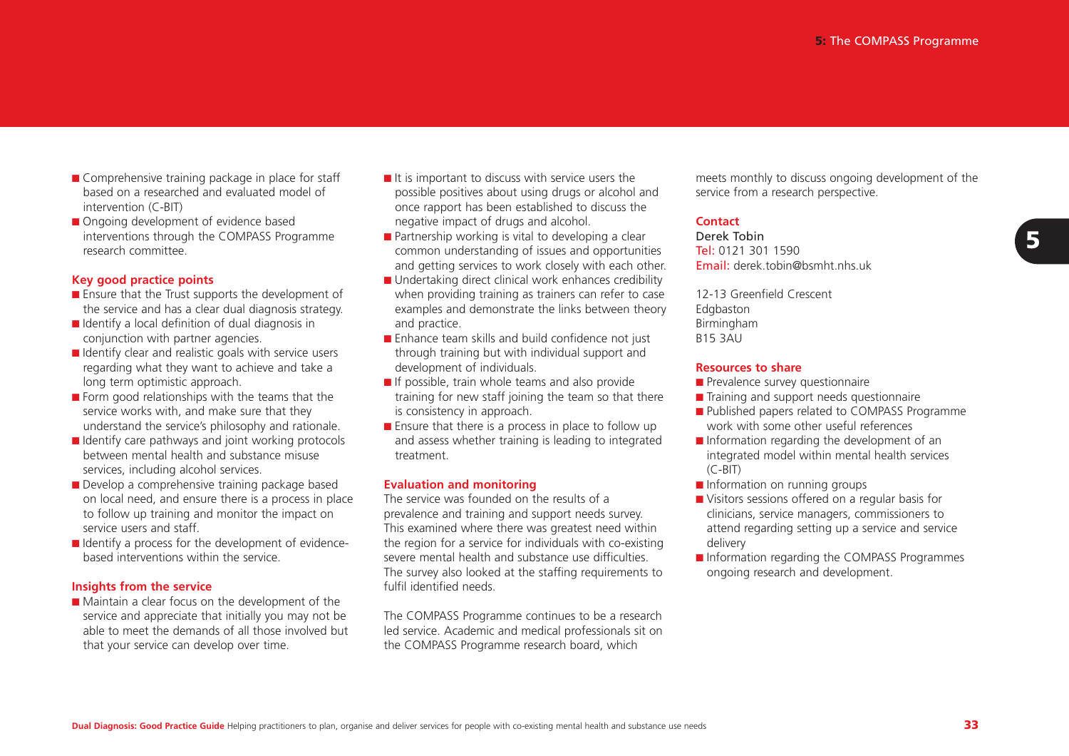- Comprehensive training package in place for staff based on a researched and evaluated model of intervention (C-BIT)
- Ongoing development of evidence based interventions through the COMPASS Programme research committee.

### Key good practice points

- Ensure that the Trust supports the development of the service and has a clear dual diagnosis strategy.
- Identify a local definition of dual diagnosis in conjunction with partner agencies.
- Identify clear and realistic goals with service users regarding what they want to achieve and take a long term optimistic approach.
- Form good relationships with the teams that the service works with, and make sure that they understand the service's philosophy and rationale.
- Identify care pathways and joint working protocols between mental health and substance misuse services, including alcohol services.
- Develop a comprehensive training package based on local need, and ensure there is a process in place to follow up training and monitor the impact on service users and staff.
- Identify a process for the development of evidence-based interventions within the service.

### Insights from the service

- Maintain a clear focus on the development of the service and appreciate that initially you may not be able to meet the demands of all those involved but that your service can develop over time.
- It is important to discuss with service users the possible positives about using drugs or alcohol and once rapport has been established to discuss the negative impact of drugs and alcohol.
- Partnership working is vital to developing a clear common understanding of issues and opportunities and getting services to work closely with each other.
- Undertaking direct clinical work enhances credibility when providing training as trainers can refer to case examples and demonstrate the links between theory and practice.
- Enhance team skills and build confidence not just through training but with individual support and development of individuals.
- If possible, train whole teams and also provide training for new staff joining the team so that there is consistency in approach.
- Ensure that there is a process in place to follow up and assess whether training is leading to integrated treatment.

### Evaluation and monitoring

The service was founded on the results of a prevalence and training and support needs survey. This examined where there was greatest need within the region for a service for individuals with co-existing severe mental health and substance use difficulties. The survey also looked at the staffing requirements to fulfil identified needs.

The COMPASS Programme continues to be a research led service. Academic and medical professionals sit on the COMPASS Programme research board, which meets monthly to discuss ongoing development of the service from a research perspective.

### Contact

Derek Tobin
Tel: 0121 301 1590
Email: derek.tobin@bsmht.nhs.uk

12-13 Greenfield Crescent
Edgbaston
Birmingham
B15 3AU

### Resources to share

- Prevalence survey questionnaire
- Training and support needs questionnaire
- Published papers related to COMPASS Programme work with some other useful references
- Information regarding the development of an integrated model within mental health services (C-BIT)
- Information on running groups
- Visitors sessions offered on a regular basis for clinicians, service managers, commissioners to attend regarding setting up a service and service delivery
- Information regarding the COMPASS Programmes ongoing research and development.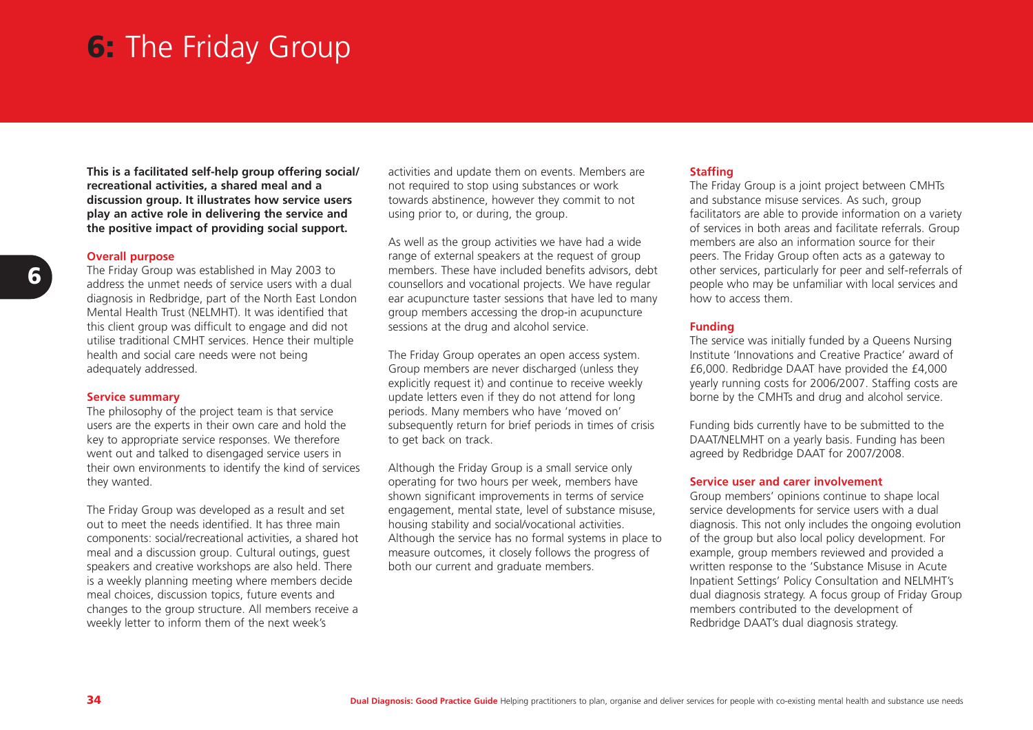# 6: The Friday Group

**This is a facilitated self-help group offering social/recreational activities, a shared meal and a discussion group. It illustrates how service users play an active role in delivering the service and the positive impact of providing social support.**

### Overall purpose

The Friday Group was established in May 2003 to address the unmet needs of service users with a dual diagnosis in Redbridge, part of the North East London Mental Health Trust (NELMHT). It was identified that this client group was difficult to engage and did not utilise traditional CMHT services. Hence their multiple health and social care needs were not being adequately addressed.

### Service summary

The philosophy of the project team is that service users are the experts in their own care and hold the key to appropriate service responses. We therefore went out and talked to disengaged service users in their own environments to identify the kind of services they wanted.

The Friday Group was developed as a result and set out to meet the needs identified. It has three main components: social/recreational activities, a shared hot meal and a discussion group. Cultural outings, guest speakers and creative workshops are also held. There is a weekly planning meeting where members decide meal choices, discussion topics, future events and changes to the group structure. All members receive a weekly letter to inform them of the next week's activities and update them on events. Members are not required to stop using substances or work towards abstinence, however they commit to not using prior to, or during, the group.

As well as the group activities we have had a wide range of external speakers at the request of group members. These have included benefits advisors, debt counsellors and vocational projects. We have regular ear acupuncture taster sessions that have led to many group members accessing the drop-in acupuncture sessions at the drug and alcohol service.

The Friday Group operates an open access system. Group members are never discharged (unless they explicitly request it) and continue to receive weekly update letters even if they do not attend for long periods. Many members who have 'moved on' subsequently return for brief periods in times of crisis to get back on track.

Although the Friday Group is a small service only operating for two hours per week, members have shown significant improvements in terms of service engagement, mental state, level of substance misuse, housing stability and social/vocational activities. Although the service has no formal systems in place to measure outcomes, it closely follows the progress of both our current and graduate members.

### Staffing

The Friday Group is a joint project between CMHTs and substance misuse services. As such, group facilitators are able to provide information on a variety of services in both areas and facilitate referrals. Group members are also an information source for their peers. The Friday Group often acts as a gateway to other services, particularly for peer and self-referrals of people who may be unfamiliar with local services and how to access them.

### Funding

The service was initially funded by a Queens Nursing Institute 'Innovations and Creative Practice' award of £6,000. Redbridge DAAT have provided the £4,000 yearly running costs for 2006/2007. Staffing costs are borne by the CMHTs and drug and alcohol service.

Funding bids currently have to be submitted to the DAAT/NELMHT on a yearly basis. Funding has been agreed by Redbridge DAAT for 2007/2008.

### Service user and carer involvement

Group members' opinions continue to shape local service developments for service users with a dual diagnosis. This not only includes the ongoing evolution of the group but also local policy development. For example, group members reviewed and provided a written response to the 'Substance Misuse in Acute Inpatient Settings' Policy Consultation and NELMHT's dual diagnosis strategy. A focus group of Friday Group members contributed to the development of Redbridge DAAT's dual diagnosis strategy.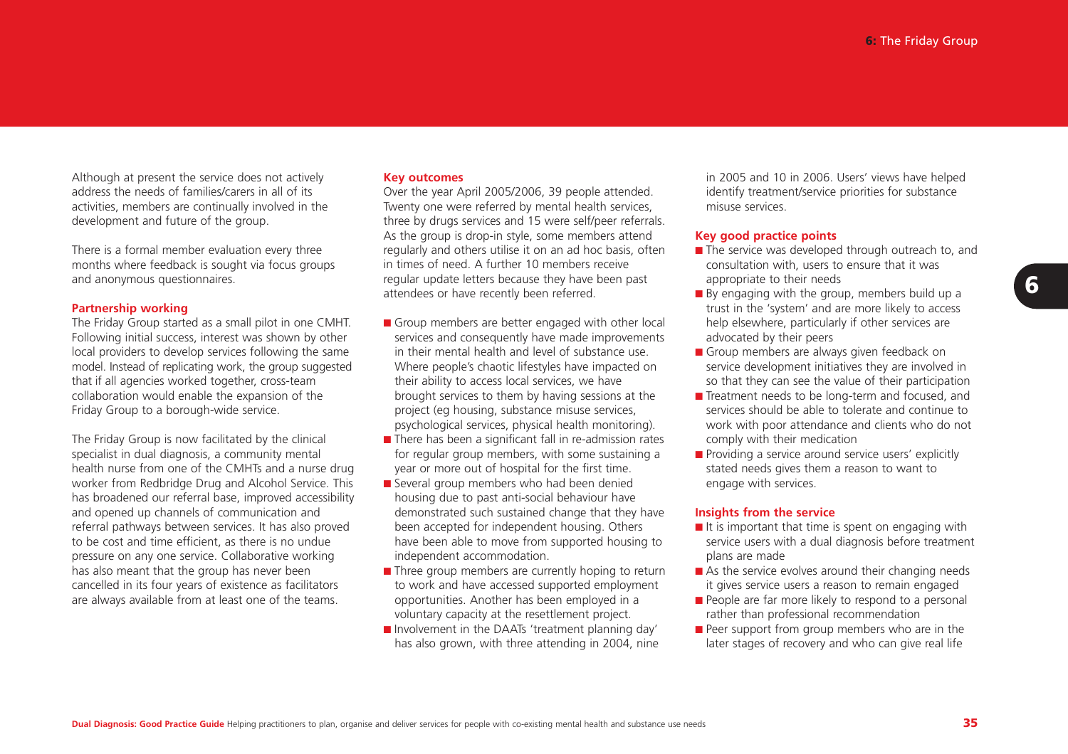Although at present the service does not actively address the needs of families/carers in all of its activities, members are continually involved in the development and future of the group.

There is a formal member evaluation every three months where feedback is sought via focus groups and anonymous questionnaires.

### Partnership working

The Friday Group started as a small pilot in one CMHT. Following initial success, interest was shown by other local providers to develop services following the same model. Instead of replicating work, the group suggested that if all agencies worked together, cross-team collaboration would enable the expansion of the Friday Group to a borough-wide service.

The Friday Group is now facilitated by the clinical specialist in dual diagnosis, a community mental health nurse from one of the CMHTs and a nurse drug worker from Redbridge Drug and Alcohol Service. This has broadened our referral base, improved accessibility and opened up channels of communication and referral pathways between services. It has also proved to be cost and time efficient, as there is no undue pressure on any one service. Collaborative working has also meant that the group has never been cancelled in its four years of existence as facilitators are always available from at least one of the teams.

### Key outcomes

Over the year April 2005/2006, 39 people attended. Twenty one were referred by mental health services, three by drugs services and 15 were self/peer referrals. As the group is drop-in style, some members attend regularly and others utilise it on an ad hoc basis, often in times of need. A further 10 members receive regular update letters because they have been past attendees or have recently been referred.

- Group members are better engaged with other local services and consequently have made improvements in their mental health and level of substance use. Where people's chaotic lifestyles have impacted on their ability to access local services, we have brought services to them by having sessions at the project (eg housing, substance misuse services, psychological services, physical health monitoring).
- There has been a significant fall in re-admission rates for regular group members, with some sustaining a year or more out of hospital for the first time.
- Several group members who had been denied housing due to past anti-social behaviour have demonstrated such sustained change that they have been accepted for independent housing. Others have been able to move from supported housing to independent accommodation.
- Three group members are currently hoping to return to work and have accessed supported employment opportunities. Another has been employed in a voluntary capacity at the resettlement project.
- Involvement in the DAATs 'treatment planning day' has also grown, with three attending in 2004, nine in 2005 and 10 in 2006. Users' views have helped identify treatment/service priorities for substance misuse services.

### Key good practice points

- The service was developed through outreach to, and consultation with, users to ensure that it was appropriate to their needs
- By engaging with the group, members build up a trust in the 'system' and are more likely to access help elsewhere, particularly if other services are advocated by their peers
- Group members are always given feedback on service development initiatives they are involved in so that they can see the value of their participation
- Treatment needs to be long-term and focused, and services should be able to tolerate and continue to work with poor attendance and clients who do not comply with their medication
- Providing a service around service users' explicitly stated needs gives them a reason to want to engage with services.

### Insights from the service

- It is important that time is spent on engaging with service users with a dual diagnosis before treatment plans are made
- As the service evolves around their changing needs it gives service users a reason to remain engaged
- People are far more likely to respond to a personal rather than professional recommendation
- Peer support from group members who are in the later stages of recovery and who can give real life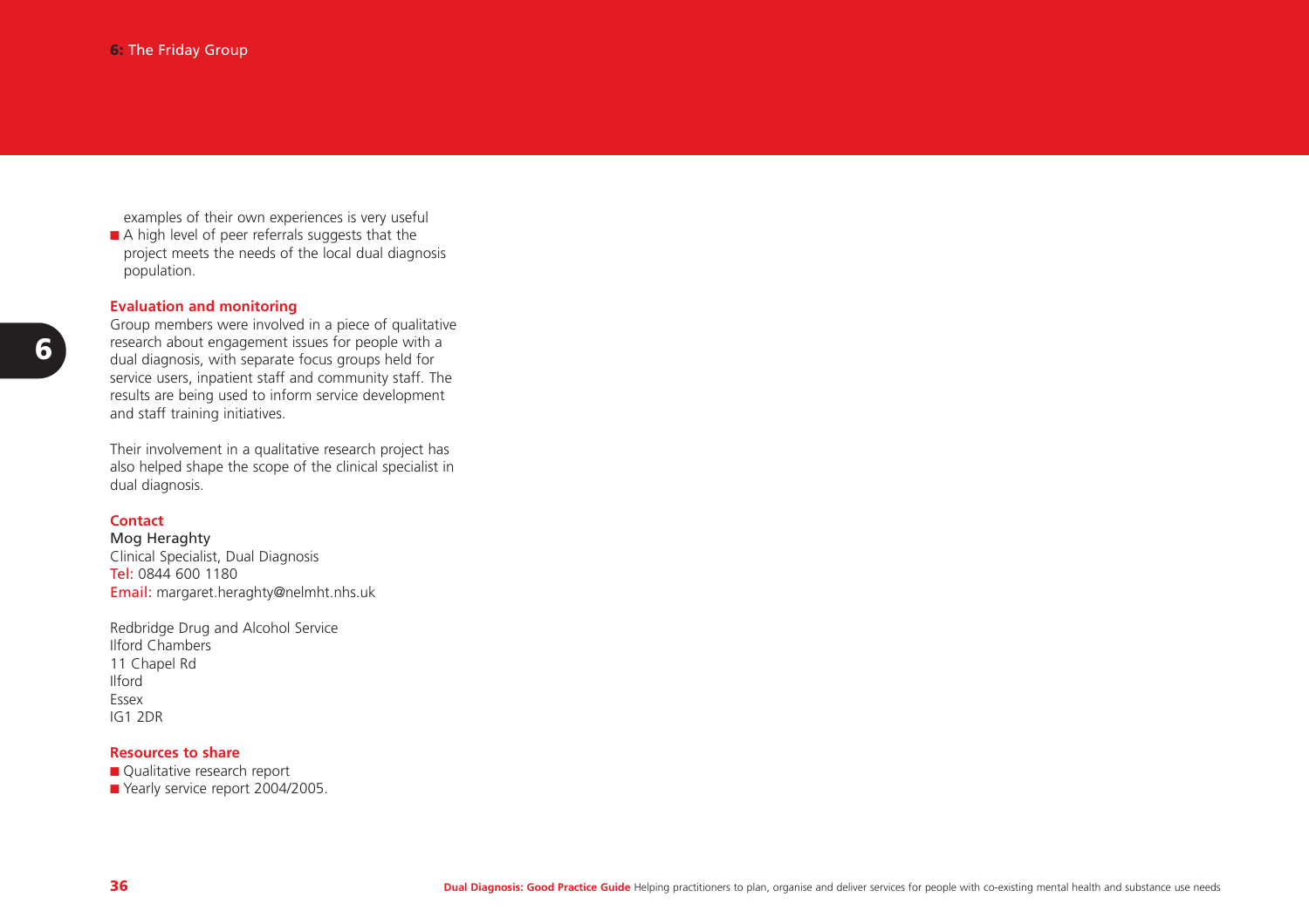examples of their own experiences is very useful

- A high level of peer referrals suggests that the project meets the needs of the local dual diagnosis population.

### Evaluation and monitoring

Group members were involved in a piece of qualitative research about engagement issues for people with a dual diagnosis, with separate focus groups held for service users, inpatient staff and community staff. The results are being used to inform service development and staff training initiatives.

Their involvement in a qualitative research project has also helped shape the scope of the clinical specialist in dual diagnosis.

### Contact

Mog Heraghty
Clinical Specialist, Dual Diagnosis
Tel: 0844 600 1180
Email: margaret.heraghty@nelmht.nhs.uk

Redbridge Drug and Alcohol Service
Ilford Chambers
11 Chapel Rd
Ilford
Essex
IG1 2DR

### Resources to share

- Qualitative research report
- Yearly service report 2004/2005.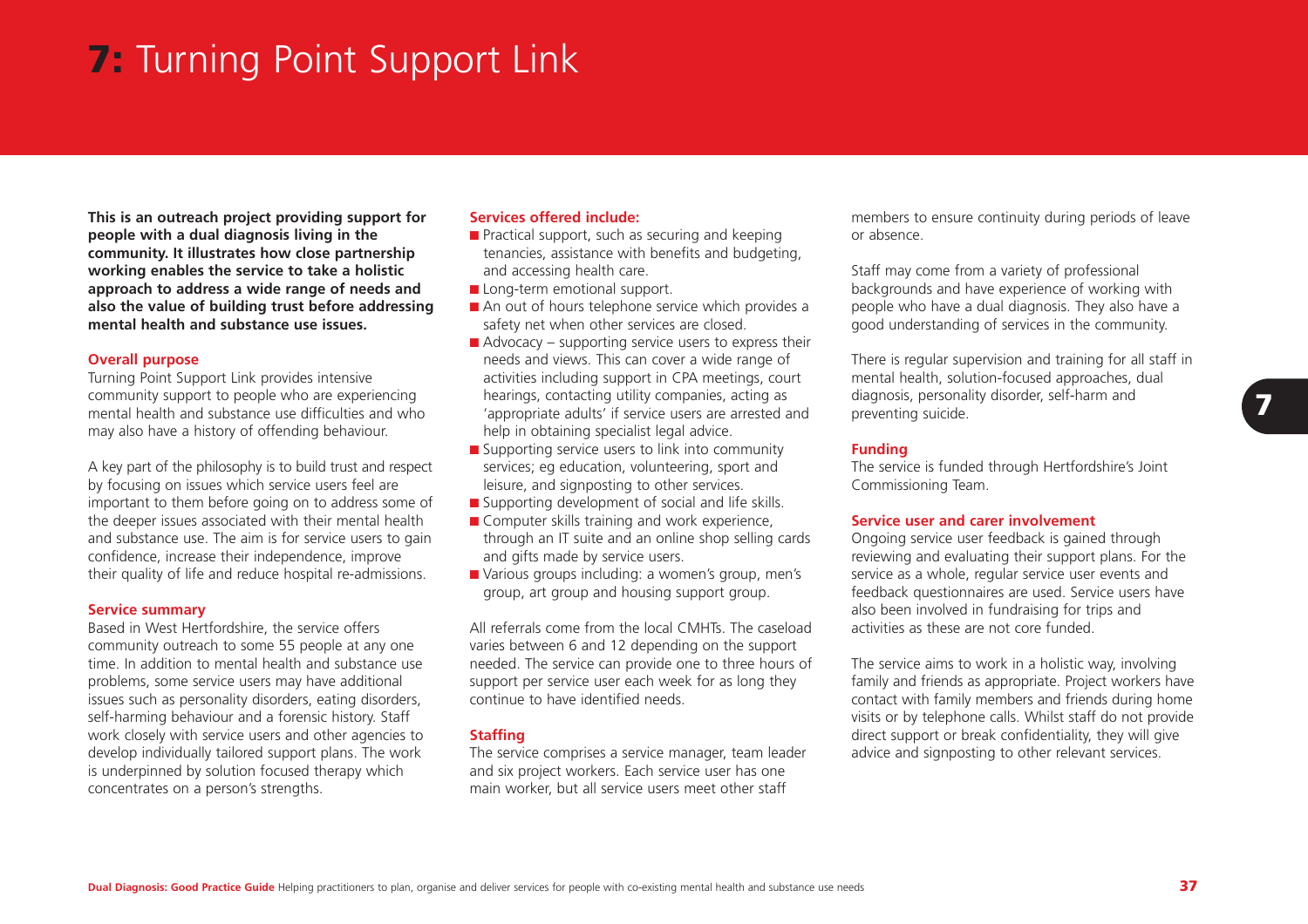# 7: Turning Point Support Link

**This is an outreach project providing support for people with a dual diagnosis living in the community. It illustrates how close partnership working enables the service to take a holistic approach to address a wide range of needs and also the value of building trust before addressing mental health and substance use issues.**

### Overall purpose

Turning Point Support Link provides intensive community support to people who are experiencing mental health and substance use difficulties and who may also have a history of offending behaviour.

A key part of the philosophy is to build trust and respect by focusing on issues which service users feel are important to them before going on to address some of the deeper issues associated with their mental health and substance use. The aim is for service users to gain confidence, increase their independence, improve their quality of life and reduce hospital re-admissions.

### Service summary

Based in West Hertfordshire, the service offers community outreach to some 55 people at any one time. In addition to mental health and substance use problems, some service users may have additional issues such as personality disorders, eating disorders, self-harming behaviour and a forensic history. Staff work closely with service users and other agencies to develop individually tailored support plans. The work is underpinned by solution focused therapy which concentrates on a person's strengths.

### Services offered include:

- Practical support, such as securing and keeping tenancies, assistance with benefits and budgeting, and accessing health care.
- Long-term emotional support.
- An out of hours telephone service which provides a safety net when other services are closed.
- Advocacy – supporting service users to express their needs and views. This can cover a wide range of activities including support in CPA meetings, court hearings, contacting utility companies, acting as 'appropriate adults' if service users are arrested and help in obtaining specialist legal advice.
- Supporting service users to link into community services; eg education, volunteering, sport and leisure, and signposting to other services.
- Supporting development of social and life skills.
- Computer skills training and work experience, through an IT suite and an online shop selling cards and gifts made by service users.
- Various groups including: a women's group, men's group, art group and housing support group.

All referrals come from the local CMHTs. The caseload varies between 6 and 12 depending on the support needed. The service can provide one to three hours of support per service user each week for as long they continue to have identified needs.

### Staffing

The service comprises a service manager, team leader and six project workers. Each service user has one main worker, but all service users meet other staff members to ensure continuity during periods of leave or absence.

Staff may come from a variety of professional backgrounds and have experience of working with people who have a dual diagnosis. They also have a good understanding of services in the community.

There is regular supervision and training for all staff in mental health, solution-focused approaches, dual diagnosis, personality disorder, self-harm and preventing suicide.

### Funding

The service is funded through Hertfordshire's Joint Commissioning Team.

### Service user and carer involvement

Ongoing service user feedback is gained through reviewing and evaluating their support plans. For the service as a whole, regular service user events and feedback questionnaires are used. Service users have also been involved in fundraising for trips and activities as these are not core funded.

The service aims to work in a holistic way, involving family and friends as appropriate. Project workers have contact with family members and friends during home visits or by telephone calls. Whilst staff do not provide direct support or break confidentiality, they will give advice and signposting to other relevant services.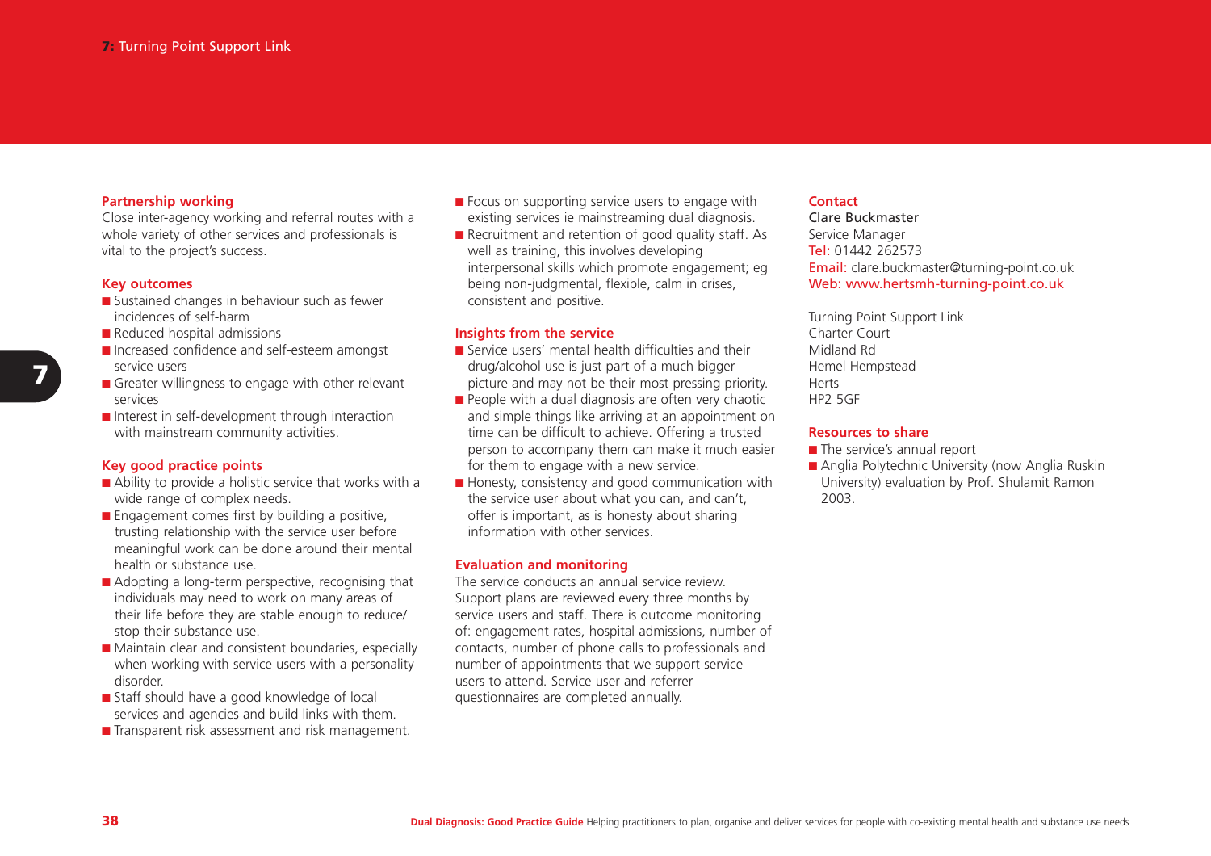## Partnership working

Close inter-agency working and referral routes with a whole variety of other services and professionals is vital to the project's success.

## Key outcomes

- Sustained changes in behaviour such as fewer incidences of self-harm
- Reduced hospital admissions
- Increased confidence and self-esteem amongst service users
- Greater willingness to engage with other relevant services
- Interest in self-development through interaction with mainstream community activities.

## Key good practice points

- Ability to provide a holistic service that works with a wide range of complex needs.
- Engagement comes first by building a positive, trusting relationship with the service user before meaningful work can be done around their mental health or substance use.
- Adopting a long-term perspective, recognising that individuals may need to work on many areas of their life before they are stable enough to reduce/ stop their substance use.
- Maintain clear and consistent boundaries, especially when working with service users with a personality disorder.
- Staff should have a good knowledge of local services and agencies and build links with them.
- Transparent risk assessment and risk management.
- Focus on supporting service users to engage with existing services ie mainstreaming dual diagnosis.
- Recruitment and retention of good quality staff. As well as training, this involves developing interpersonal skills which promote engagement; eg being non-judgmental, flexible, calm in crises, consistent and positive.

## Insights from the service

- Service users' mental health difficulties and their drug/alcohol use is just part of a much bigger picture and may not be their most pressing priority.
- People with a dual diagnosis are often very chaotic and simple things like arriving at an appointment on time can be difficult to achieve. Offering a trusted person to accompany them can make it much easier for them to engage with a new service.
- Honesty, consistency and good communication with the service user about what you can, and can't, offer is important, as is honesty about sharing information with other services.

## Evaluation and monitoring

The service conducts an annual service review. Support plans are reviewed every three months by service users and staff. There is outcome monitoring of: engagement rates, hospital admissions, number of contacts, number of phone calls to professionals and number of appointments that we support service users to attend. Service user and referrer questionnaires are completed annually.

## Contact

Clare Buckmaster
Service Manager
Tel: 01442 262573
Email: clare.buckmaster@turning-point.co.uk
Web: www.hertsmh-turning-point.co.uk

Turning Point Support Link
Charter Court
Midland Rd
Hemel Hempstead
Herts
HP2 5GF

## Resources to share

- The service's annual report
- Anglia Polytechnic University (now Anglia Ruskin University) evaluation by Prof. Shulamit Ramon 2003.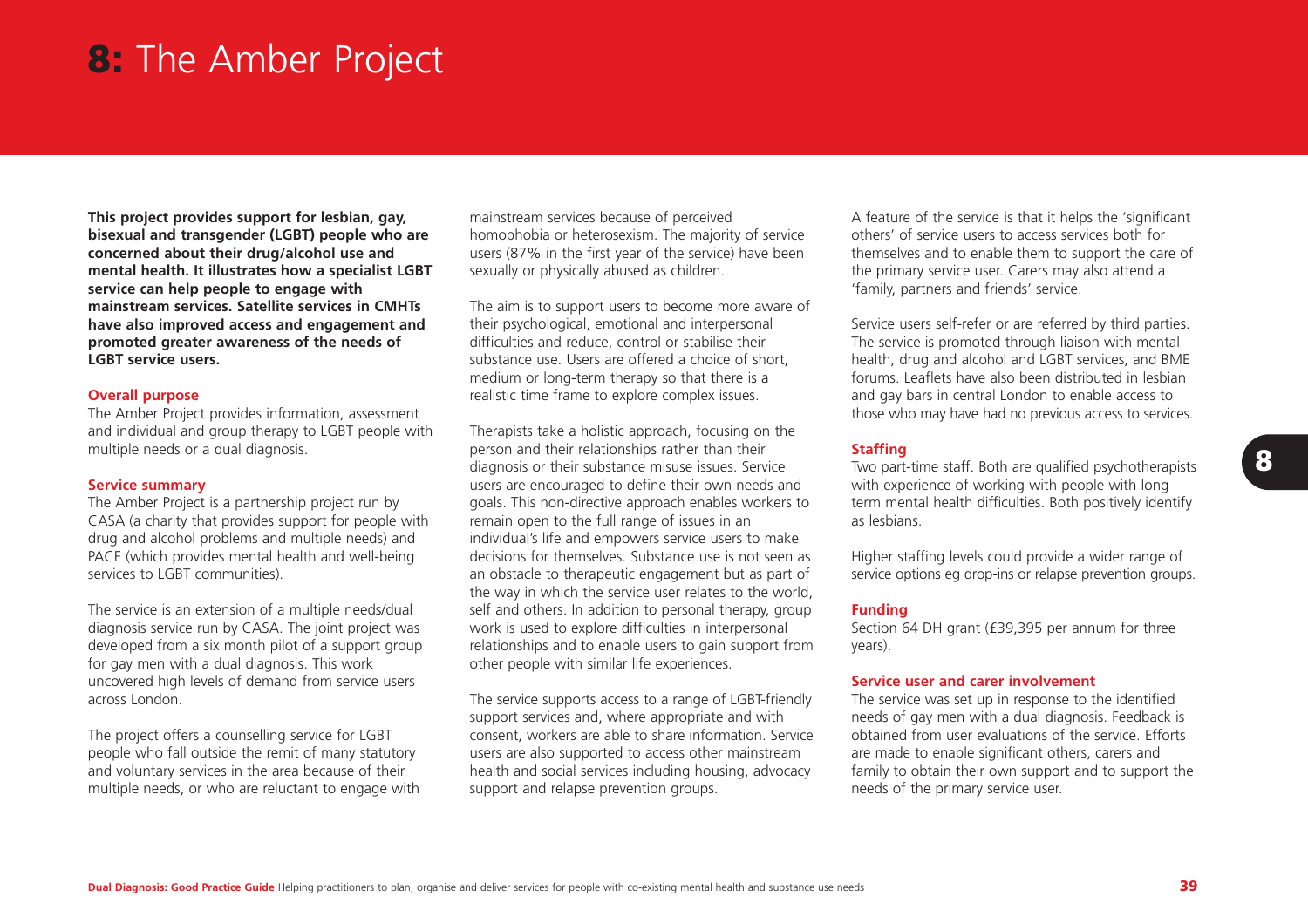# 8: The Amber Project

**This project provides support for lesbian, gay, bisexual and transgender (LGBT) people who are concerned about their drug/alcohol use and mental health. It illustrates how a specialist LGBT service can help people to engage with mainstream services. Satellite services in CMHTs have also improved access and engagement and promoted greater awareness of the needs of LGBT service users.**

### Overall purpose

The Amber Project provides information, assessment and individual and group therapy to LGBT people with multiple needs or a dual diagnosis.

### Service summary

The Amber Project is a partnership project run by CASA (a charity that provides support for people with drug and alcohol problems and multiple needs) and PACE (which provides mental health and well-being services to LGBT communities).

The service is an extension of a multiple needs/dual diagnosis service run by CASA. The joint project was developed from a six month pilot of a support group for gay men with a dual diagnosis. This work uncovered high levels of demand from service users across London.

The project offers a counselling service for LGBT people who fall outside the remit of many statutory and voluntary services in the area because of their multiple needs, or who are reluctant to engage with mainstream services because of perceived homophobia or heterosexism. The majority of service users (87% in the first year of the service) have been sexually or physically abused as children.

The aim is to support users to become more aware of their psychological, emotional and interpersonal difficulties and reduce, control or stabilise their substance use. Users are offered a choice of short, medium or long-term therapy so that there is a realistic time frame to explore complex issues.

Therapists take a holistic approach, focusing on the person and their relationships rather than their diagnosis or their substance misuse issues. Service users are encouraged to define their own needs and goals. This non-directive approach enables workers to remain open to the full range of issues in an individual's life and empowers service users to make decisions for themselves. Substance use is not seen as an obstacle to therapeutic engagement but as part of the way in which the service user relates to the world, self and others. In addition to personal therapy, group work is used to explore difficulties in interpersonal relationships and to enable users to gain support from other people with similar life experiences.

The service supports access to a range of LGBT-friendly support services and, where appropriate and with consent, workers are able to share information. Service users are also supported to access other mainstream health and social services including housing, advocacy support and relapse prevention groups.

A feature of the service is that it helps the 'significant others' of service users to access services both for themselves and to enable them to support the care of the primary service user. Carers may also attend a 'family, partners and friends' service.

Service users self-refer or are referred by third parties. The service is promoted through liaison with mental health, drug and alcohol and LGBT services, and BME forums. Leaflets have also been distributed in lesbian and gay bars in central London to enable access to those who may have had no previous access to services.

### Staffing

Two part-time staff. Both are qualified psychotherapists with experience of working with people with long term mental health difficulties. Both positively identify as lesbians.

Higher staffing levels could provide a wider range of service options eg drop-ins or relapse prevention groups.

### Funding

Section 64 DH grant (£39,395 per annum for three years).

### Service user and carer involvement

The service was set up in response to the identified needs of gay men with a dual diagnosis. Feedback is obtained from user evaluations of the service. Efforts are made to enable significant others, carers and family to obtain their own support and to support the needs of the primary service user.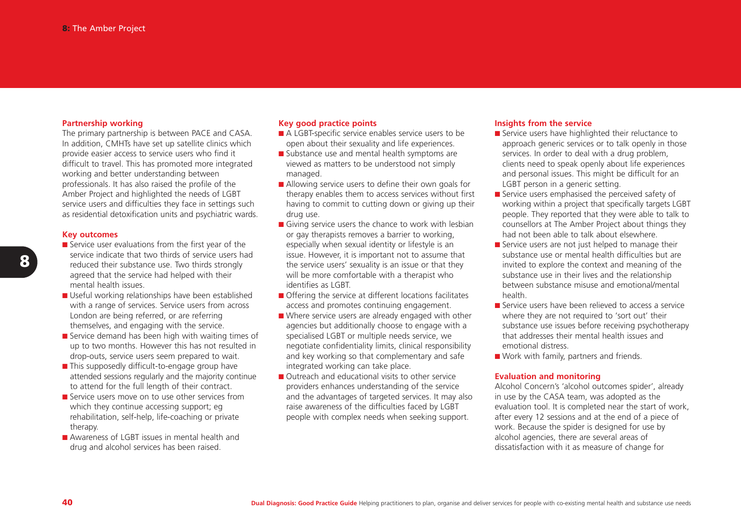### Partnership working

The primary partnership is between PACE and CASA. In addition, CMHTs have set up satellite clinics which provide easier access to service users who find it difficult to travel. This has promoted more integrated working and better understanding between professionals. It has also raised the profile of the Amber Project and highlighted the needs of LGBT service users and difficulties they face in settings such as residential detoxification units and psychiatric wards.

### Key outcomes

- Service user evaluations from the first year of the service indicate that two thirds of service users had reduced their substance use. Two thirds strongly agreed that the service had helped with their mental health issues.
- Useful working relationships have been established with a range of services. Service users from across London are being referred, or are referring themselves, and engaging with the service.
- Service demand has been high with waiting times of up to two months. However this has not resulted in drop-outs, service users seem prepared to wait.
- This supposedly difficult-to-engage group have attended sessions regularly and the majority continue to attend for the full length of their contract.
- Service users move on to use other services from which they continue accessing support; eg rehabilitation, self-help, life-coaching or private therapy.
- Awareness of LGBT issues in mental health and drug and alcohol services has been raised.

### Key good practice points

- A LGBT-specific service enables service users to be open about their sexuality and life experiences.
- Substance use and mental health symptoms are viewed as matters to be understood not simply managed.
- Allowing service users to define their own goals for therapy enables them to access services without first having to commit to cutting down or giving up their drug use.
- Giving service users the chance to work with lesbian or gay therapists removes a barrier to working, especially when sexual identity or lifestyle is an issue. However, it is important not to assume that the service users' sexuality is an issue or that they will be more comfortable with a therapist who identifies as LGBT.
- Offering the service at different locations facilitates access and promotes continuing engagement.
- Where service users are already engaged with other agencies but additionally choose to engage with a specialised LGBT or multiple needs service, we negotiate confidentiality limits, clinical responsibility and key working so that complementary and safe integrated working can take place.
- Outreach and educational visits to other service providers enhances understanding of the service and the advantages of targeted services. It may also raise awareness of the difficulties faced by LGBT people with complex needs when seeking support.

### Insights from the service

- Service users have highlighted their reluctance to approach generic services or to talk openly in those services. In order to deal with a drug problem, clients need to speak openly about life experiences and personal issues. This might be difficult for an LGBT person in a generic setting.
- Service users emphasised the perceived safety of working within a project that specifically targets LGBT people. They reported that they were able to talk to counsellors at The Amber Project about things they had not been able to talk about elsewhere.
- Service users are not just helped to manage their substance use or mental health difficulties but are invited to explore the context and meaning of the substance use in their lives and the relationship between substance misuse and emotional/mental health.
- Service users have been relieved to access a service where they are not required to 'sort out' their substance use issues before receiving psychotherapy that addresses their mental health issues and emotional distress.
- Work with family, partners and friends.

### Evaluation and monitoring

Alcohol Concern's 'alcohol outcomes spider', already in use by the CASA team, was adopted as the evaluation tool. It is completed near the start of work, after every 12 sessions and at the end of a piece of work. Because the spider is designed for use by alcohol agencies, there are several areas of dissatisfaction with it as measure of change for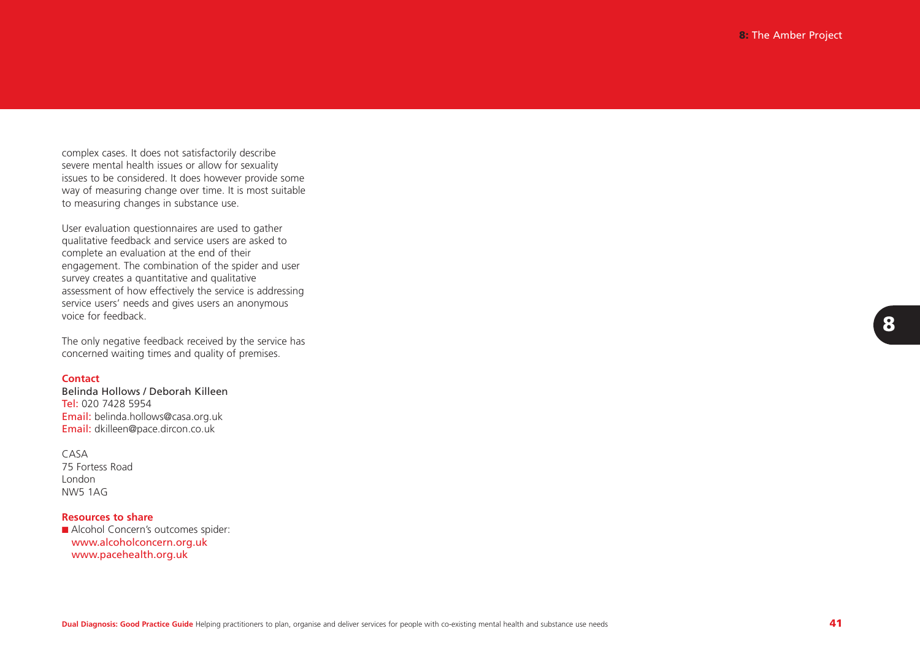complex cases. It does not satisfactorily describe severe mental health issues or allow for sexuality issues to be considered. It does however provide some way of measuring change over time. It is most suitable to measuring changes in substance use.

User evaluation questionnaires are used to gather qualitative feedback and service users are asked to complete an evaluation at the end of their engagement. The combination of the spider and user survey creates a quantitative and qualitative assessment of how effectively the service is addressing service users' needs and gives users an anonymous voice for feedback.

The only negative feedback received by the service has concerned waiting times and quality of premises.

### Contact

Belinda Hollows / Deborah Killeen
Tel: 020 7428 5954
Email: belinda.hollows@casa.org.uk
Email: dkilleen@pace.dircon.co.uk

CASA
75 Fortess Road
London
NW5 1AG

### Resources to share

- Alcohol Concern's outcomes spider:
  www.alcoholconcern.org.uk
  www.pacehealth.org.uk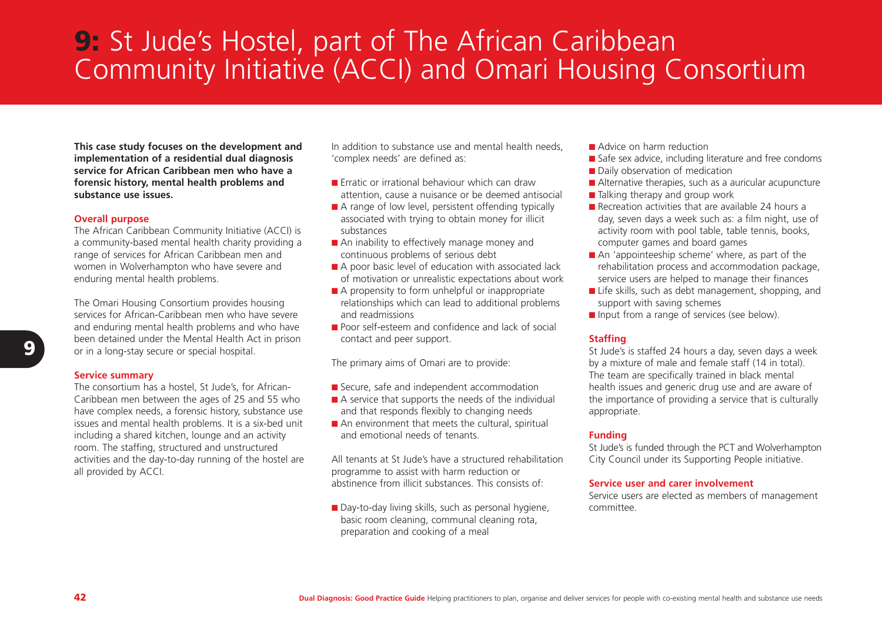# 9: St Jude's Hostel, part of The African Caribbean Community Initiative (ACCI) and Omari Housing Consortium

**This case study focuses on the development and implementation of a residential dual diagnosis service for African Caribbean men who have a forensic history, mental health problems and substance use issues.**

### Overall purpose

The African Caribbean Community Initiative (ACCI) is a community-based mental health charity providing a range of services for African Caribbean men and women in Wolverhampton who have severe and enduring mental health problems.

The Omari Housing Consortium provides housing services for African-Caribbean men who have severe and enduring mental health problems and who have been detained under the Mental Health Act in prison or in a long-stay secure or special hospital.

### Service summary

The consortium has a hostel, St Jude's, for African-Caribbean men between the ages of 25 and 55 who have complex needs, a forensic history, substance use issues and mental health problems. It is a six-bed unit including a shared kitchen, lounge and an activity room. The staffing, structured and unstructured activities and the day-to-day running of the hostel are all provided by ACCI.

In addition to substance use and mental health needs, 'complex needs' are defined as:

- Erratic or irrational behaviour which can draw attention, cause a nuisance or be deemed antisocial
- A range of low level, persistent offending typically associated with trying to obtain money for illicit substances
- An inability to effectively manage money and continuous problems of serious debt
- A poor basic level of education with associated lack of motivation or unrealistic expectations about work
- A propensity to form unhelpful or inappropriate relationships which can lead to additional problems and readmissions
- Poor self-esteem and confidence and lack of social contact and peer support.

The primary aims of Omari are to provide:

- Secure, safe and independent accommodation
- A service that supports the needs of the individual and that responds flexibly to changing needs
- An environment that meets the cultural, spiritual and emotional needs of tenants.

All tenants at St Jude's have a structured rehabilitation programme to assist with harm reduction or abstinence from illicit substances. This consists of:

- Day-to-day living skills, such as personal hygiene, basic room cleaning, communal cleaning rota, preparation and cooking of a meal
- Advice on harm reduction
- Safe sex advice, including literature and free condoms
- Daily observation of medication
- Alternative therapies, such as a auricular acupuncture
- Talking therapy and group work
- Recreation activities that are available 24 hours a day, seven days a week such as: a film night, use of activity room with pool table, table tennis, books, computer games and board games
- An 'appointeeship scheme' where, as part of the rehabilitation process and accommodation package, service users are helped to manage their finances
- Life skills, such as debt management, shopping, and support with saving schemes
- Input from a range of services (see below).

### Staffing

St Jude's is staffed 24 hours a day, seven days a week by a mixture of male and female staff (14 in total). The team are specifically trained in black mental health issues and generic drug use and are aware of the importance of providing a service that is culturally appropriate.

### Funding

St Jude's is funded through the PCT and Wolverhampton City Council under its Supporting People initiative.

### Service user and carer involvement

Service users are elected as members of management committee.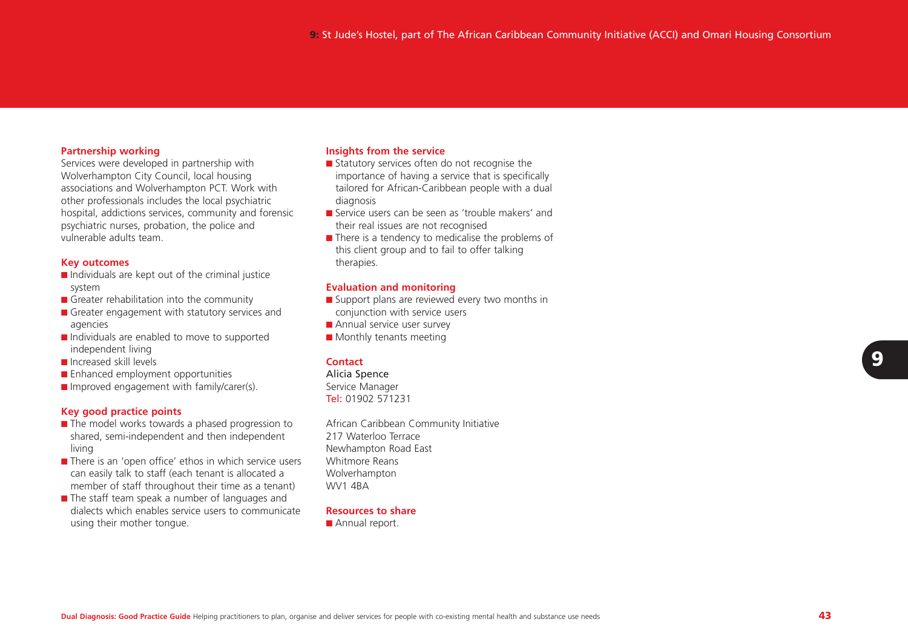## 9: St Jude's Hostel, part of The African Caribbean Community Initiative (ACCI) and Omari Housing Consortium

### Partnership working

Services were developed in partnership with Wolverhampton City Council, local housing associations and Wolverhampton PCT. Work with other professionals includes the local psychiatric hospital, addictions services, community and forensic psychiatric nurses, probation, the police and vulnerable adults team.

### Key outcomes

- Individuals are kept out of the criminal justice system
- Greater rehabilitation into the community
- Greater engagement with statutory services and agencies
- Individuals are enabled to move to supported independent living
- Increased skill levels
- Enhanced employment opportunities
- Improved engagement with family/carer(s).

### Key good practice points

- The model works towards a phased progression to shared, semi-independent and then independent living
- There is an 'open office' ethos in which service users can easily talk to staff (each tenant is allocated a member of staff throughout their time as a tenant)
- The staff team speak a number of languages and dialects which enables service users to communicate using their mother tongue.

### Insights from the service

- Statutory services often do not recognise the importance of having a service that is specifically tailored for African-Caribbean people with a dual diagnosis
- Service users can be seen as 'trouble makers' and their real issues are not recognised
- There is a tendency to medicalise the problems of this client group and to fail to offer talking therapies.

### Evaluation and monitoring

- Support plans are reviewed every two months in conjunction with service users
- Annual service user survey
- Monthly tenants meeting

### Contact

Alicia Spence
Service Manager
Tel: 01902 571231

African Caribbean Community Initiative
217 Waterloo Terrace
Newhampton Road East
Whitmore Reans
Wolverhampton
WV1 4BA

### Resources to share

- Annual report.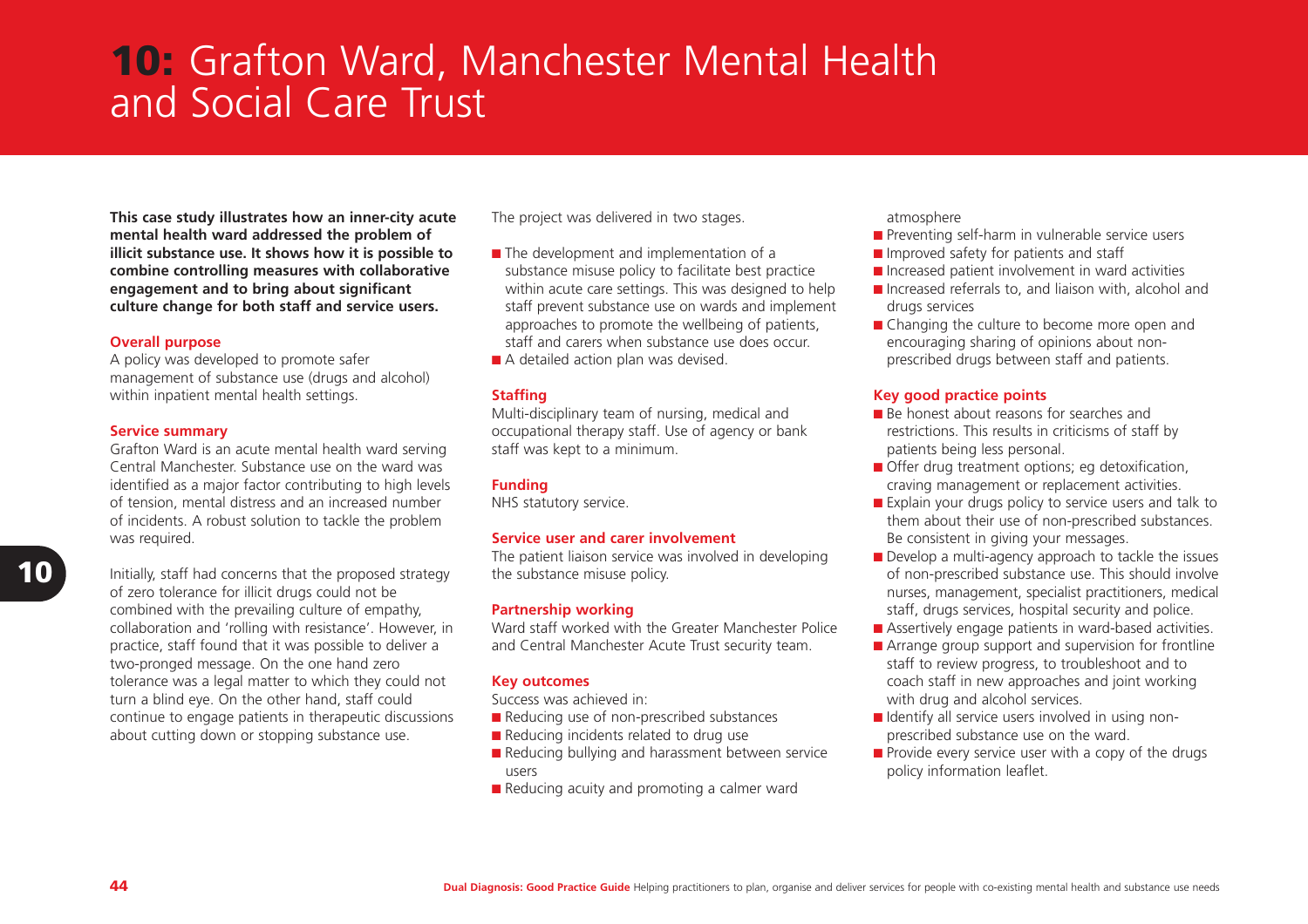# 10: Grafton Ward, Manchester Mental Health and Social Care Trust

**This case study illustrates how an inner-city acute mental health ward addressed the problem of illicit substance use. It shows how it is possible to combine controlling measures with collaborative engagement and to bring about significant culture change for both staff and service users.**

### Overall purpose

A policy was developed to promote safer management of substance use (drugs and alcohol) within inpatient mental health settings.

### Service summary

Grafton Ward is an acute mental health ward serving Central Manchester. Substance use on the ward was identified as a major factor contributing to high levels of tension, mental distress and an increased number of incidents. A robust solution to tackle the problem was required.

Initially, staff had concerns that the proposed strategy of zero tolerance for illicit drugs could not be combined with the prevailing culture of empathy, collaboration and 'rolling with resistance'. However, in practice, staff found that it was possible to deliver a two-pronged message. On the one hand zero tolerance was a legal matter to which they could not turn a blind eye. On the other hand, staff could continue to engage patients in therapeutic discussions about cutting down or stopping substance use.

The project was delivered in two stages.

- The development and implementation of a substance misuse policy to facilitate best practice within acute care settings. This was designed to help staff prevent substance use on wards and implement approaches to promote the wellbeing of patients, staff and carers when substance use does occur.
- A detailed action plan was devised.

### Staffing

Multi-disciplinary team of nursing, medical and occupational therapy staff. Use of agency or bank staff was kept to a minimum.

### Funding

NHS statutory service.

### Service user and carer involvement

The patient liaison service was involved in developing the substance misuse policy.

### Partnership working

Ward staff worked with the Greater Manchester Police and Central Manchester Acute Trust security team.

### Key outcomes

Success was achieved in:

- Reducing use of non-prescribed substances
- Reducing incidents related to drug use
- Reducing bullying and harassment between service users
- Reducing acuity and promoting a calmer ward atmosphere
- Preventing self-harm in vulnerable service users
- Improved safety for patients and staff
- Increased patient involvement in ward activities
- Increased referrals to, and liaison with, alcohol and drugs services
- Changing the culture to become more open and encouraging sharing of opinions about non-prescribed drugs between staff and patients.

### Key good practice points

- Be honest about reasons for searches and restrictions. This results in criticisms of staff by patients being less personal.
- Offer drug treatment options; eg detoxification, craving management or replacement activities.
- Explain your drugs policy to service users and talk to them about their use of non-prescribed substances. Be consistent in giving your messages.
- Develop a multi-agency approach to tackle the issues of non-prescribed substance use. This should involve nurses, management, specialist practitioners, medical staff, drugs services, hospital security and police.
- Assertively engage patients in ward-based activities.
- Arrange group support and supervision for frontline staff to review progress, to troubleshoot and to coach staff in new approaches and joint working with drug and alcohol services.
- Identify all service users involved in using non-prescribed substance use on the ward.
- Provide every service user with a copy of the drugs policy information leaflet.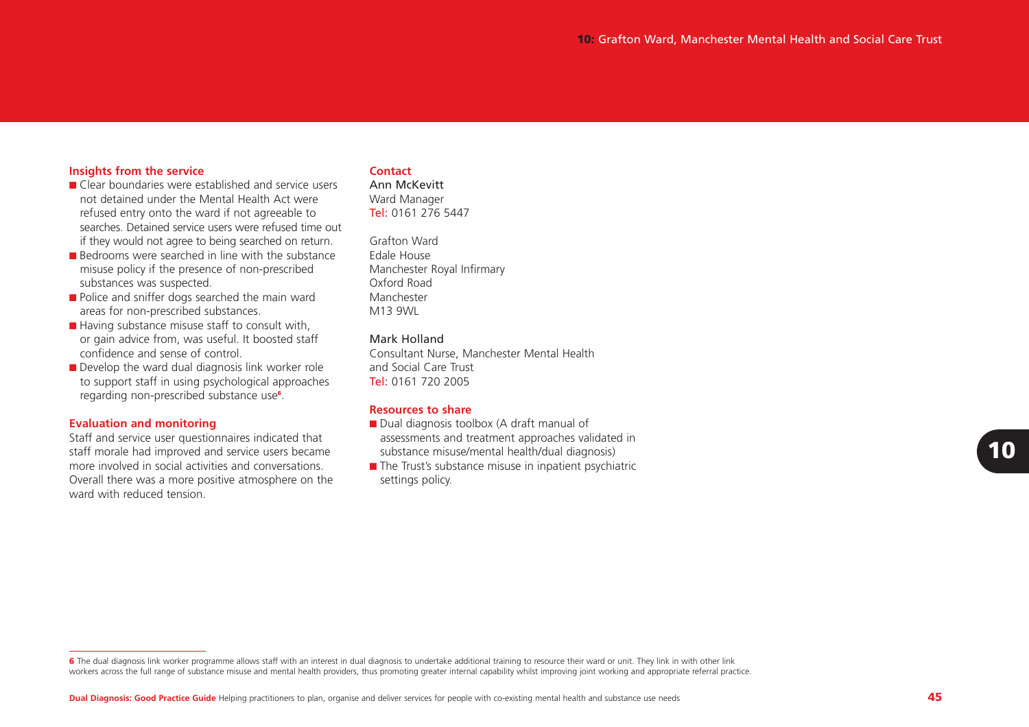### Insights from the service

- Clear boundaries were established and service users not detained under the Mental Health Act were refused entry onto the ward if not agreeable to searches. Detained service users were refused time out if they would not agree to being searched on return.
- Bedrooms were searched in line with the substance misuse policy if the presence of non-prescribed substances was suspected.
- Police and sniffer dogs searched the main ward areas for non-prescribed substances.
- Having substance misuse staff to consult with, or gain advice from, was useful. It boosted staff confidence and sense of control.
- Develop the ward dual diagnosis link worker role to support staff in using psychological approaches regarding non-prescribed substance use[6].

### Evaluation and monitoring

Staff and service user questionnaires indicated that staff morale had improved and service users became more involved in social activities and conversations. Overall there was a more positive atmosphere on the ward with reduced tension.

### Contact

Ann McKevitt
Ward Manager
Tel: 0161 276 5447

Grafton Ward
Edale House
Manchester Royal Infirmary
Oxford Road
Manchester
M13 9WL

Mark Holland
Consultant Nurse, Manchester Mental Health and Social Care Trust
Tel: 0161 720 2005

### Resources to share

- Dual diagnosis toolbox (A draft manual of assessments and treatment approaches validated in substance misuse/mental health/dual diagnosis)
- The Trust's substance misuse in inpatient psychiatric settings policy.

---

[6] The dual diagnosis link worker programme allows staff with an interest in dual diagnosis to undertake additional training to resource their ward or unit. They link in with other link workers across the full range of substance misuse and mental health providers, thus promoting greater internal capability whilst improving joint working and appropriate referral practice.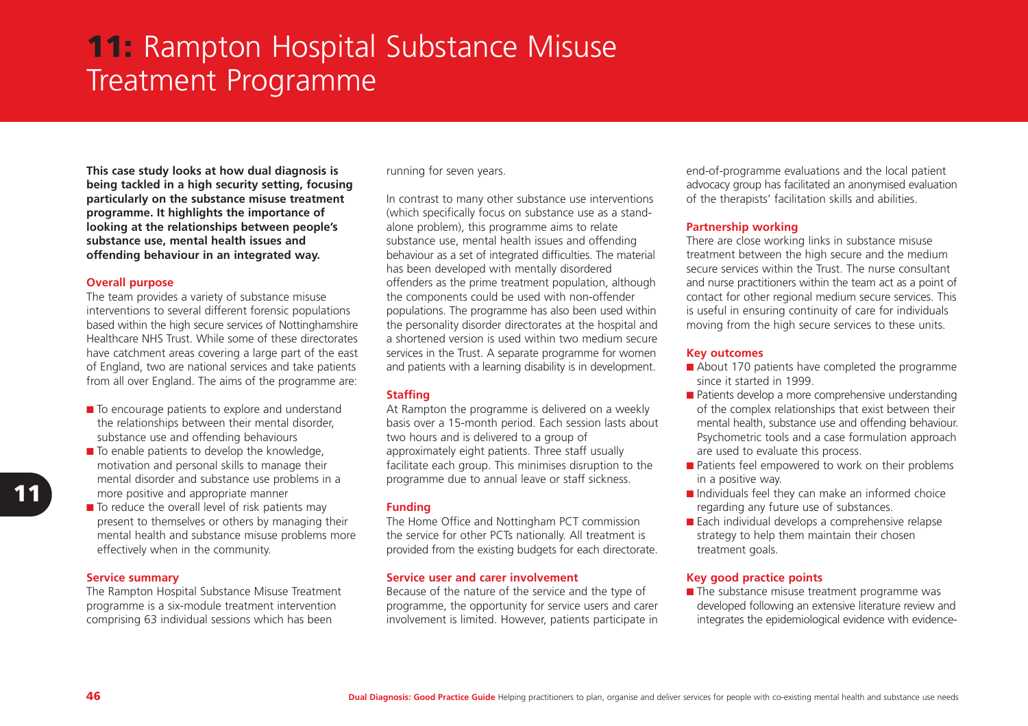# 11: Rampton Hospital Substance Misuse Treatment Programme

**This case study looks at how dual diagnosis is being tackled in a high security setting, focusing particularly on the substance misuse treatment programme. It highlights the importance of looking at the relationships between people's substance use, mental health issues and offending behaviour in an integrated way.**

## Overall purpose

The team provides a variety of substance misuse interventions to several different forensic populations based within the high secure services of Nottinghamshire Healthcare NHS Trust. While some of these directorates have catchment areas covering a large part of the east of England, two are national services and take patients from all over England. The aims of the programme are:

- To encourage patients to explore and understand the relationships between their mental disorder, substance use and offending behaviours
- To enable patients to develop the knowledge, motivation and personal skills to manage their mental disorder and substance use problems in a more positive and appropriate manner
- To reduce the overall level of risk patients may present to themselves or others by managing their mental health and substance misuse problems more effectively when in the community.

## Service summary

The Rampton Hospital Substance Misuse Treatment programme is a six-module treatment intervention comprising 63 individual sessions which has been running for seven years.

In contrast to many other substance use interventions (which specifically focus on substance use as a stand-alone problem), this programme aims to relate substance use, mental health issues and offending behaviour as a set of integrated difficulties. The material has been developed with mentally disordered offenders as the prime treatment population, although the components could be used with non-offender populations. The programme has also been used within the personality disorder directorates at the hospital and a shortened version is used within two medium secure services in the Trust. A separate programme for women and patients with a learning disability is in development.

## Staffing

At Rampton the programme is delivered on a weekly basis over a 15-month period. Each session lasts about two hours and is delivered to a group of approximately eight patients. Three staff usually facilitate each group. This minimises disruption to the programme due to annual leave or staff sickness.

## Funding

The Home Office and Nottingham PCT commission the service for other PCTs nationally. All treatment is provided from the existing budgets for each directorate.

## Service user and carer involvement

Because of the nature of the service and the type of programme, the opportunity for service users and carer involvement is limited. However, patients participate in end-of-programme evaluations and the local patient advocacy group has facilitated an anonymised evaluation of the therapists' facilitation skills and abilities.

## Partnership working

There are close working links in substance misuse treatment between the high secure and the medium secure services within the Trust. The nurse consultant and nurse practitioners within the team act as a point of contact for other regional medium secure services. This is useful in ensuring continuity of care for individuals moving from the high secure services to these units.

## Key outcomes

- About 170 patients have completed the programme since it started in 1999.
- Patients develop a more comprehensive understanding of the complex relationships that exist between their mental health, substance use and offending behaviour. Psychometric tools and a case formulation approach are used to evaluate this process.
- Patients feel empowered to work on their problems in a positive way.
- Individuals feel they can make an informed choice regarding any future use of substances.
- Each individual develops a comprehensive relapse strategy to help them maintain their chosen treatment goals.

## Key good practice points

- The substance misuse treatment programme was developed following an extensive literature review and integrates the epidemiological evidence with evidence-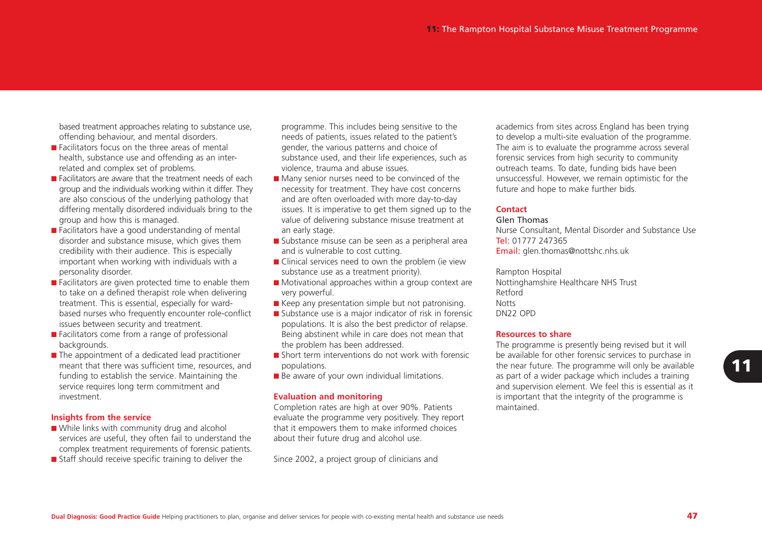based treatment approaches relating to substance use, offending behaviour, and mental disorders.

- Facilitators focus on the three areas of mental health, substance use and offending as an inter-related and complex set of problems.
- Facilitators are aware that the treatment needs of each group and the individuals working within it differ. They are also conscious of the underlying pathology that differing mentally disordered individuals bring to the group and how this is managed.
- Facilitators have a good understanding of mental disorder and substance misuse, which gives them credibility with their audience. This is especially important when working with individuals with a personality disorder.
- Facilitators are given protected time to enable them to take on a defined therapist role when delivering treatment. This is essential, especially for ward-based nurses who frequently encounter role-conflict issues between security and treatment.
- Facilitators come from a range of professional backgrounds.
- The appointment of a dedicated lead practitioner meant that there was sufficient time, resources, and funding to establish the service. Maintaining the service requires long term commitment and investment.

### Insights from the service

- While links with community drug and alcohol services are useful, they often fail to understand the complex treatment requirements of forensic patients.
- Staff should receive specific training to deliver the programme. This includes being sensitive to the needs of patients, issues related to the patient's gender, the various patterns and choice of substance used, and their life experiences, such as violence, trauma and abuse issues.
- Many senior nurses need to be convinced of the necessity for treatment. They have cost concerns and are often overloaded with more day-to-day issues. It is imperative to get them signed up to the value of delivering substance misuse treatment at an early stage.
- Substance misuse can be seen as a peripheral area and is vulnerable to cost cutting.
- Clinical services need to own the problem (ie view substance use as a treatment priority).
- Motivational approaches within a group context are very powerful.
- Keep any presentation simple but not patronising.
- Substance use is a major indicator of risk in forensic populations. It is also the best predictor of relapse. Being abstinent while in care does not mean that the problem has been addressed.
- Short term interventions do not work with forensic populations.
- Be aware of your own individual limitations.

### Evaluation and monitoring

Completion rates are high at over 90%. Patients evaluate the programme very positively. They report that it empowers them to make informed choices about their future drug and alcohol use.

Since 2002, a project group of clinicians and academics from sites across England has been trying to develop a multi-site evaluation of the programme. The aim is to evaluate the programme across several forensic services from high security to community outreach teams. To date, funding bids have been unsuccessful. However, we remain optimistic for the future and hope to make further bids.

### Contact

Glen Thomas
Nurse Consultant, Mental Disorder and Substance Use
Tel: 01777 247365
Email: glen.thomas@nottshc.nhs.uk

Rampton Hospital
Nottinghamshire Healthcare NHS Trust
Retford
Notts
DN22 OPD

### Resources to share

The programme is presently being revised but it will be available for other forensic services to purchase in the near future. The programme will only be available as part of a wider package which includes a training and supervision element. We feel this is essential as it is important that the integrity of the programme is maintained.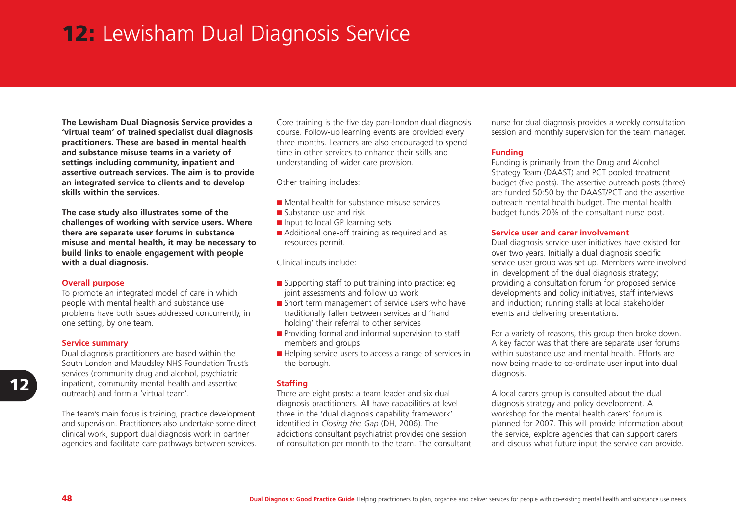# 12: Lewisham Dual Diagnosis Service

**The Lewisham Dual Diagnosis Service provides a 'virtual team' of trained specialist dual diagnosis practitioners. These are based in mental health and substance misuse teams in a variety of settings including community, inpatient and assertive outreach services. The aim is to provide an integrated service to clients and to develop skills within the services.**

**The case study also illustrates some of the challenges of working with service users. Where there are separate user forums in substance misuse and mental health, it may be necessary to build links to enable engagement with people with a dual diagnosis.**

### Overall purpose

To promote an integrated model of care in which people with mental health and substance use problems have both issues addressed concurrently, in one setting, by one team.

### Service summary

Dual diagnosis practitioners are based within the South London and Maudsley NHS Foundation Trust's services (community drug and alcohol, psychiatric inpatient, community mental health and assertive outreach) and form a 'virtual team'.

The team's main focus is training, practice development and supervision. Practitioners also undertake some direct clinical work, support dual diagnosis work in partner agencies and facilitate care pathways between services.

Core training is the five day pan-London dual diagnosis course. Follow-up learning events are provided every three months. Learners are also encouraged to spend time in other services to enhance their skills and understanding of wider care provision.

Other training includes:

- Mental health for substance misuse services
- Substance use and risk
- Input to local GP learning sets
- Additional one-off training as required and as resources permit.

Clinical inputs include:

- Supporting staff to put training into practice; eg joint assessments and follow up work
- Short term management of service users who have traditionally fallen between services and 'hand holding' their referral to other services
- Providing formal and informal supervision to staff members and groups
- Helping service users to access a range of services in the borough.

### Staffing

There are eight posts: a team leader and six dual diagnosis practitioners. All have capabilities at level three in the 'dual diagnosis capability framework' identified in *Closing the Gap* (DH, 2006). The addictions consultant psychiatrist provides one session of consultation per month to the team. The consultant nurse for dual diagnosis provides a weekly consultation session and monthly supervision for the team manager.

### Funding

Funding is primarily from the Drug and Alcohol Strategy Team (DAAST) and PCT pooled treatment budget (five posts). The assertive outreach posts (three) are funded 50:50 by the DAAST/PCT and the assertive outreach mental health budget. The mental health budget funds 20% of the consultant nurse post.

### Service user and carer involvement

Dual diagnosis service user initiatives have existed for over two years. Initially a dual diagnosis specific service user group was set up. Members were involved in: development of the dual diagnosis strategy; providing a consultation forum for proposed service developments and policy initiatives, staff interviews and induction; running stalls at local stakeholder events and delivering presentations.

For a variety of reasons, this group then broke down. A key factor was that there are separate user forums within substance use and mental health. Efforts are now being made to co-ordinate user input into dual diagnosis.

A local carers group is consulted about the dual diagnosis strategy and policy development. A workshop for the mental health carers' forum is planned for 2007. This will provide information about the service, explore agencies that can support carers and discuss what future input the service can provide.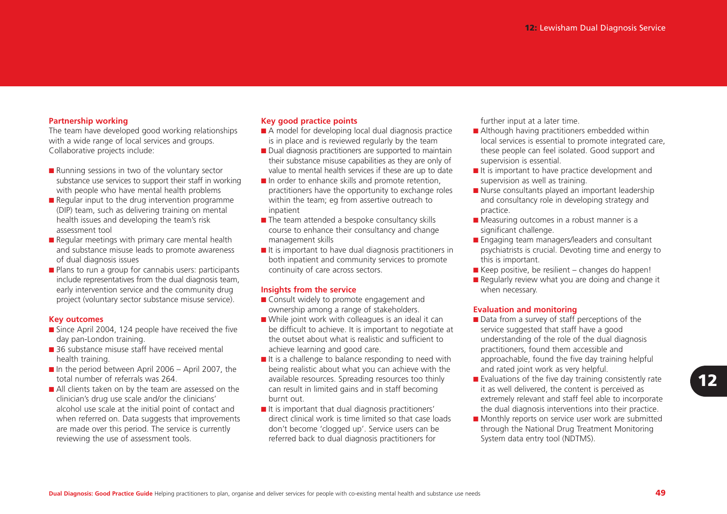### Partnership working

The team have developed good working relationships with a wide range of local services and groups. Collaborative projects include:

- Running sessions in two of the voluntary sector substance use services to support their staff in working with people who have mental health problems
- Regular input to the drug intervention programme (DIP) team, such as delivering training on mental health issues and developing the team's risk assessment tool
- Regular meetings with primary care mental health and substance misuse leads to promote awareness of dual diagnosis issues
- Plans to run a group for cannabis users: participants include representatives from the dual diagnosis team, early intervention service and the community drug project (voluntary sector substance misuse service).

### Key outcomes

- Since April 2004, 124 people have received the five day pan-London training.
- 36 substance misuse staff have received mental health training.
- In the period between April 2006 – April 2007, the total number of referrals was 264.
- All clients taken on by the team are assessed on the clinician's drug use scale and/or the clinicians' alcohol use scale at the initial point of contact and when referred on. Data suggests that improvements are made over this period. The service is currently reviewing the use of assessment tools.

### Key good practice points

- A model for developing local dual diagnosis practice is in place and is reviewed regularly by the team
- Dual diagnosis practitioners are supported to maintain their substance misuse capabilities as they are only of value to mental health services if these are up to date
- In order to enhance skills and promote retention, practitioners have the opportunity to exchange roles within the team; eg from assertive outreach to inpatient
- The team attended a bespoke consultancy skills course to enhance their consultancy and change management skills
- It is important to have dual diagnosis practitioners in both inpatient and community services to promote continuity of care across sectors.

### Insights from the service

- Consult widely to promote engagement and ownership among a range of stakeholders.
- While joint work with colleagues is an ideal it can be difficult to achieve. It is important to negotiate at the outset about what is realistic and sufficient to achieve learning and good care.
- It is a challenge to balance responding to need with being realistic about what you can achieve with the available resources. Spreading resources too thinly can result in limited gains and in staff becoming burnt out.
- It is important that dual diagnosis practitioners' direct clinical work is time limited so that case loads don't become 'clogged up'. Service users can be referred back to dual diagnosis practitioners for further input at a later time.
- Although having practitioners embedded within local services is essential to promote integrated care, these people can feel isolated. Good support and supervision is essential.
- It is important to have practice development and supervision as well as training.
- Nurse consultants played an important leadership and consultancy role in developing strategy and practice.
- Measuring outcomes in a robust manner is a significant challenge.
- Engaging team managers/leaders and consultant psychiatrists is crucial. Devoting time and energy to this is important.
- Keep positive, be resilient – changes do happen!
- Regularly review what you are doing and change it when necessary.

### Evaluation and monitoring

- Data from a survey of staff perceptions of the service suggested that staff have a good understanding of the role of the dual diagnosis practitioners, found them accessible and approachable, found the five day training helpful and rated joint work as very helpful.
- Evaluations of the five day training consistently rate it as well delivered, the content is perceived as extremely relevant and staff feel able to incorporate the dual diagnosis interventions into their practice.
- Monthly reports on service user work are submitted through the National Drug Treatment Monitoring System data entry tool (NDTMS).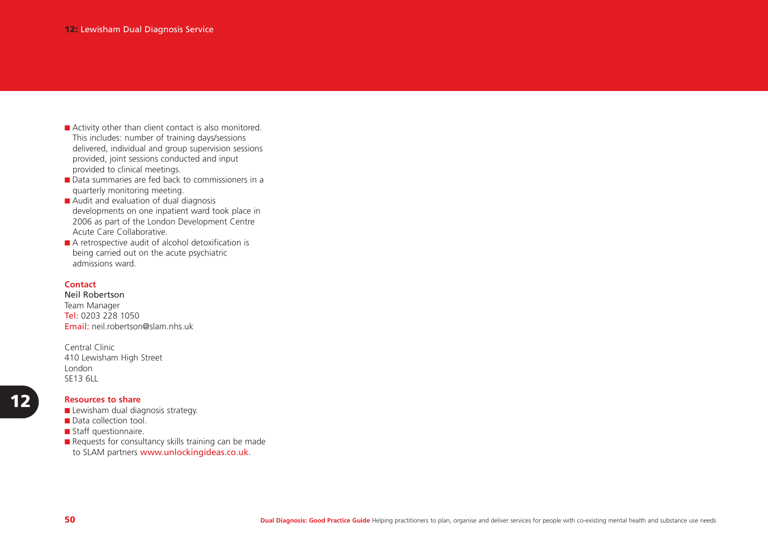- Activity other than client contact is also monitored. This includes: number of training days/sessions delivered, individual and group supervision sessions provided, joint sessions conducted and input provided to clinical meetings.
- Data summaries are fed back to commissioners in a quarterly monitoring meeting.
- Audit and evaluation of dual diagnosis developments on one inpatient ward took place in 2006 as part of the London Development Centre Acute Care Collaborative.
- A retrospective audit of alcohol detoxification is being carried out on the acute psychiatric admissions ward.

**Contact**

Neil Robertson
Team Manager
Tel: 0203 228 1050
Email: neil.robertson@slam.nhs.uk

Central Clinic
410 Lewisham High Street
London
SE13 6LL

**Resources to share**

- Lewisham dual diagnosis strategy.
- Data collection tool.
- Staff questionnaire.
- Requests for consultancy skills training can be made to SLAM partners www.unlockingideas.co.uk.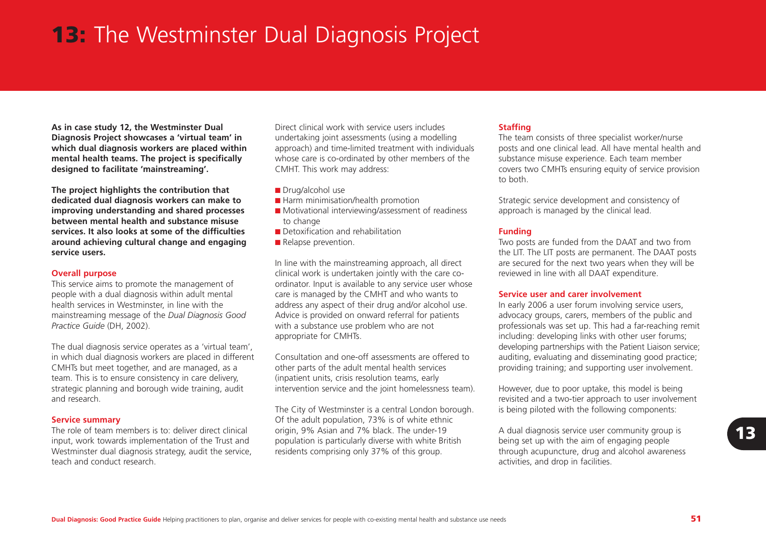# 13: The Westminster Dual Diagnosis Project

**As in case study 12, the Westminster Dual Diagnosis Project showcases a 'virtual team' in which dual diagnosis workers are placed within mental health teams. The project is specifically designed to facilitate 'mainstreaming'.**

**The project highlights the contribution that dedicated dual diagnosis workers can make to improving understanding and shared processes between mental health and substance misuse services. It also looks at some of the difficulties around achieving cultural change and engaging service users.**

### Overall purpose

This service aims to promote the management of people with a dual diagnosis within adult mental health services in Westminster, in line with the mainstreaming message of the *Dual Diagnosis Good Practice Guide* (DH, 2002).

The dual diagnosis service operates as a 'virtual team', in which dual diagnosis workers are placed in different CMHTs but meet together, and are managed, as a team. This is to ensure consistency in care delivery, strategic planning and borough wide training, audit and research.

### Service summary

The role of team members is to: deliver direct clinical input, work towards implementation of the Trust and Westminster dual diagnosis strategy, audit the service, teach and conduct research.

Direct clinical work with service users includes undertaking joint assessments (using a modelling approach) and time-limited treatment with individuals whose care is co-ordinated by other members of the CMHT. This work may address:

- Drug/alcohol use
- Harm minimisation/health promotion
- Motivational interviewing/assessment of readiness to change
- Detoxification and rehabilitation
- Relapse prevention.

In line with the mainstreaming approach, all direct clinical work is undertaken jointly with the care co-ordinator. Input is available to any service user whose care is managed by the CMHT and who wants to address any aspect of their drug and/or alcohol use. Advice is provided on onward referral for patients with a substance use problem who are not appropriate for CMHTs.

Consultation and one-off assessments are offered to other parts of the adult mental health services (inpatient units, crisis resolution teams, early intervention service and the joint homelessness team).

The City of Westminster is a central London borough. Of the adult population, 73% is of white ethnic origin, 9% Asian and 7% black. The under-19 population is particularly diverse with white British residents comprising only 37% of this group.

### Staffing

The team consists of three specialist worker/nurse posts and one clinical lead. All have mental health and substance misuse experience. Each team member covers two CMHTs ensuring equity of service provision to both.

Strategic service development and consistency of approach is managed by the clinical lead.

### Funding

Two posts are funded from the DAAT and two from the LIT. The LIT posts are permanent. The DAAT posts are secured for the next two years when they will be reviewed in line with all DAAT expenditure.

### Service user and carer involvement

In early 2006 a user forum involving service users, advocacy groups, carers, members of the public and professionals was set up. This had a far-reaching remit including: developing links with other user forums; developing partnerships with the Patient Liaison service; auditing, evaluating and disseminating good practice; providing training; and supporting user involvement.

However, due to poor uptake, this model is being revisited and a two-tier approach to user involvement is being piloted with the following components:

A dual diagnosis service user community group is being set up with the aim of engaging people through acupuncture, drug and alcohol awareness activities, and drop in facilities.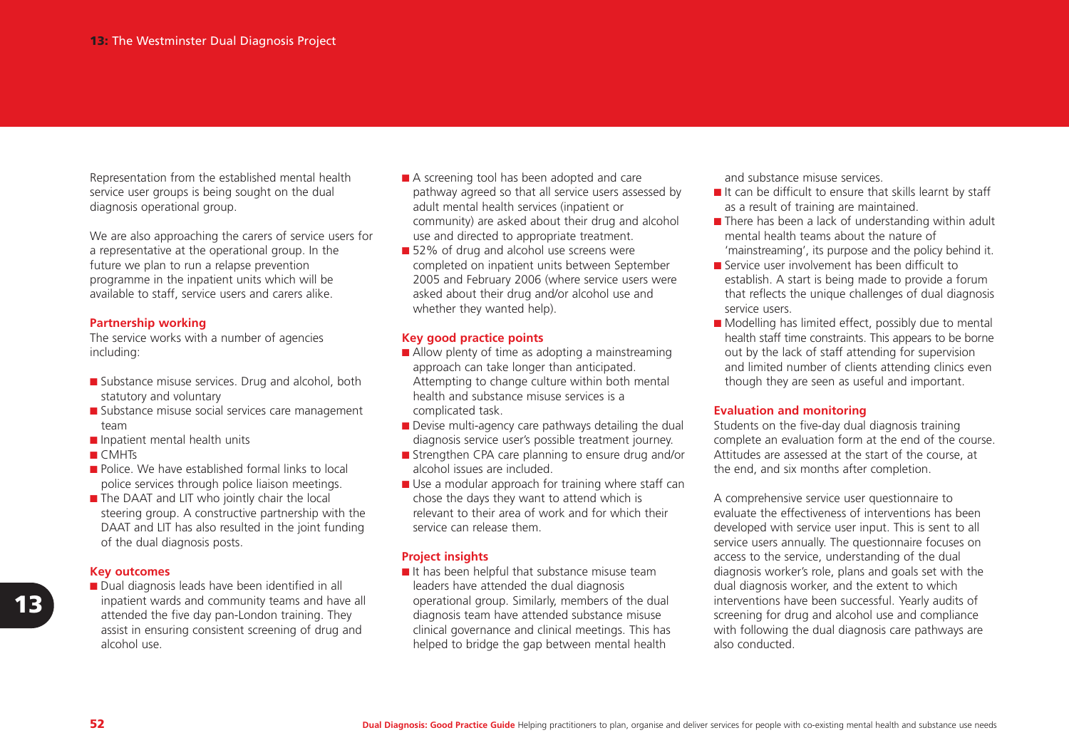Representation from the established mental health service user groups is being sought on the dual diagnosis operational group.

We are also approaching the carers of service users for a representative at the operational group. In the future we plan to run a relapse prevention programme in the inpatient units which will be available to staff, service users and carers alike.

### Partnership working

The service works with a number of agencies including:

- Substance misuse services. Drug and alcohol, both statutory and voluntary
- Substance misuse social services care management team
- Inpatient mental health units
- CMHTs
- Police. We have established formal links to local police services through police liaison meetings.
- The DAAT and LIT who jointly chair the local steering group. A constructive partnership with the DAAT and LIT has also resulted in the joint funding of the dual diagnosis posts.

### Key outcomes

- Dual diagnosis leads have been identified in all inpatient wards and community teams and have all attended the five day pan-London training. They assist in ensuring consistent screening of drug and alcohol use.
- A screening tool has been adopted and care pathway agreed so that all service users assessed by adult mental health services (inpatient or community) are asked about their drug and alcohol use and directed to appropriate treatment.
- 52% of drug and alcohol use screens were completed on inpatient units between September 2005 and February 2006 (where service users were asked about their drug and/or alcohol use and whether they wanted help).

### Key good practice points

- Allow plenty of time as adopting a mainstreaming approach can take longer than anticipated. Attempting to change culture within both mental health and substance misuse services is a complicated task.
- Devise multi-agency care pathways detailing the dual diagnosis service user's possible treatment journey.
- Strengthen CPA care planning to ensure drug and/or alcohol issues are included.
- Use a modular approach for training where staff can chose the days they want to attend which is relevant to their area of work and for which their service can release them.

### Project insights

- It has been helpful that substance misuse team leaders have attended the dual diagnosis operational group. Similarly, members of the dual diagnosis team have attended substance misuse clinical governance and clinical meetings. This has helped to bridge the gap between mental health and substance misuse services.
- It can be difficult to ensure that skills learnt by staff as a result of training are maintained.
- There has been a lack of understanding within adult mental health teams about the nature of 'mainstreaming', its purpose and the policy behind it.
- Service user involvement has been difficult to establish. A start is being made to provide a forum that reflects the unique challenges of dual diagnosis service users.
- Modelling has limited effect, possibly due to mental health staff time constraints. This appears to be borne out by the lack of staff attending for supervision and limited number of clients attending clinics even though they are seen as useful and important.

### Evaluation and monitoring

Students on the five-day dual diagnosis training complete an evaluation form at the end of the course. Attitudes are assessed at the start of the course, at the end, and six months after completion.

A comprehensive service user questionnaire to evaluate the effectiveness of interventions has been developed with service user input. This is sent to all service users annually. The questionnaire focuses on access to the service, understanding of the dual diagnosis worker's role, plans and goals set with the dual diagnosis worker, and the extent to which interventions have been successful. Yearly audits of screening for drug and alcohol use and compliance with following the dual diagnosis care pathways are also conducted.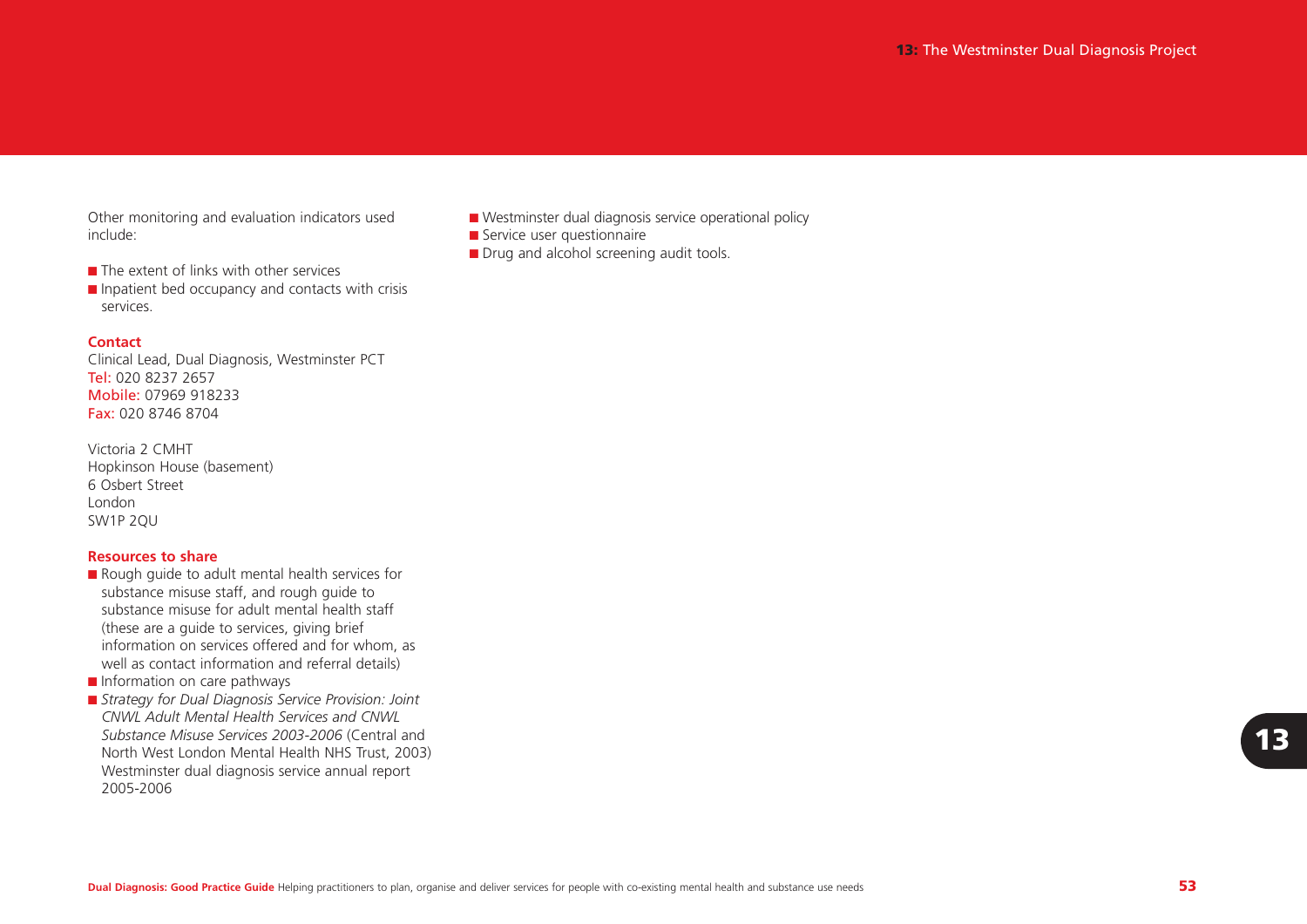Other monitoring and evaluation indicators used include:

- The extent of links with other services
- Inpatient bed occupancy and contacts with crisis services.

**Contact**

Clinical Lead, Dual Diagnosis, Westminster PCT
Tel: 020 8237 2657
Mobile: 07969 918233
Fax: 020 8746 8704

Victoria 2 CMHT
Hopkinson House (basement)
6 Osbert Street
London
SW1P 2QU

**Resources to share**

- Rough guide to adult mental health services for substance misuse staff, and rough guide to substance misuse for adult mental health staff (these are a guide to services, giving brief information on services offered and for whom, as well as contact information and referral details)
- Information on care pathways
- *Strategy for Dual Diagnosis Service Provision: Joint CNWL Adult Mental Health Services and CNWL Substance Misuse Services 2003-2006* (Central and North West London Mental Health NHS Trust, 2003) Westminster dual diagnosis service annual report 2005-2006
- Westminster dual diagnosis service operational policy
- Service user questionnaire
- Drug and alcohol screening audit tools.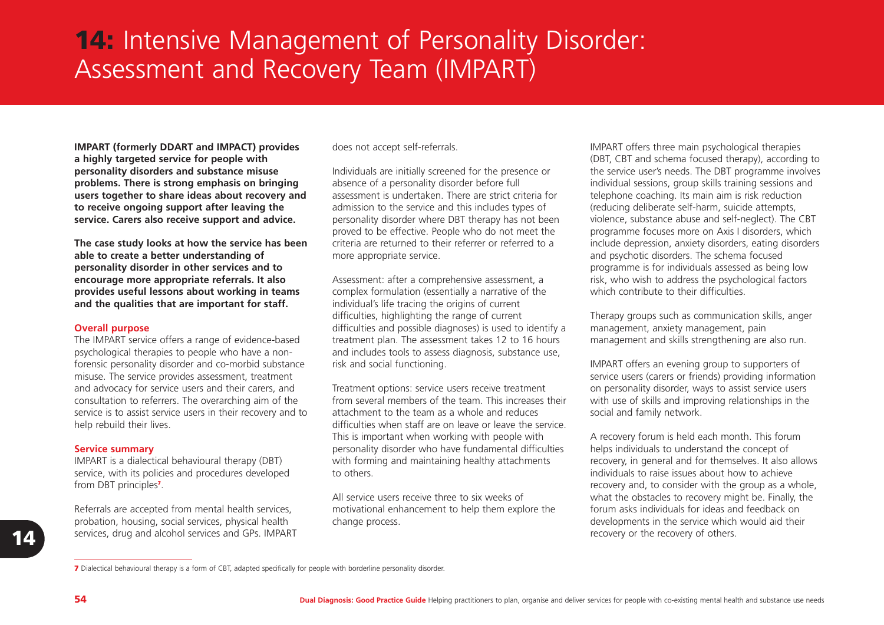# 14: Intensive Management of Personality Disorder: Assessment and Recovery Team (IMPART)

**IMPART (formerly DDART and IMPACT) provides a highly targeted service for people with personality disorders and substance misuse problems. There is strong emphasis on bringing users together to share ideas about recovery and to receive ongoing support after leaving the service. Carers also receive support and advice.**

**The case study looks at how the service has been able to create a better understanding of personality disorder in other services and to encourage more appropriate referrals. It also provides useful lessons about working in teams and the qualities that are important for staff.**

### Overall purpose

The IMPART service offers a range of evidence-based psychological therapies to people who have a non-forensic personality disorder and co-morbid substance misuse. The service provides assessment, treatment and advocacy for service users and their carers, and consultation to referrers. The overarching aim of the service is to assist service users in their recovery and to help rebuild their lives.

### Service summary

IMPART is a dialectical behavioural therapy (DBT) service, with its policies and procedures developed from DBT principles[7].

Referrals are accepted from mental health services, probation, housing, social services, physical health services, drug and alcohol services and GPs. IMPART does not accept self-referrals.

Individuals are initially screened for the presence or absence of a personality disorder before full assessment is undertaken. There are strict criteria for admission to the service and this includes types of personality disorder where DBT therapy has not been proved to be effective. People who do not meet the criteria are returned to their referrer or referred to a more appropriate service.

Assessment: after a comprehensive assessment, a complex formulation (essentially a narrative of the individual's life tracing the origins of current difficulties, highlighting the range of current difficulties and possible diagnoses) is used to identify a treatment plan. The assessment takes 12 to 16 hours and includes tools to assess diagnosis, substance use, risk and social functioning.

Treatment options: service users receive treatment from several members of the team. This increases their attachment to the team as a whole and reduces difficulties when staff are on leave or leave the service. This is important when working with people with personality disorder who have fundamental difficulties with forming and maintaining healthy attachments to others.

All service users receive three to six weeks of motivational enhancement to help them explore the change process.

IMPART offers three main psychological therapies (DBT, CBT and schema focused therapy), according to the service user's needs. The DBT programme involves individual sessions, group skills training sessions and telephone coaching. Its main aim is risk reduction (reducing deliberate self-harm, suicide attempts, violence, substance abuse and self-neglect). The CBT programme focuses more on Axis I disorders, which include depression, anxiety disorders, eating disorders and psychotic disorders. The schema focused programme is for individuals assessed as being low risk, who wish to address the psychological factors which contribute to their difficulties.

Therapy groups such as communication skills, anger management, anxiety management, pain management and skills strengthening are also run.

IMPART offers an evening group to supporters of service users (carers or friends) providing information on personality disorder, ways to assist service users with use of skills and improving relationships in the social and family network.

A recovery forum is held each month. This forum helps individuals to understand the concept of recovery, in general and for themselves. It also allows individuals to raise issues about how to achieve recovery and, to consider with the group as a whole, what the obstacles to recovery might be. Finally, the forum asks individuals for ideas and feedback on developments in the service which would aid their recovery or the recovery of others.

---

[7] Dialectical behavioural therapy is a form of CBT, adapted specifically for people with borderline personality disorder.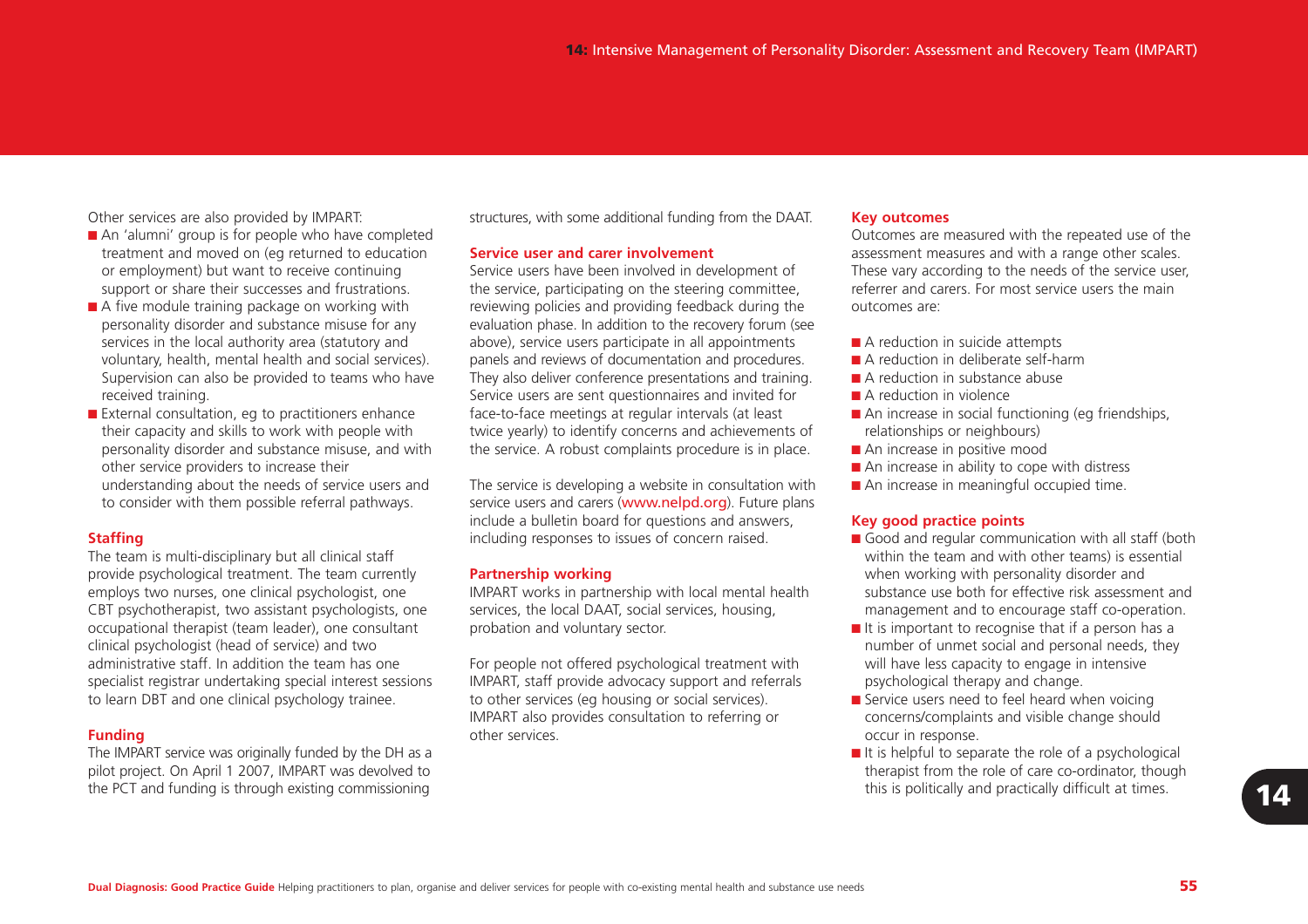Other services are also provided by IMPART:

- An 'alumni' group is for people who have completed treatment and moved on (eg returned to education or employment) but want to receive continuing support or share their successes and frustrations.
- A five module training package on working with personality disorder and substance misuse for any services in the local authority area (statutory and voluntary, health, mental health and social services). Supervision can also be provided to teams who have received training.
- External consultation, eg to practitioners enhance their capacity and skills to work with people with personality disorder and substance misuse, and with other service providers to increase their understanding about the needs of service users and to consider with them possible referral pathways.

### Staffing

The team is multi-disciplinary but all clinical staff provide psychological treatment. The team currently employs two nurses, one clinical psychologist, one CBT psychotherapist, two assistant psychologists, one occupational therapist (team leader), one consultant clinical psychologist (head of service) and two administrative staff. In addition the team has one specialist registrar undertaking special interest sessions to learn DBT and one clinical psychology trainee.

### Funding

The IMPART service was originally funded by the DH as a pilot project. On April 1 2007, IMPART was devolved to the PCT and funding is through existing commissioning structures, with some additional funding from the DAAT.

### Service user and carer involvement

Service users have been involved in development of the service, participating on the steering committee, reviewing policies and providing feedback during the evaluation phase. In addition to the recovery forum (see above), service users participate in all appointments panels and reviews of documentation and procedures. They also deliver conference presentations and training. Service users are sent questionnaires and invited for face-to-face meetings at regular intervals (at least twice yearly) to identify concerns and achievements of the service. A robust complaints procedure is in place.

The service is developing a website in consultation with service users and carers (www.nelpd.org). Future plans include a bulletin board for questions and answers, including responses to issues of concern raised.

### Partnership working

IMPART works in partnership with local mental health services, the local DAAT, social services, housing, probation and voluntary sector.

For people not offered psychological treatment with IMPART, staff provide advocacy support and referrals to other services (eg housing or social services). IMPART also provides consultation to referring or other services.

### Key outcomes

Outcomes are measured with the repeated use of the assessment measures and with a range other scales. These vary according to the needs of the service user, referrer and carers. For most service users the main outcomes are:

- A reduction in suicide attempts
- A reduction in deliberate self-harm
- A reduction in substance abuse
- A reduction in violence
- An increase in social functioning (eg friendships, relationships or neighbours)
- An increase in positive mood
- An increase in ability to cope with distress
- An increase in meaningful occupied time.

### Key good practice points

- Good and regular communication with all staff (both within the team and with other teams) is essential when working with personality disorder and substance use both for effective risk assessment and management and to encourage staff co-operation.
- It is important to recognise that if a person has a number of unmet social and personal needs, they will have less capacity to engage in intensive psychological therapy and change.
- Service users need to feel heard when voicing concerns/complaints and visible change should occur in response.
- It is helpful to separate the role of a psychological therapist from the role of care co-ordinator, though this is politically and practically difficult at times.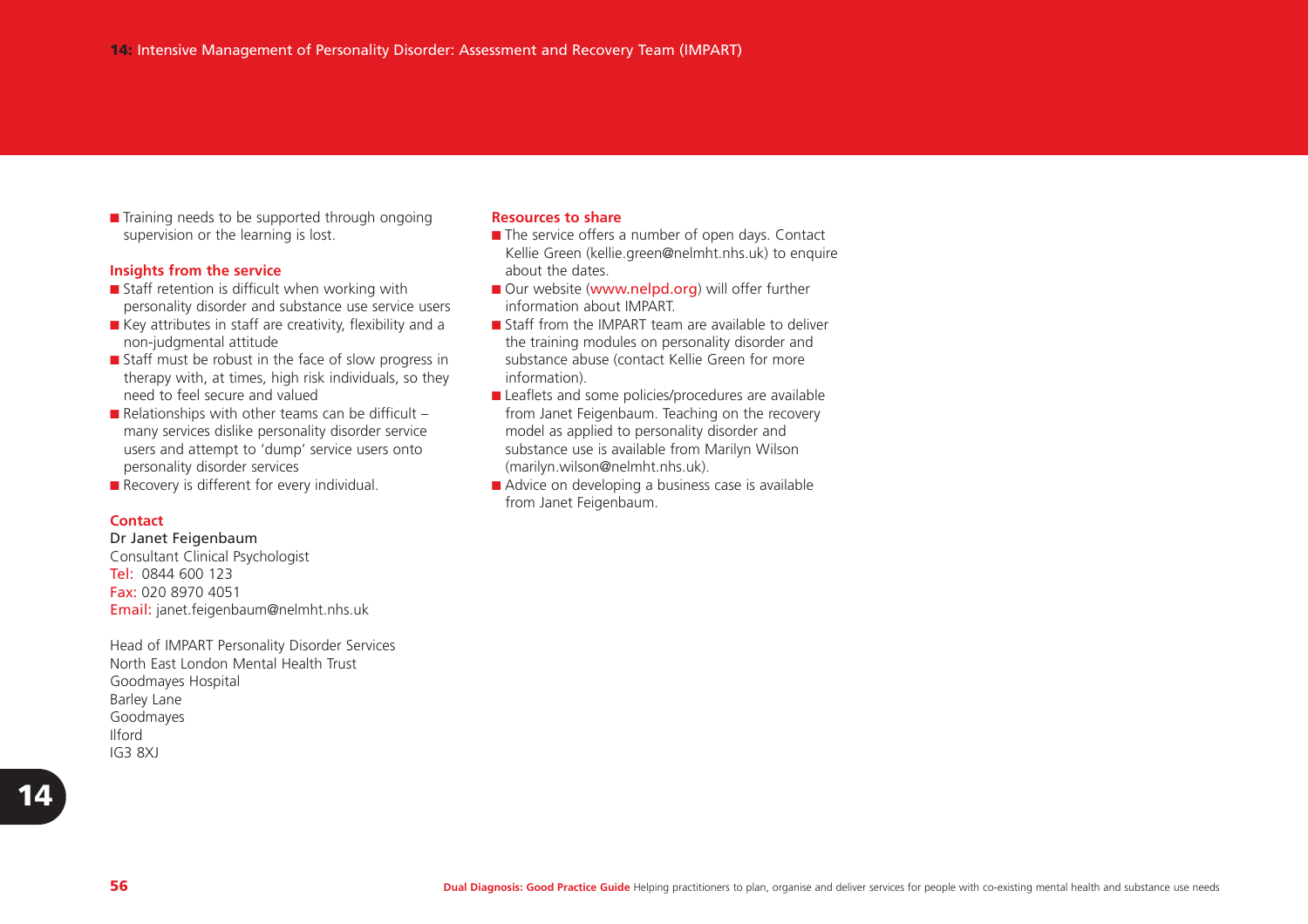- Training needs to be supported through ongoing supervision or the learning is lost.

### Insights from the service

- Staff retention is difficult when working with personality disorder and substance use service users
- Key attributes in staff are creativity, flexibility and a non-judgmental attitude
- Staff must be robust in the face of slow progress in therapy with, at times, high risk individuals, so they need to feel secure and valued
- Relationships with other teams can be difficult – many services dislike personality disorder service users and attempt to 'dump' service users onto personality disorder services
- Recovery is different for every individual.

### Contact

Dr Janet Feigenbaum
Consultant Clinical Psychologist
Tel: 0844 600 123
Fax: 020 8970 4051
Email: janet.feigenbaum@nelmht.nhs.uk

Head of IMPART Personality Disorder Services
North East London Mental Health Trust
Goodmayes Hospital
Barley Lane
Goodmayes
Ilford
IG3 8XJ

### Resources to share

- The service offers a number of open days. Contact Kellie Green (kellie.green@nelmht.nhs.uk) to enquire about the dates.
- Our website (www.nelpd.org) will offer further information about IMPART.
- Staff from the IMPART team are available to deliver the training modules on personality disorder and substance abuse (contact Kellie Green for more information).
- Leaflets and some policies/procedures are available from Janet Feigenbaum. Teaching on the recovery model as applied to personality disorder and substance use is available from Marilyn Wilson (marilyn.wilson@nelmht.nhs.uk).
- Advice on developing a business case is available from Janet Feigenbaum.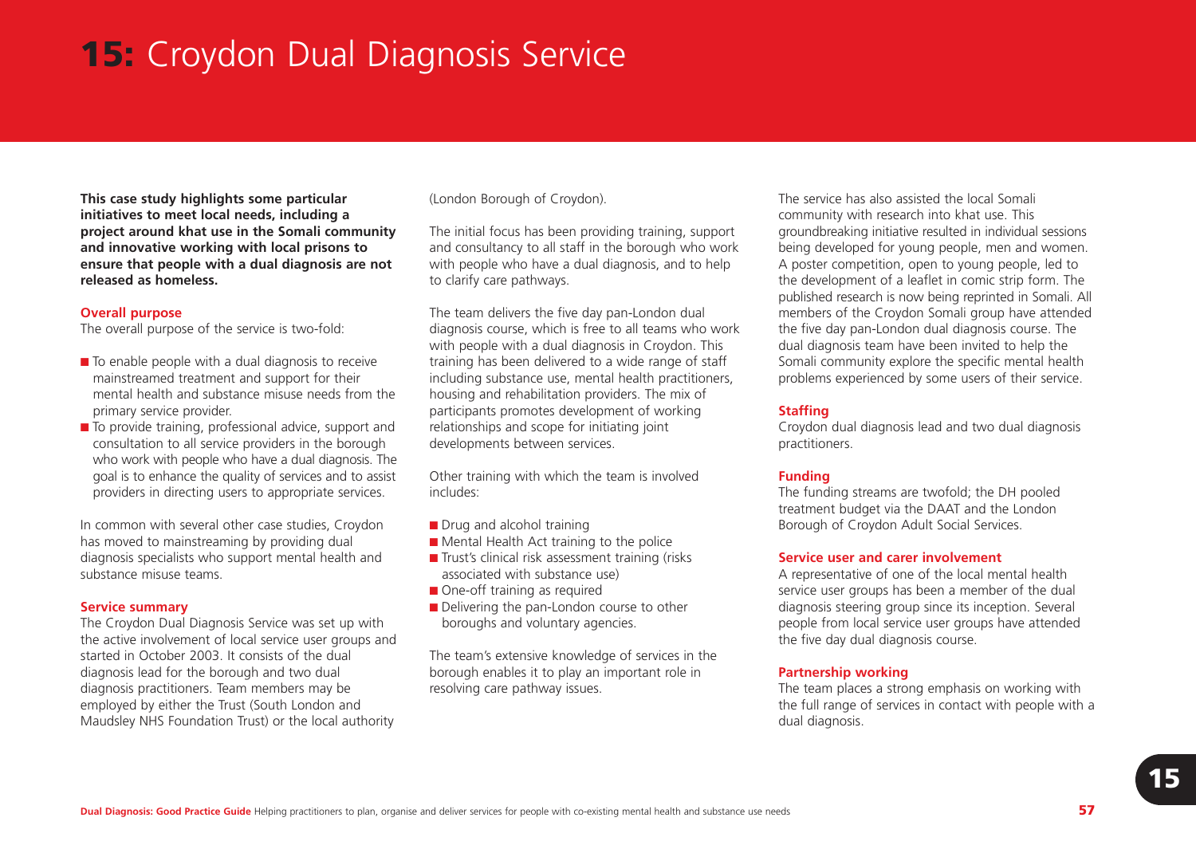# 15: Croydon Dual Diagnosis Service

**This case study highlights some particular initiatives to meet local needs, including a project around khat use in the Somali community and innovative working with local prisons to ensure that people with a dual diagnosis are not released as homeless.**

### Overall purpose

The overall purpose of the service is two-fold:

- To enable people with a dual diagnosis to receive mainstreamed treatment and support for their mental health and substance misuse needs from the primary service provider.
- To provide training, professional advice, support and consultation to all service providers in the borough who work with people who have a dual diagnosis. The goal is to enhance the quality of services and to assist providers in directing users to appropriate services.

In common with several other case studies, Croydon has moved to mainstreaming by providing dual diagnosis specialists who support mental health and substance misuse teams.

### Service summary

The Croydon Dual Diagnosis Service was set up with the active involvement of local service user groups and started in October 2003. It consists of the dual diagnosis lead for the borough and two dual diagnosis practitioners. Team members may be employed by either the Trust (South London and Maudsley NHS Foundation Trust) or the local authority (London Borough of Croydon).

The initial focus has been providing training, support and consultancy to all staff in the borough who work with people who have a dual diagnosis, and to help to clarify care pathways.

The team delivers the five day pan-London dual diagnosis course, which is free to all teams who work with people with a dual diagnosis in Croydon. This training has been delivered to a wide range of staff including substance use, mental health practitioners, housing and rehabilitation providers. The mix of participants promotes development of working relationships and scope for initiating joint developments between services.

Other training with which the team is involved includes:

- Drug and alcohol training
- Mental Health Act training to the police
- Trust's clinical risk assessment training (risks associated with substance use)
- One-off training as required
- Delivering the pan-London course to other boroughs and voluntary agencies.

The team's extensive knowledge of services in the borough enables it to play an important role in resolving care pathway issues.

The service has also assisted the local Somali community with research into khat use. This groundbreaking initiative resulted in individual sessions being developed for young people, men and women. A poster competition, open to young people, led to the development of a leaflet in comic strip form. The published research is now being reprinted in Somali. All members of the Croydon Somali group have attended the five day pan-London dual diagnosis course. The dual diagnosis team have been invited to help the Somali community explore the specific mental health problems experienced by some users of their service.

### Staffing

Croydon dual diagnosis lead and two dual diagnosis practitioners.

### Funding

The funding streams are twofold; the DH pooled treatment budget via the DAAT and the London Borough of Croydon Adult Social Services.

### Service user and carer involvement

A representative of one of the local mental health service user groups has been a member of the dual diagnosis steering group since its inception. Several people from local service user groups have attended the five day dual diagnosis course.

### Partnership working

The team places a strong emphasis on working with the full range of services in contact with people with a dual diagnosis.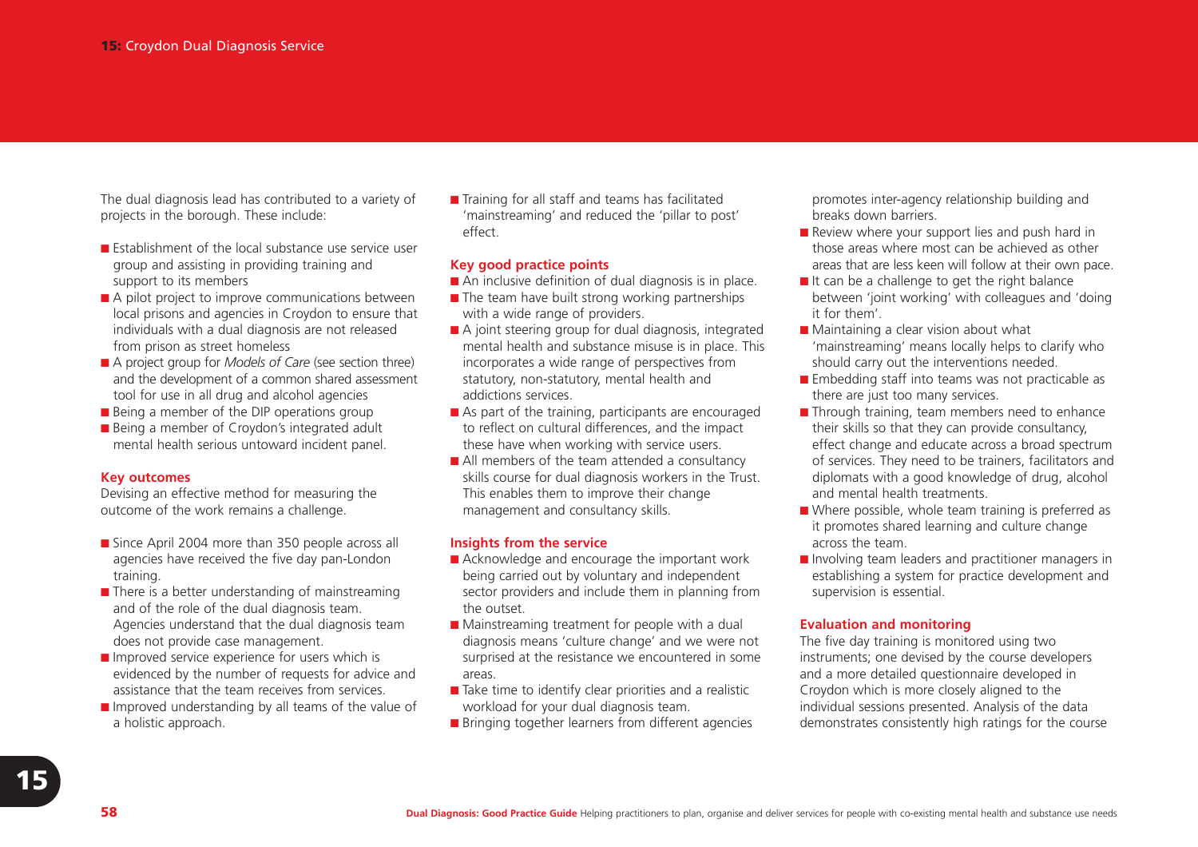The dual diagnosis lead has contributed to a variety of projects in the borough. These include:

- Establishment of the local substance use service user group and assisting in providing training and support to its members
- A pilot project to improve communications between local prisons and agencies in Croydon to ensure that individuals with a dual diagnosis are not released from prison as street homeless
- A project group for *Models of Care* (see section three) and the development of a common shared assessment tool for use in all drug and alcohol agencies
- Being a member of the DIP operations group
- Being a member of Croydon's integrated adult mental health serious untoward incident panel.

**Key outcomes**

Devising an effective method for measuring the outcome of the work remains a challenge.

- Since April 2004 more than 350 people across all agencies have received the five day pan-London training.
- There is a better understanding of mainstreaming and of the role of the dual diagnosis team. Agencies understand that the dual diagnosis team does not provide case management.
- Improved service experience for users which is evidenced by the number of requests for advice and assistance that the team receives from services.
- Improved understanding by all teams of the value of a holistic approach.
- Training for all staff and teams has facilitated 'mainstreaming' and reduced the 'pillar to post' effect.

**Key good practice points**

- An inclusive definition of dual diagnosis is in place.
- The team have built strong working partnerships with a wide range of providers.
- A joint steering group for dual diagnosis, integrated mental health and substance misuse is in place. This incorporates a wide range of perspectives from statutory, non-statutory, mental health and addictions services.
- As part of the training, participants are encouraged to reflect on cultural differences, and the impact these have when working with service users.
- All members of the team attended a consultancy skills course for dual diagnosis workers in the Trust. This enables them to improve their change management and consultancy skills.

**Insights from the service**

- Acknowledge and encourage the important work being carried out by voluntary and independent sector providers and include them in planning from the outset.
- Mainstreaming treatment for people with a dual diagnosis means 'culture change' and we were not surprised at the resistance we encountered in some areas.
- Take time to identify clear priorities and a realistic workload for your dual diagnosis team.
- Bringing together learners from different agencies promotes inter-agency relationship building and breaks down barriers.
- Review where your support lies and push hard in those areas where most can be achieved as other areas that are less keen will follow at their own pace.
- It can be a challenge to get the right balance between 'joint working' with colleagues and 'doing it for them'.
- Maintaining a clear vision about what 'mainstreaming' means locally helps to clarify who should carry out the interventions needed.
- Embedding staff into teams was not practicable as there are just too many services.
- Through training, team members need to enhance their skills so that they can provide consultancy, effect change and educate across a broad spectrum of services. They need to be trainers, facilitators and diplomats with a good knowledge of drug, alcohol and mental health treatments.
- Where possible, whole team training is preferred as it promotes shared learning and culture change across the team.
- Involving team leaders and practitioner managers in establishing a system for practice development and supervision is essential.

**Evaluation and monitoring**

The five day training is monitored using two instruments; one devised by the course developers and a more detailed questionnaire developed in Croydon which is more closely aligned to the individual sessions presented. Analysis of the data demonstrates consistently high ratings for the course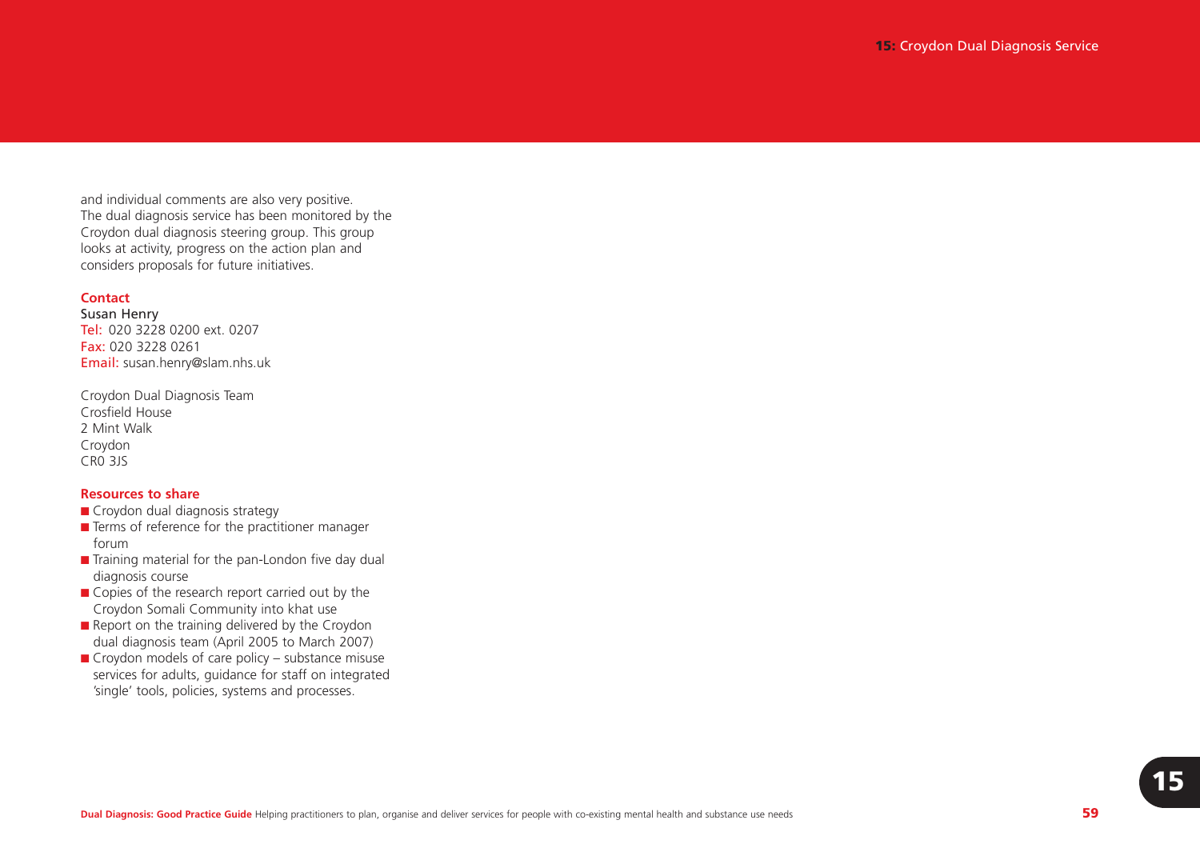and individual comments are also very positive. The dual diagnosis service has been monitored by the Croydon dual diagnosis steering group. This group looks at activity, progress on the action plan and considers proposals for future initiatives.

**Contact**

Susan Henry
Tel: 020 3228 0200 ext. 0207
Fax: 020 3228 0261
Email: susan.henry@slam.nhs.uk

Croydon Dual Diagnosis Team
Crosfield House
2 Mint Walk
Croydon
CR0 3JS

**Resources to share**

- Croydon dual diagnosis strategy
- Terms of reference for the practitioner manager forum
- Training material for the pan-London five day dual diagnosis course
- Copies of the research report carried out by the Croydon Somali Community into khat use
- Report on the training delivered by the Croydon dual diagnosis team (April 2005 to March 2007)
- Croydon models of care policy – substance misuse services for adults, guidance for staff on integrated 'single' tools, policies, systems and processes.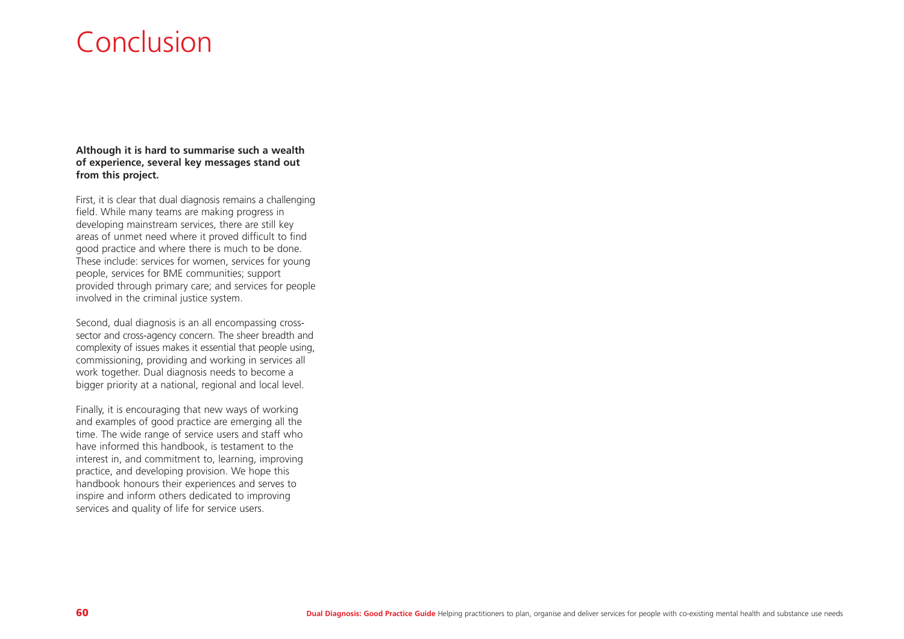# Conclusion

**Although it is hard to summarise such a wealth of experience, several key messages stand out from this project.**

First, it is clear that dual diagnosis remains a challenging field. While many teams are making progress in developing mainstream services, there are still key areas of unmet need where it proved difficult to find good practice and where there is much to be done. These include: services for women, services for young people, services for BME communities; support provided through primary care; and services for people involved in the criminal justice system.

Second, dual diagnosis is an all encompassing cross-sector and cross-agency concern. The sheer breadth and complexity of issues makes it essential that people using, commissioning, providing and working in services all work together. Dual diagnosis needs to become a bigger priority at a national, regional and local level.

Finally, it is encouraging that new ways of working and examples of good practice are emerging all the time. The wide range of service users and staff who have informed this handbook, is testament to the interest in, and commitment to, learning, improving practice, and developing provision. We hope this handbook honours their experiences and serves to inspire and inform others dedicated to improving services and quality of life for service users.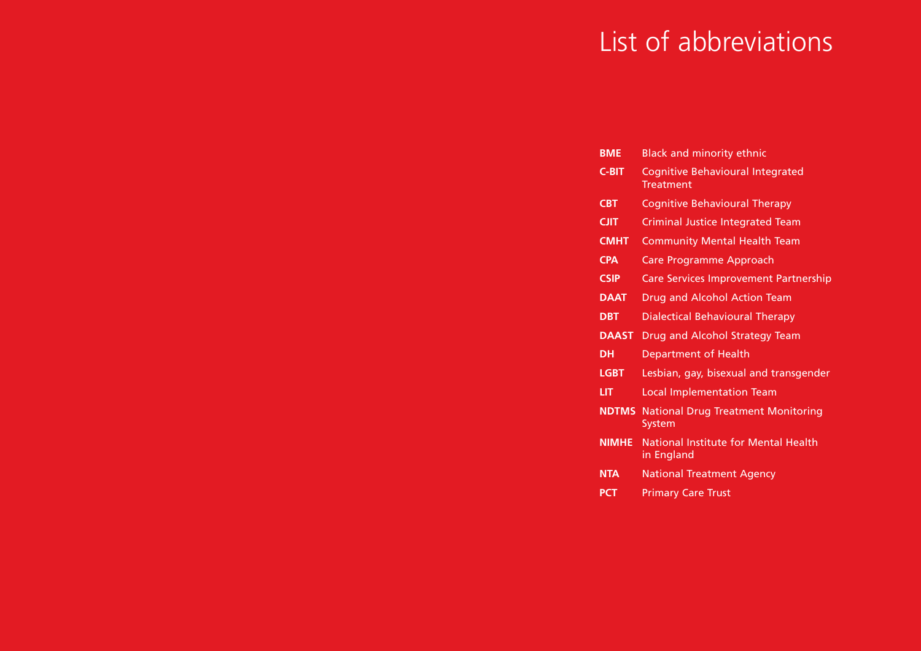# List of abbreviations

| | |
|---|---|
| **BME** | Black and minority ethnic |
| **C-BIT** | Cognitive Behavioural Integrated Treatment |
| **CBT** | Cognitive Behavioural Therapy |
| **CJIT** | Criminal Justice Integrated Team |
| **CMHT** | Community Mental Health Team |
| **CPA** | Care Programme Approach |
| **CSIP** | Care Services Improvement Partnership |
| **DAAT** | Drug and Alcohol Action Team |
| **DBT** | Dialectical Behavioural Therapy |
| **DAAST** | Drug and Alcohol Strategy Team |
| **DH** | Department of Health |
| **LGBT** | Lesbian, gay, bisexual and transgender |
| **LIT** | Local Implementation Team |
| **NDTMS** | National Drug Treatment Monitoring System |
| **NIMHE** | National Institute for Mental Health in England |
| **NTA** | National Treatment Agency |
| **PCT** | Primary Care Trust |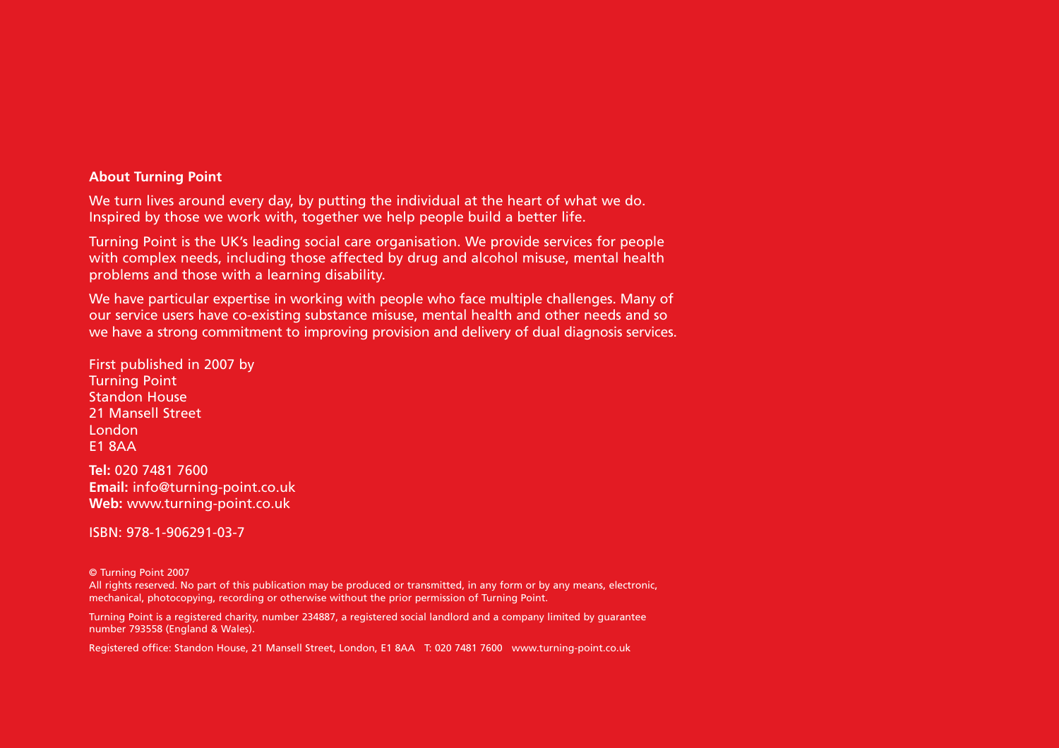**About Turning Point**

We turn lives around every day, by putting the individual at the heart of what we do. Inspired by those we work with, together we help people build a better life.

Turning Point is the UK's leading social care organisation. We provide services for people with complex needs, including those affected by drug and alcohol misuse, mental health problems and those with a learning disability.

We have particular expertise in working with people who face multiple challenges. Many of our service users have co-existing substance misuse, mental health and other needs and so we have a strong commitment to improving provision and delivery of dual diagnosis services.

First published in 2007 by
Turning Point
Standon House
21 Mansell Street
London
E1 8AA

**Tel:** 020 7481 7600
**Email:** info@turning-point.co.uk
**Web:** www.turning-point.co.uk

ISBN: 978-1-906291-03-7

© Turning Point 2007
All rights reserved. No part of this publication may be produced or transmitted, in any form or by any means, electronic, mechanical, photocopying, recording or otherwise without the prior permission of Turning Point.

Turning Point is a registered charity, number 234887, a registered social landlord and a company limited by guarantee number 793558 (England & Wales).

Registered office: Standon House, 21 Mansell Street, London, E1 8AA T: 020 7481 7600 www.turning-point.co.uk